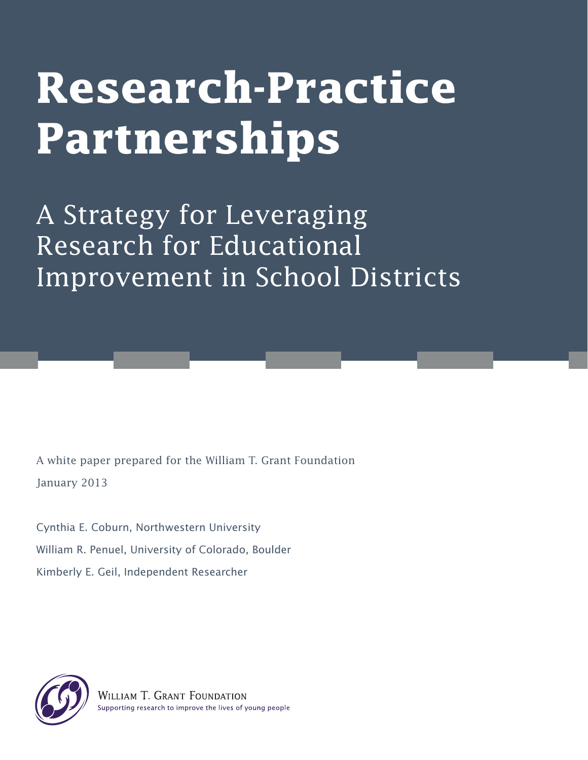# Research-Practice Partnerships

## A Strategy for Leveraging Research for Educational Improvement in School Districts

A white paper prepared for the William T. Grant Foundation

January 2013

Cynthia E. Coburn, Northwestern University

William R. Penuel, University of Colorado, Boulder

Kimberly E. Geil, Independent Researcher

William T. Grant Foundation

Supporting research to improve the lives of young people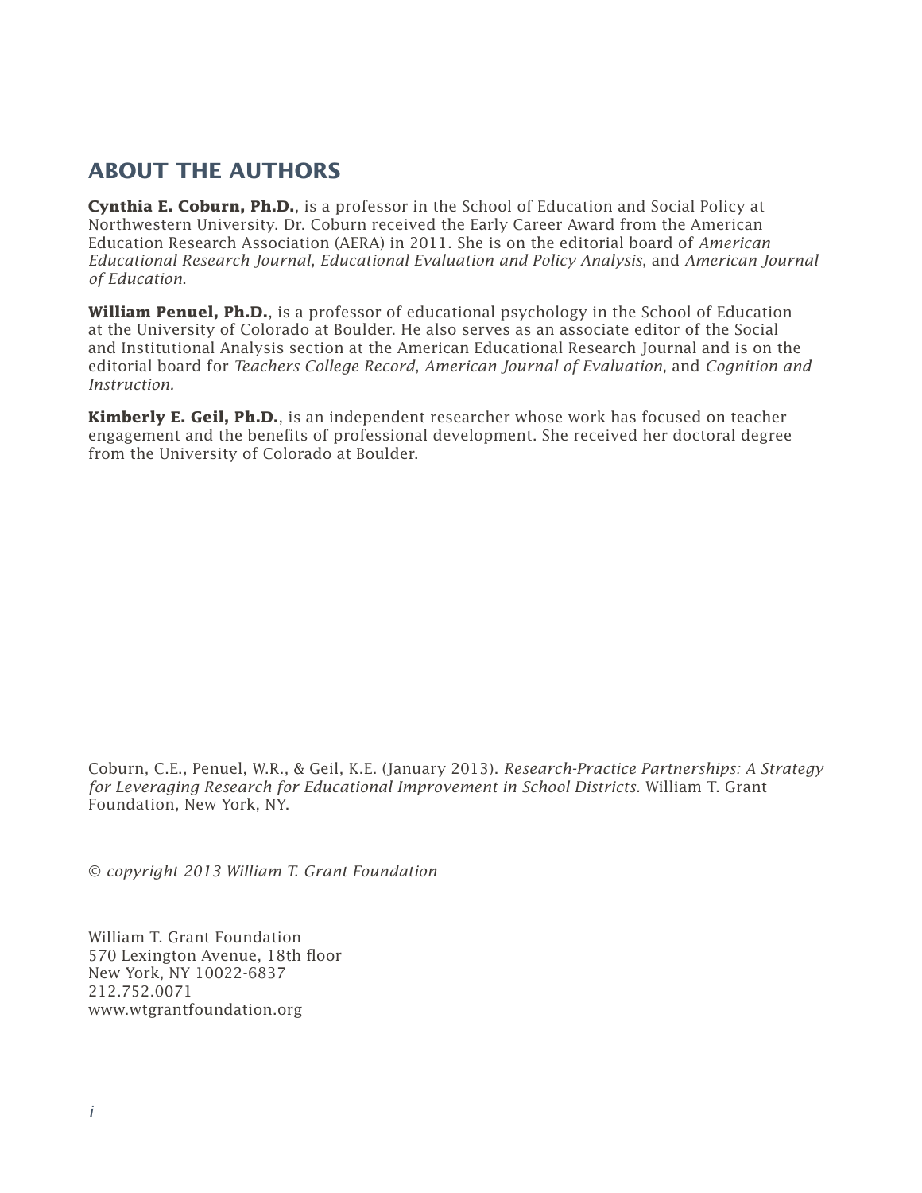## ABOUT THE AUTHORS

**Cynthia E. Coburn, Ph.D.**, is a professor in the School of Education and Social Policy at Northwestern University. Dr. Coburn received the Early Career Award from the American Education Research Association (AERA) in 2011. She is on the editorial board of *American Educational Research Journal*, *Educational Evaluation and Policy Analysis*, and *American Journal of Education*.

**William Penuel, Ph.D.**, is a professor of educational psychology in the School of Education at the University of Colorado at Boulder. He also serves as an associate editor of the Social and Institutional Analysis section at the American Educational Research Journal and is on the editorial board for *Teachers College Record*, *American Journal of Evaluation*, and *Cognition and Instruction.*

**Kimberly E. Geil, Ph.D.**, is an independent researcher whose work has focused on teacher engagement and the benefits of professional development. She received her doctoral degree from the University of Colorado at Boulder.

Coburn, C.E., Penuel, W.R., & Geil, K.E. (January 2013). *Research-Practice Partnerships: A Strategy for Leveraging Research for Educational Improvement in School Districts.* William T. Grant Foundation, New York, NY.

*© copyright 2013 William T. Grant Foundation*

William T. Grant Foundation
570 Lexington Avenue, 18th floor
New York, NY 10022-6837
212.752.0071
www.wtgrantfoundation.org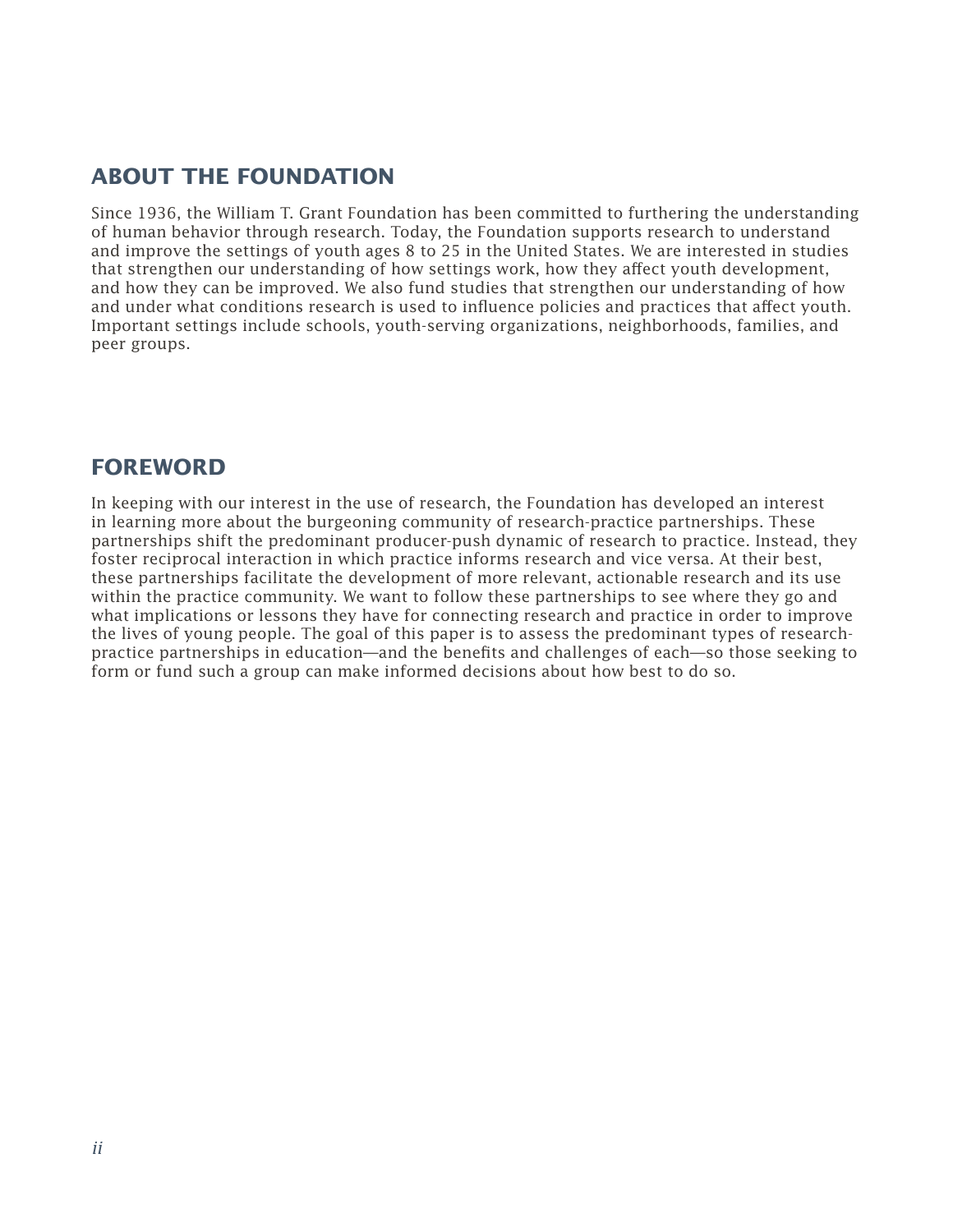## ABOUT THE FOUNDATION

Since 1936, the William T. Grant Foundation has been committed to furthering the understanding of human behavior through research. Today, the Foundation supports research to understand and improve the settings of youth ages 8 to 25 in the United States. We are interested in studies that strengthen our understanding of how settings work, how they affect youth development, and how they can be improved. We also fund studies that strengthen our understanding of how and under what conditions research is used to influence policies and practices that affect youth. Important settings include schools, youth-serving organizations, neighborhoods, families, and peer groups.

## FOREWORD

In keeping with our interest in the use of research, the Foundation has developed an interest in learning more about the burgeoning community of research-practice partnerships. These partnerships shift the predominant producer-push dynamic of research to practice. Instead, they foster reciprocal interaction in which practice informs research and vice versa. At their best, these partnerships facilitate the development of more relevant, actionable research and its use within the practice community. We want to follow these partnerships to see where they go and what implications or lessons they have for connecting research and practice in order to improve the lives of young people. The goal of this paper is to assess the predominant types of research-practice partnerships in education—and the benefits and challenges of each—so those seeking to form or fund such a group can make informed decisions about how best to do so.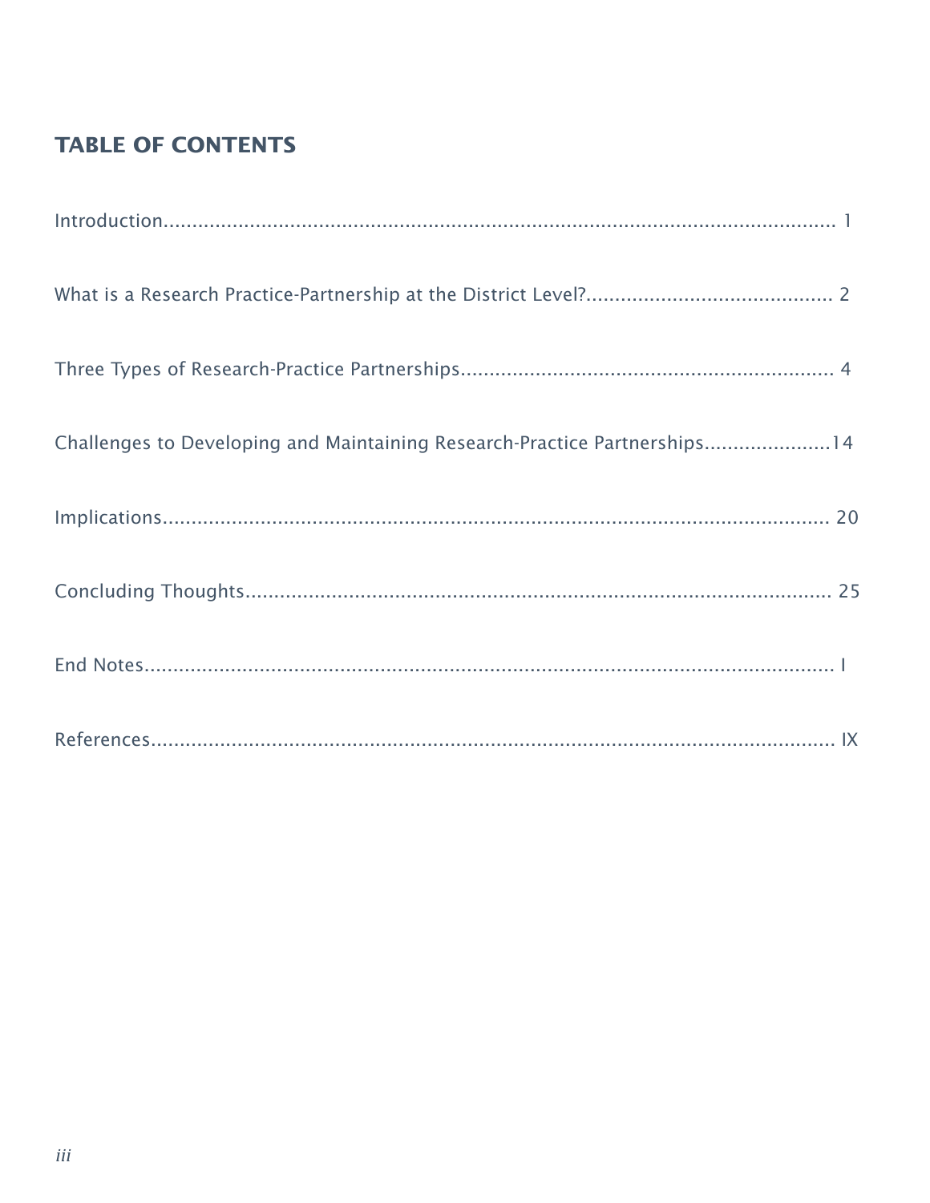## TABLE OF CONTENTS

Introduction............................................................................................................ 1

What is a Research Practice-Partnership at the District Level?.......................................... 2

Three Types of Research-Practice Partnerships................................................................. 4

Challenges to Developing and Maintaining Research-Practice Partnerships......................14

Implications.......................................................................................................... 20

Concluding Thoughts........................................................................................... 25

End Notes............................................................................................................. I

References............................................................................................................ IX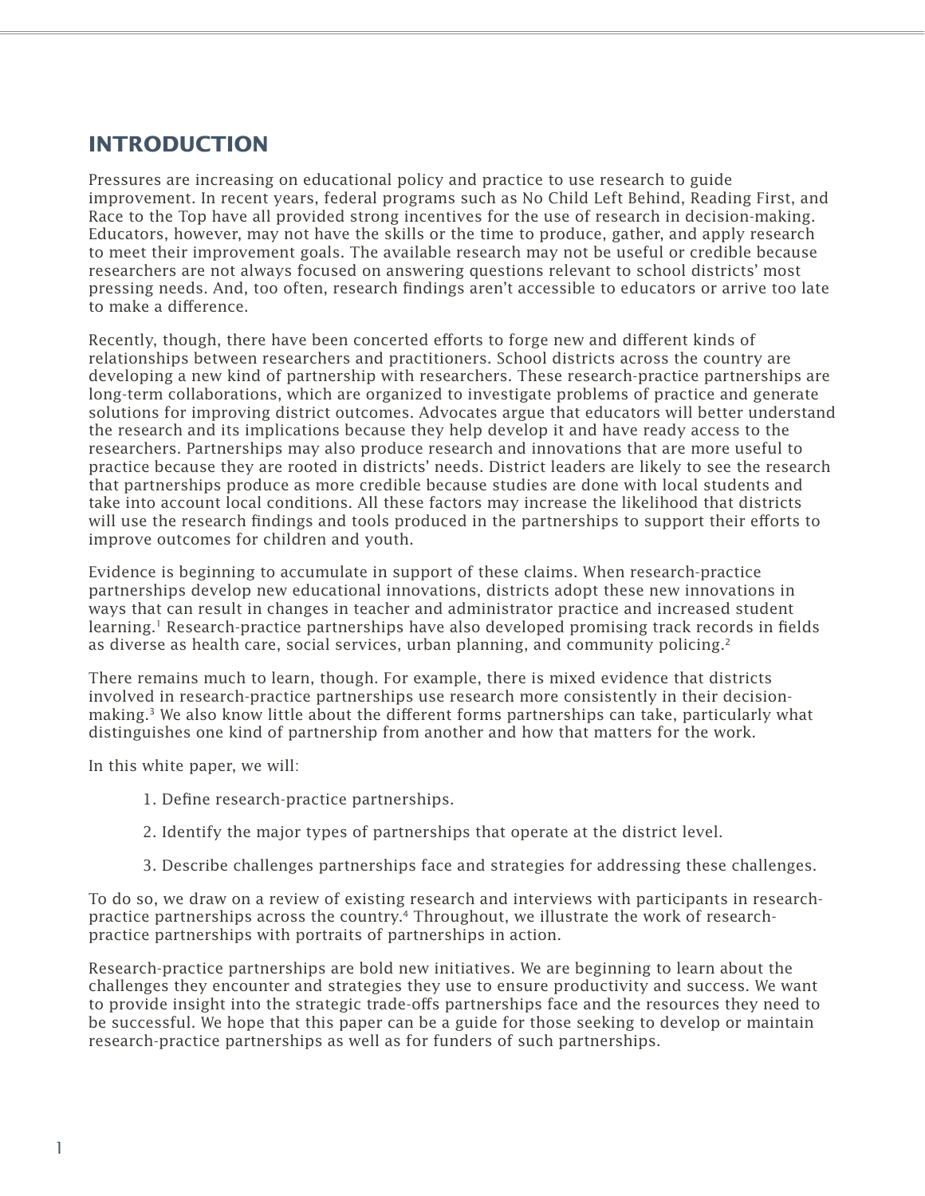## INTRODUCTION

Pressures are increasing on educational policy and practice to use research to guide improvement. In recent years, federal programs such as No Child Left Behind, Reading First, and Race to the Top have all provided strong incentives for the use of research in decision-making. Educators, however, may not have the skills or the time to produce, gather, and apply research to meet their improvement goals. The available research may not be useful or credible because researchers are not always focused on answering questions relevant to school districts' most pressing needs. And, too often, research findings aren't accessible to educators or arrive too late to make a difference.

Recently, though, there have been concerted efforts to forge new and different kinds of relationships between researchers and practitioners. School districts across the country are developing a new kind of partnership with researchers. These research-practice partnerships are long-term collaborations, which are organized to investigate problems of practice and generate solutions for improving district outcomes. Advocates argue that educators will better understand the research and its implications because they help develop it and have ready access to the researchers. Partnerships may also produce research and innovations that are more useful to practice because they are rooted in districts' needs. District leaders are likely to see the research that partnerships produce as more credible because studies are done with local students and take into account local conditions. All these factors may increase the likelihood that districts will use the research findings and tools produced in the partnerships to support their efforts to improve outcomes for children and youth.

Evidence is beginning to accumulate in support of these claims. When research-practice partnerships develop new educational innovations, districts adopt these new innovations in ways that can result in changes in teacher and administrator practice and increased student learning.[1] Research-practice partnerships have also developed promising track records in fields as diverse as health care, social services, urban planning, and community policing.[2]

There remains much to learn, though. For example, there is mixed evidence that districts involved in research-practice partnerships use research more consistently in their decision-making.[3] We also know little about the different forms partnerships can take, particularly what distinguishes one kind of partnership from another and how that matters for the work.

In this white paper, we will:

1. Define research-practice partnerships.
2. Identify the major types of partnerships that operate at the district level.
3. Describe challenges partnerships face and strategies for addressing these challenges.

To do so, we draw on a review of existing research and interviews with participants in research-practice partnerships across the country.[4] Throughout, we illustrate the work of research-practice partnerships with portraits of partnerships in action.

Research-practice partnerships are bold new initiatives. We are beginning to learn about the challenges they encounter and strategies they use to ensure productivity and success. We want to provide insight into the strategic trade-offs partnerships face and the resources they need to be successful. We hope that this paper can be a guide for those seeking to develop or maintain research-practice partnerships as well as for funders of such partnerships.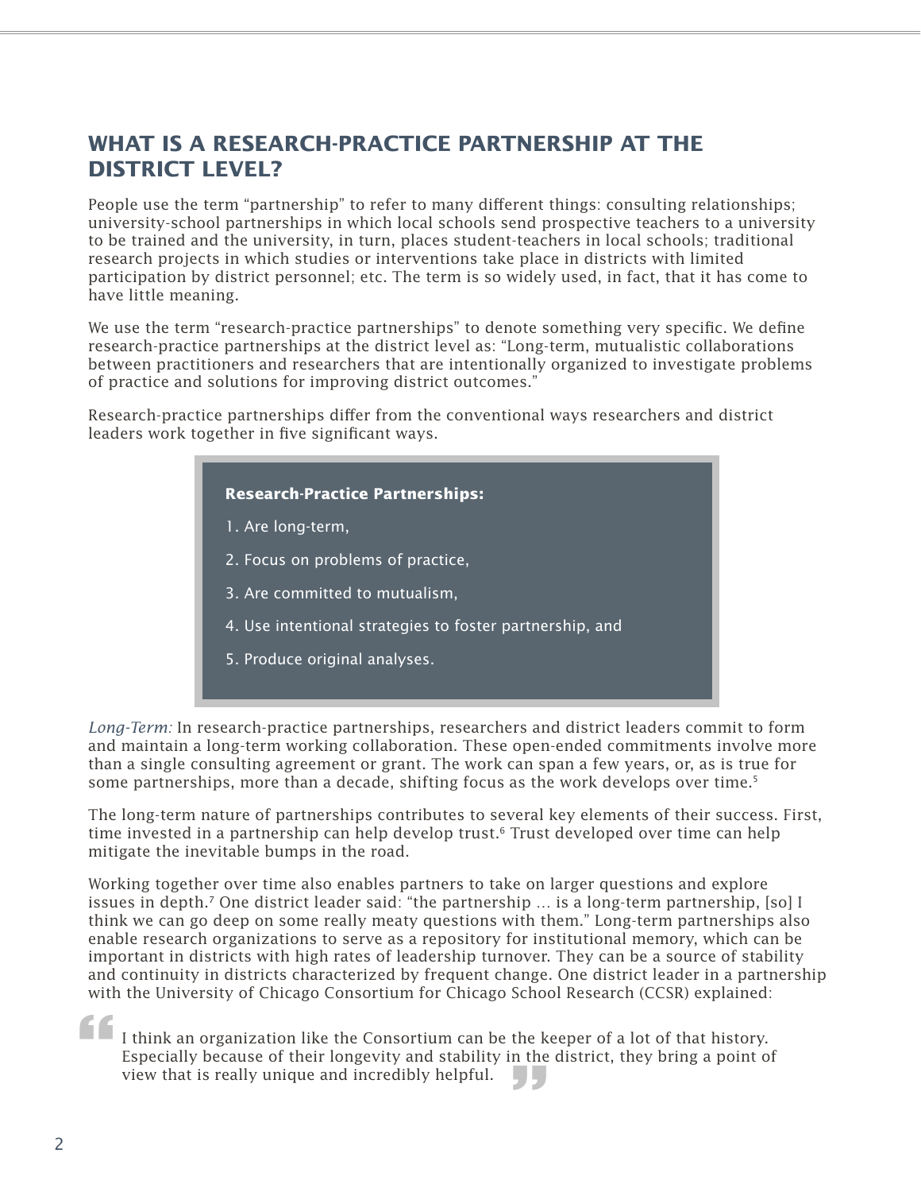## WHAT IS A RESEARCH-PRACTICE PARTNERSHIP AT THE DISTRICT LEVEL?

People use the term "partnership" to refer to many different things: consulting relationships; university-school partnerships in which local schools send prospective teachers to a university to be trained and the university, in turn, places student-teachers in local schools; traditional research projects in which studies or interventions take place in districts with limited participation by district personnel; etc. The term is so widely used, in fact, that it has come to have little meaning.

We use the term "research-practice partnerships" to denote something very specific. We define research-practice partnerships at the district level as: "Long-term, mutualistic collaborations between practitioners and researchers that are intentionally organized to investigate problems of practice and solutions for improving district outcomes."

Research-practice partnerships differ from the conventional ways researchers and district leaders work together in five significant ways.

**Research-Practice Partnerships:**

1. Are long-term,
2. Focus on problems of practice,
3. Are committed to mutualism,
4. Use intentional strategies to foster partnership, and
5. Produce original analyses.

*Long-Term:* In research-practice partnerships, researchers and district leaders commit to form and maintain a long-term working collaboration. These open-ended commitments involve more than a single consulting agreement or grant. The work can span a few years, or, as is true for some partnerships, more than a decade, shifting focus as the work develops over time.[5]

The long-term nature of partnerships contributes to several key elements of their success. First, time invested in a partnership can help develop trust.[6] Trust developed over time can help mitigate the inevitable bumps in the road.

Working together over time also enables partners to take on larger questions and explore issues in depth.[7] One district leader said: "the partnership … is a long-term partnership, [so] I think we can go deep on some really meaty questions with them." Long-term partnerships also enable research organizations to serve as a repository for institutional memory, which can be important in districts with high rates of leadership turnover. They can be a source of stability and continuity in districts characterized by frequent change. One district leader in a partnership with the University of Chicago Consortium for Chicago School Research (CCSR) explained:

> I think an organization like the Consortium can be the keeper of a lot of that history. Especially because of their longevity and stability in the district, they bring a point of view that is really unique and incredibly helpful.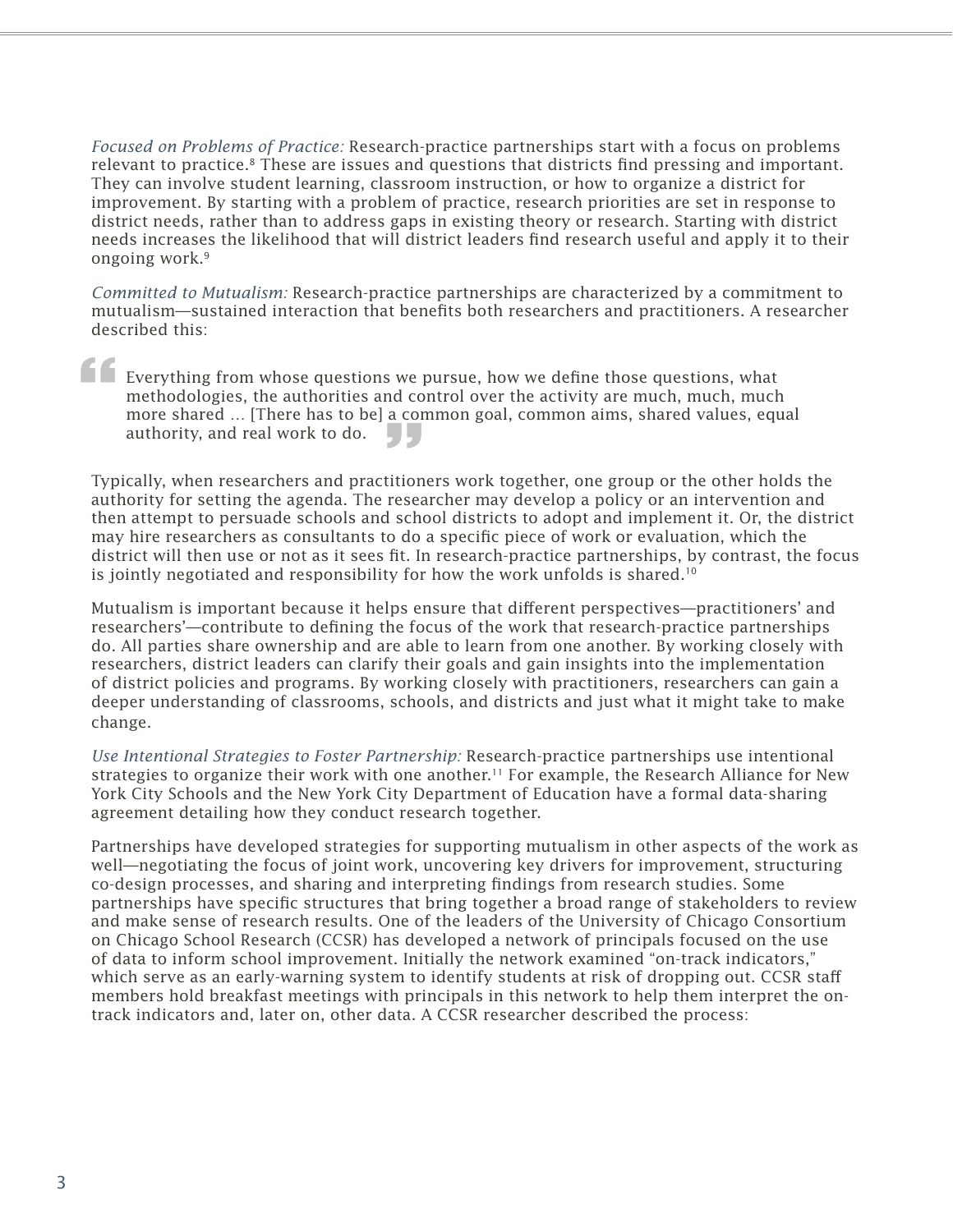*Focused on Problems of Practice:* Research-practice partnerships start with a focus on problems relevant to practice.[8] These are issues and questions that districts find pressing and important. They can involve student learning, classroom instruction, or how to organize a district for improvement. By starting with a problem of practice, research priorities are set in response to district needs, rather than to address gaps in existing theory or research. Starting with district needs increases the likelihood that will district leaders find research useful and apply it to their ongoing work.[9]

*Committed to Mutualism:* Research-practice partnerships are characterized by a commitment to mutualism—sustained interaction that benefits both researchers and practitioners. A researcher described this:

> Everything from whose questions we pursue, how we define those questions, what methodologies, the authorities and control over the activity are much, much, much more shared … [There has to be] a common goal, common aims, shared values, equal authority, and real work to do.

Typically, when researchers and practitioners work together, one group or the other holds the authority for setting the agenda. The researcher may develop a policy or an intervention and then attempt to persuade schools and school districts to adopt and implement it. Or, the district may hire researchers as consultants to do a specific piece of work or evaluation, which the district will then use or not as it sees fit. In research-practice partnerships, by contrast, the focus is jointly negotiated and responsibility for how the work unfolds is shared.[10]

Mutualism is important because it helps ensure that different perspectives—practitioners' and researchers'—contribute to defining the focus of the work that research-practice partnerships do. All parties share ownership and are able to learn from one another. By working closely with researchers, district leaders can clarify their goals and gain insights into the implementation of district policies and programs. By working closely with practitioners, researchers can gain a deeper understanding of classrooms, schools, and districts and just what it might take to make change.

*Use Intentional Strategies to Foster Partnership:* Research-practice partnerships use intentional strategies to organize their work with one another.[11] For example, the Research Alliance for New York City Schools and the New York City Department of Education have a formal data-sharing agreement detailing how they conduct research together.

Partnerships have developed strategies for supporting mutualism in other aspects of the work as well—negotiating the focus of joint work, uncovering key drivers for improvement, structuring co-design processes, and sharing and interpreting findings from research studies. Some partnerships have specific structures that bring together a broad range of stakeholders to review and make sense of research results. One of the leaders of the University of Chicago Consortium on Chicago School Research (CCSR) has developed a network of principals focused on the use of data to inform school improvement. Initially the network examined "on-track indicators," which serve as an early-warning system to identify students at risk of dropping out. CCSR staff members hold breakfast meetings with principals in this network to help them interpret the on-track indicators and, later on, other data. A CCSR researcher described the process: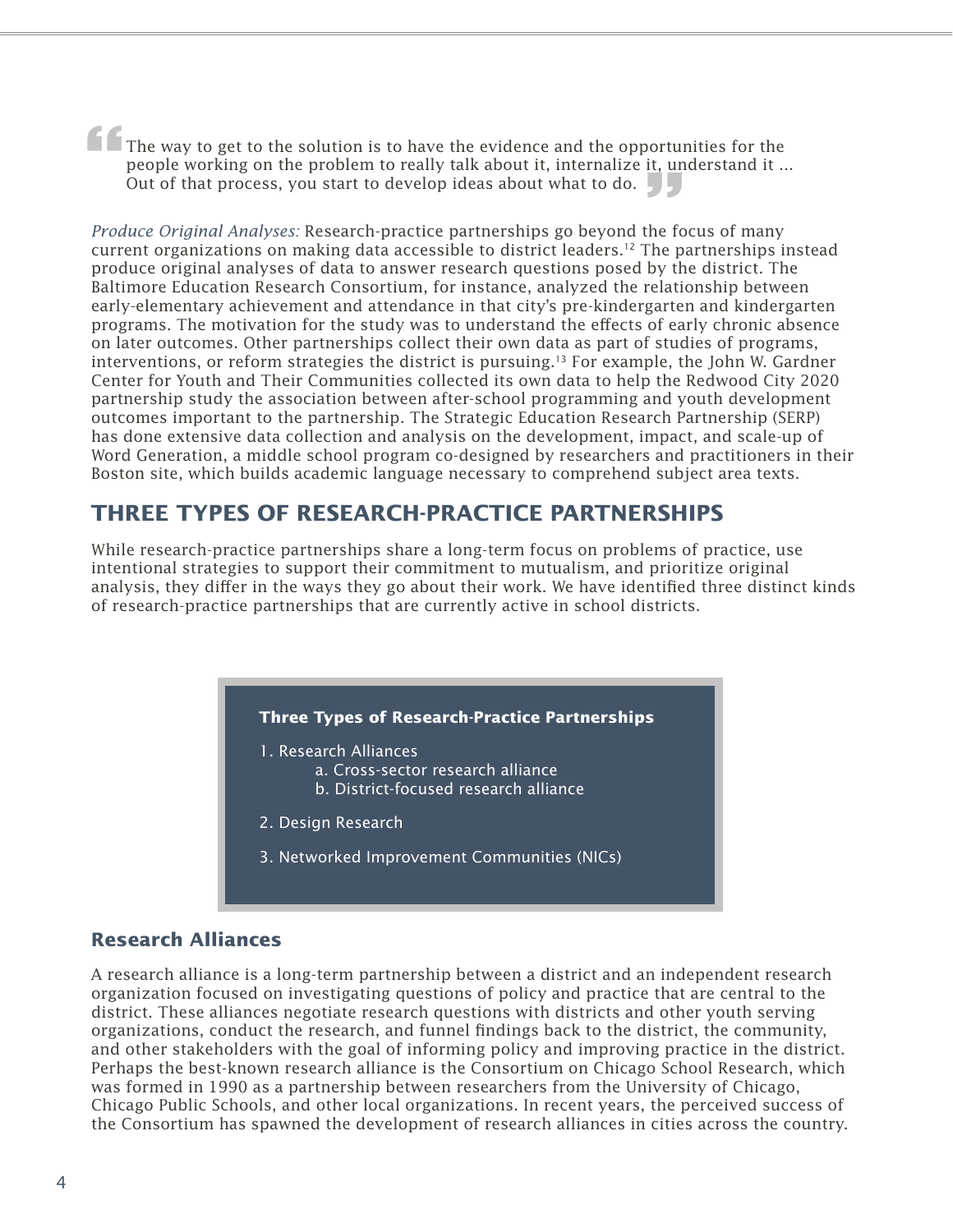> The way to get to the solution is to have the evidence and the opportunities for the people working on the problem to really talk about it, internalize it, understand it ... Out of that process, you start to develop ideas about what to do.

*Produce Original Analyses:* Research-practice partnerships go beyond the focus of many current organizations on making data accessible to district leaders.[12] The partnerships instead produce original analyses of data to answer research questions posed by the district. The Baltimore Education Research Consortium, for instance, analyzed the relationship between early-elementary achievement and attendance in that city's pre-kindergarten and kindergarten programs. The motivation for the study was to understand the effects of early chronic absence on later outcomes. Other partnerships collect their own data as part of studies of programs, interventions, or reform strategies the district is pursuing.[13] For example, the John W. Gardner Center for Youth and Their Communities collected its own data to help the Redwood City 2020 partnership study the association between after-school programming and youth development outcomes important to the partnership. The Strategic Education Research Partnership (SERP) has done extensive data collection and analysis on the development, impact, and scale-up of Word Generation, a middle school program co-designed by researchers and practitioners in their Boston site, which builds academic language necessary to comprehend subject area texts.

## THREE TYPES OF RESEARCH-PRACTICE PARTNERSHIPS

While research-practice partnerships share a long-term focus on problems of practice, use intentional strategies to support their commitment to mutualism, and prioritize original analysis, they differ in the ways they go about their work. We have identified three distinct kinds of research-practice partnerships that are currently active in school districts.

**Three Types of Research-Practice Partnerships**

1. Research Alliances
    a. Cross-sector research alliance
    b. District-focused research alliance
2. Design Research
3. Networked Improvement Communities (NICs)

### Research Alliances

A research alliance is a long-term partnership between a district and an independent research organization focused on investigating questions of policy and practice that are central to the district. These alliances negotiate research questions with districts and other youth serving organizations, conduct the research, and funnel findings back to the district, the community, and other stakeholders with the goal of informing policy and improving practice in the district. Perhaps the best-known research alliance is the Consortium on Chicago School Research, which was formed in 1990 as a partnership between researchers from the University of Chicago, Chicago Public Schools, and other local organizations. In recent years, the perceived success of the Consortium has spawned the development of research alliances in cities across the country.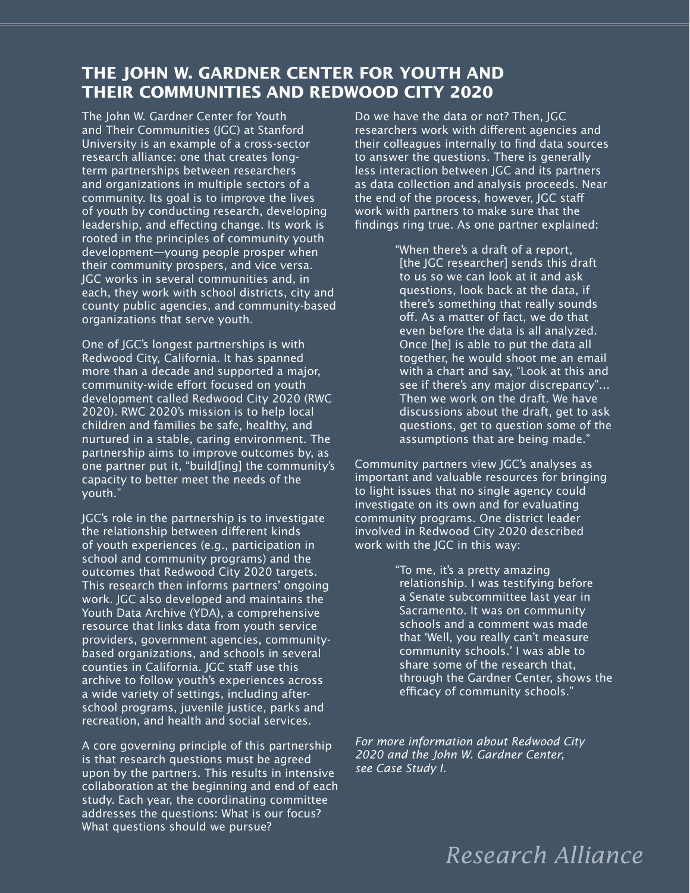## THE JOHN W. GARDNER CENTER FOR YOUTH AND THEIR COMMUNITIES AND REDWOOD CITY 2020

The John W. Gardner Center for Youth and Their Communities (JGC) at Stanford University is an example of a cross-sector research alliance: one that creates long-term partnerships between researchers and organizations in multiple sectors of a community. Its goal is to improve the lives of youth by conducting research, developing leadership, and effecting change. Its work is rooted in the principles of community youth development—young people prosper when their community prospers, and vice versa. JGC works in several communities and, in each, they work with school districts, city and county public agencies, and community-based organizations that serve youth.

One of JGC's longest partnerships is with Redwood City, California. It has spanned more than a decade and supported a major, community-wide effort focused on youth development called Redwood City 2020 (RWC 2020). RWC 2020's mission is to help local children and families be safe, healthy, and nurtured in a stable, caring environment. The partnership aims to improve outcomes by, as one partner put it, "build[ing] the community's capacity to better meet the needs of the youth."

JGC's role in the partnership is to investigate the relationship between different kinds of youth experiences (e.g., participation in school and community programs) and the outcomes that Redwood City 2020 targets. This research then informs partners' ongoing work. JGC also developed and maintains the Youth Data Archive (YDA), a comprehensive resource that links data from youth service providers, government agencies, community-based organizations, and schools in several counties in California. JGC staff use this archive to follow youth's experiences across a wide variety of settings, including after-school programs, juvenile justice, parks and recreation, and health and social services.

A core governing principle of this partnership is that research questions must be agreed upon by the partners. This results in intensive collaboration at the beginning and end of each study. Each year, the coordinating committee addresses the questions: What is our focus? What questions should we pursue? Do we have the data or not? Then, JGC researchers work with different agencies and their colleagues internally to find data sources to answer the questions. There is generally less interaction between JGC and its partners as data collection and analysis proceeds. Near the end of the process, however, JGC staff work with partners to make sure that the findings ring true. As one partner explained:

> "When there's a draft of a report, [the JGC researcher] sends this draft to us so we can look at it and ask questions, look back at the data, if there's something that really sounds off. As a matter of fact, we do that even before the data is all analyzed. Once [he] is able to put the data all together, he would shoot me an email with a chart and say, "Look at this and see if there's any major discrepancy"... Then we work on the draft. We have discussions about the draft, get to ask questions, get to question some of the assumptions that are being made."

Community partners view JGC's analyses as important and valuable resources for bringing to light issues that no single agency could investigate on its own and for evaluating community programs. One district leader involved in Redwood City 2020 described work with the JGC in this way:

> "To me, it's a pretty amazing relationship. I was testifying before a Senate subcommittee last year in Sacramento. It was on community schools and a comment was made that 'Well, you really can't measure community schools.' I was able to share some of the research that, through the Gardner Center, shows the efficacy of community schools."

*For more information about Redwood City 2020 and the John W. Gardner Center, see Case Study I.*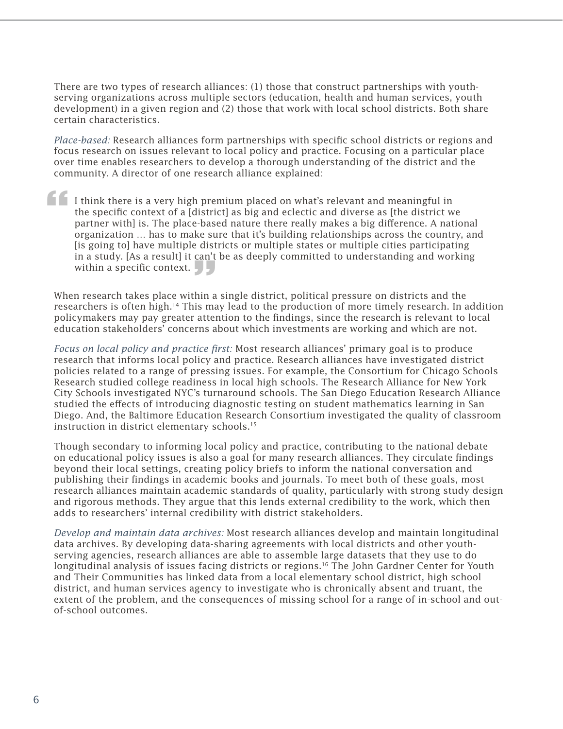There are two types of research alliances: (1) those that construct partnerships with youth-serving organizations across multiple sectors (education, health and human services, youth development) in a given region and (2) those that work with local school districts. Both share certain characteristics.

*Place-based:* Research alliances form partnerships with specific school districts or regions and focus research on issues relevant to local policy and practice. Focusing on a particular place over time enables researchers to develop a thorough understanding of the district and the community. A director of one research alliance explained:

> I think there is a very high premium placed on what's relevant and meaningful in the specific context of a [district] as big and eclectic and diverse as [the district we partner with] is. The place-based nature there really makes a big difference. A national organization … has to make sure that it's building relationships across the country, and [is going to] have multiple districts or multiple states or multiple cities participating in a study. [As a result] it can't be as deeply committed to understanding and working within a specific context.

When research takes place within a single district, political pressure on districts and the researchers is often high.[14] This may lead to the production of more timely research. In addition policymakers may pay greater attention to the findings, since the research is relevant to local education stakeholders' concerns about which investments are working and which are not.

*Focus on local policy and practice first:* Most research alliances' primary goal is to produce research that informs local policy and practice. Research alliances have investigated district policies related to a range of pressing issues. For example, the Consortium for Chicago Schools Research studied college readiness in local high schools. The Research Alliance for New York City Schools investigated NYC's turnaround schools. The San Diego Education Research Alliance studied the effects of introducing diagnostic testing on student mathematics learning in San Diego. And, the Baltimore Education Research Consortium investigated the quality of classroom instruction in district elementary schools.[15]

Though secondary to informing local policy and practice, contributing to the national debate on educational policy issues is also a goal for many research alliances. They circulate findings beyond their local settings, creating policy briefs to inform the national conversation and publishing their findings in academic books and journals. To meet both of these goals, most research alliances maintain academic standards of quality, particularly with strong study design and rigorous methods. They argue that this lends external credibility to the work, which then adds to researchers' internal credibility with district stakeholders.

*Develop and maintain data archives:* Most research alliances develop and maintain longitudinal data archives. By developing data-sharing agreements with local districts and other youth-serving agencies, research alliances are able to assemble large datasets that they use to do longitudinal analysis of issues facing districts or regions.[16] The John Gardner Center for Youth and Their Communities has linked data from a local elementary school district, high school district, and human services agency to investigate who is chronically absent and truant, the extent of the problem, and the consequences of missing school for a range of in-school and out-of-school outcomes.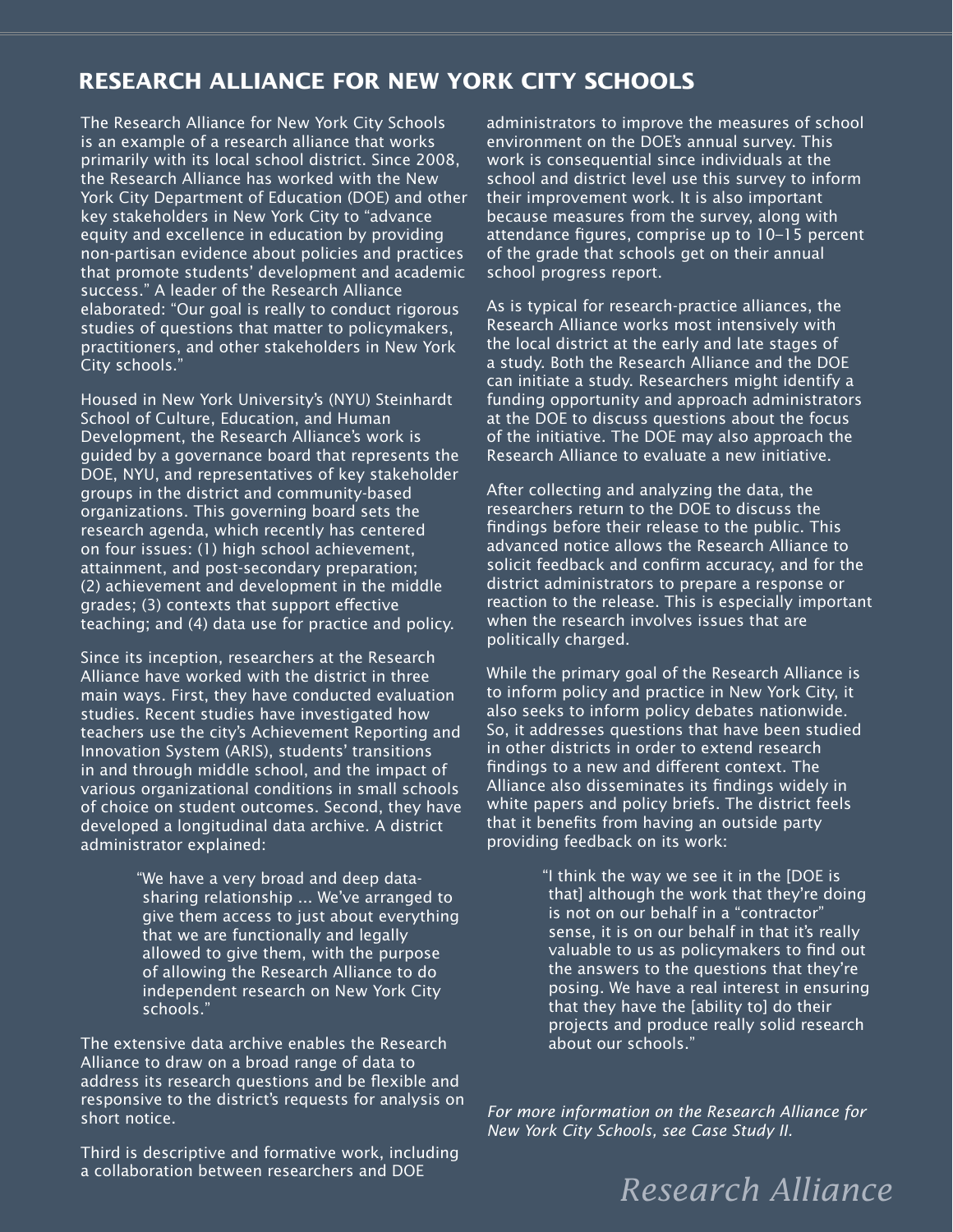## RESEARCH ALLIANCE FOR NEW YORK CITY SCHOOLS

The Research Alliance for New York City Schools is an example of a research alliance that works primarily with its local school district. Since 2008, the Research Alliance has worked with the New York City Department of Education (DOE) and other key stakeholders in New York City to "advance equity and excellence in education by providing non-partisan evidence about policies and practices that promote students' development and academic success." A leader of the Research Alliance elaborated: "Our goal is really to conduct rigorous studies of questions that matter to policymakers, practitioners, and other stakeholders in New York City schools."

Housed in New York University's (NYU) Steinhardt School of Culture, Education, and Human Development, the Research Alliance's work is guided by a governance board that represents the DOE, NYU, and representatives of key stakeholder groups in the district and community-based organizations. This governing board sets the research agenda, which recently has centered on four issues: (1) high school achievement, attainment, and post-secondary preparation; (2) achievement and development in the middle grades; (3) contexts that support effective teaching; and (4) data use for practice and policy.

Since its inception, researchers at the Research Alliance have worked with the district in three main ways. First, they have conducted evaluation studies. Recent studies have investigated how teachers use the city's Achievement Reporting and Innovation System (ARIS), students' transitions in and through middle school, and the impact of various organizational conditions in small schools of choice on student outcomes. Second, they have developed a longitudinal data archive. A district administrator explained:

> "We have a very broad and deep data-sharing relationship ... We've arranged to give them access to just about everything that we are functionally and legally allowed to give them, with the purpose of allowing the Research Alliance to do independent research on New York City schools."

The extensive data archive enables the Research Alliance to draw on a broad range of data to address its research questions and be flexible and responsive to the district's requests for analysis on short notice.

Third is descriptive and formative work, including a collaboration between researchers and DOE administrators to improve the measures of school environment on the DOE's annual survey. This work is consequential since individuals at the school and district level use this survey to inform their improvement work. It is also important because measures from the survey, along with attendance figures, comprise up to 10–15 percent of the grade that schools get on their annual school progress report.

As is typical for research-practice alliances, the Research Alliance works most intensively with the local district at the early and late stages of a study. Both the Research Alliance and the DOE can initiate a study. Researchers might identify a funding opportunity and approach administrators at the DOE to discuss questions about the focus of the initiative. The DOE may also approach the Research Alliance to evaluate a new initiative.

After collecting and analyzing the data, the researchers return to the DOE to discuss the findings before their release to the public. This advanced notice allows the Research Alliance to solicit feedback and confirm accuracy, and for the district administrators to prepare a response or reaction to the release. This is especially important when the research involves issues that are politically charged.

While the primary goal of the Research Alliance is to inform policy and practice in New York City, it also seeks to inform policy debates nationwide. So, it addresses questions that have been studied in other districts in order to extend research findings to a new and different context. The Alliance also disseminates its findings widely in white papers and policy briefs. The district feels that it benefits from having an outside party providing feedback on its work:

> "I think the way we see it in the [DOE is that] although the work that they're doing is not on our behalf in a "contractor" sense, it is on our behalf in that it's really valuable to us as policymakers to find out the answers to the questions that they're posing. We have a real interest in ensuring that they have the [ability to] do their projects and produce really solid research about our schools."

*For more information on the Research Alliance for New York City Schools, see Case Study II.*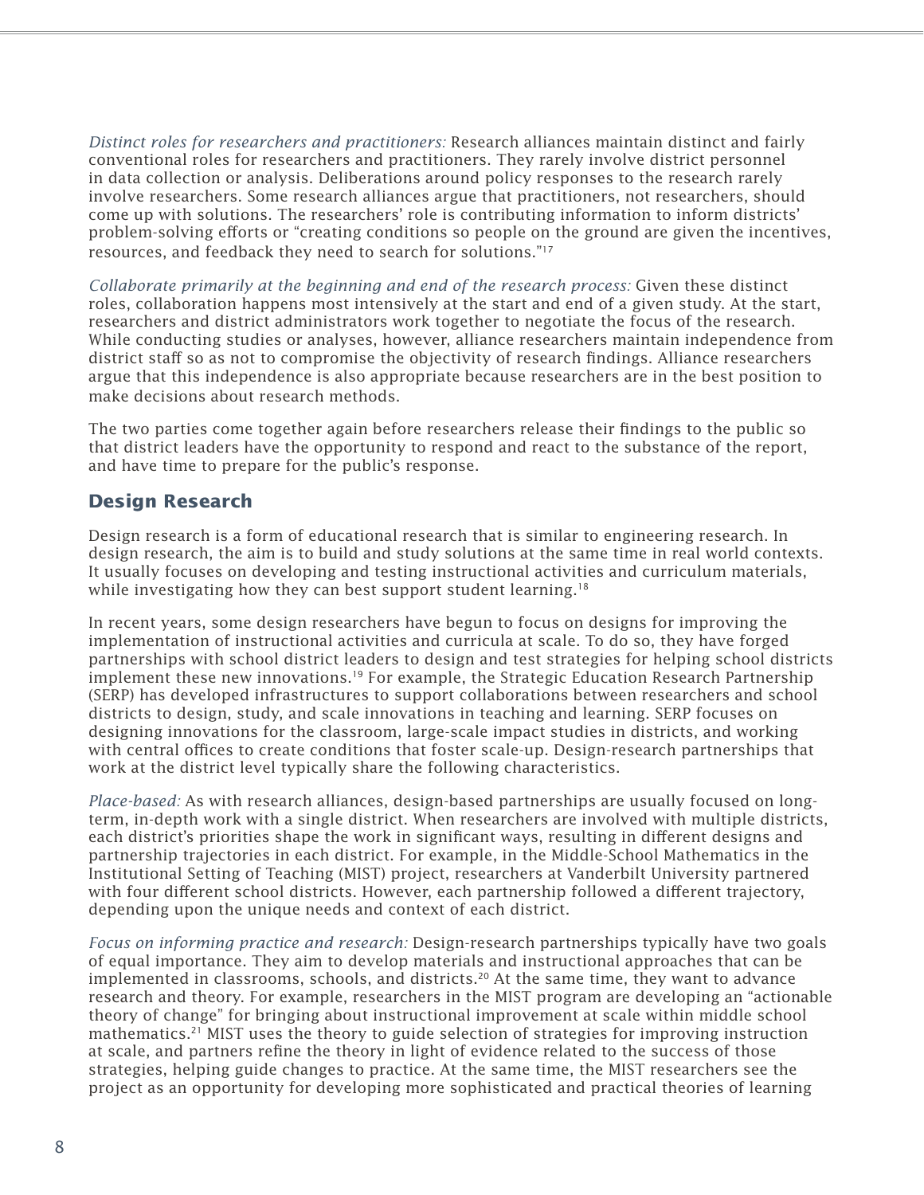*Distinct roles for researchers and practitioners:* Research alliances maintain distinct and fairly conventional roles for researchers and practitioners. They rarely involve district personnel in data collection or analysis. Deliberations around policy responses to the research rarely involve researchers. Some research alliances argue that practitioners, not researchers, should come up with solutions. The researchers' role is contributing information to inform districts' problem-solving efforts or "creating conditions so people on the ground are given the incentives, resources, and feedback they need to search for solutions."[17]

*Collaborate primarily at the beginning and end of the research process:* Given these distinct roles, collaboration happens most intensively at the start and end of a given study. At the start, researchers and district administrators work together to negotiate the focus of the research. While conducting studies or analyses, however, alliance researchers maintain independence from district staff so as not to compromise the objectivity of research findings. Alliance researchers argue that this independence is also appropriate because researchers are in the best position to make decisions about research methods.

The two parties come together again before researchers release their findings to the public so that district leaders have the opportunity to respond and react to the substance of the report, and have time to prepare for the public's response.

## Design Research

Design research is a form of educational research that is similar to engineering research. In design research, the aim is to build and study solutions at the same time in real world contexts. It usually focuses on developing and testing instructional activities and curriculum materials, while investigating how they can best support student learning.[18]

In recent years, some design researchers have begun to focus on designs for improving the implementation of instructional activities and curricula at scale. To do so, they have forged partnerships with school district leaders to design and test strategies for helping school districts implement these new innovations.[19] For example, the Strategic Education Research Partnership (SERP) has developed infrastructures to support collaborations between researchers and school districts to design, study, and scale innovations in teaching and learning. SERP focuses on designing innovations for the classroom, large-scale impact studies in districts, and working with central offices to create conditions that foster scale-up. Design-research partnerships that work at the district level typically share the following characteristics.

*Place-based:* As with research alliances, design-based partnerships are usually focused on long-term, in-depth work with a single district. When researchers are involved with multiple districts, each district's priorities shape the work in significant ways, resulting in different designs and partnership trajectories in each district. For example, in the Middle-School Mathematics in the Institutional Setting of Teaching (MIST) project, researchers at Vanderbilt University partnered with four different school districts. However, each partnership followed a different trajectory, depending upon the unique needs and context of each district.

*Focus on informing practice and research:* Design-research partnerships typically have two goals of equal importance. They aim to develop materials and instructional approaches that can be implemented in classrooms, schools, and districts.[20] At the same time, they want to advance research and theory. For example, researchers in the MIST program are developing an "actionable theory of change" for bringing about instructional improvement at scale within middle school mathematics.[21] MIST uses the theory to guide selection of strategies for improving instruction at scale, and partners refine the theory in light of evidence related to the success of those strategies, helping guide changes to practice. At the same time, the MIST researchers see the project as an opportunity for developing more sophisticated and practical theories of learning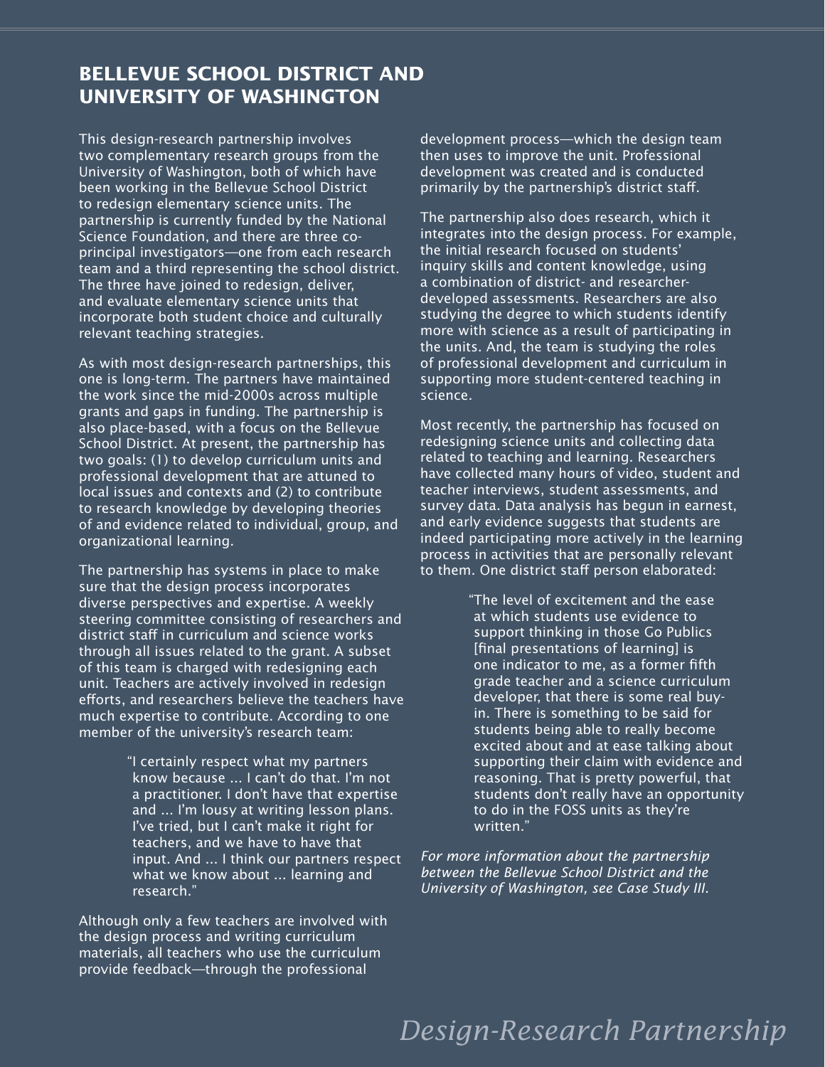## BELLEVUE SCHOOL DISTRICT AND UNIVERSITY OF WASHINGTON

This design-research partnership involves two complementary research groups from the University of Washington, both of which have been working in the Bellevue School District to redesign elementary science units. The partnership is currently funded by the National Science Foundation, and there are three co-principal investigators—one from each research team and a third representing the school district. The three have joined to redesign, deliver, and evaluate elementary science units that incorporate both student choice and culturally relevant teaching strategies.

As with most design-research partnerships, this one is long-term. The partners have maintained the work since the mid-2000s across multiple grants and gaps in funding. The partnership is also place-based, with a focus on the Bellevue School District. At present, the partnership has two goals: (1) to develop curriculum units and professional development that are attuned to local issues and contexts and (2) to contribute to research knowledge by developing theories of and evidence related to individual, group, and organizational learning.

The partnership has systems in place to make sure that the design process incorporates diverse perspectives and expertise. A weekly steering committee consisting of researchers and district staff in curriculum and science works through all issues related to the grant. A subset of this team is charged with redesigning each unit. Teachers are actively involved in redesign efforts, and researchers believe the teachers have much expertise to contribute. According to one member of the university's research team:

> "I certainly respect what my partners know because ... I can't do that. I'm not a practitioner. I don't have that expertise and ... I'm lousy at writing lesson plans. I've tried, but I can't make it right for teachers, and we have to have that input. And ... I think our partners respect what we know about ... learning and research."

Although only a few teachers are involved with the design process and writing curriculum materials, all teachers who use the curriculum provide feedback—through the professional development process—which the design team then uses to improve the unit. Professional development was created and is conducted primarily by the partnership's district staff.

The partnership also does research, which it integrates into the design process. For example, the initial research focused on students' inquiry skills and content knowledge, using a combination of district- and researcher-developed assessments. Researchers are also studying the degree to which students identify more with science as a result of participating in the units. And, the team is studying the roles of professional development and curriculum in supporting more student-centered teaching in science.

Most recently, the partnership has focused on redesigning science units and collecting data related to teaching and learning. Researchers have collected many hours of video, student and teacher interviews, student assessments, and survey data. Data analysis has begun in earnest, and early evidence suggests that students are indeed participating more actively in the learning process in activities that are personally relevant to them. One district staff person elaborated:

> "The level of excitement and the ease at which students use evidence to support thinking in those Go Publics [final presentations of learning] is one indicator to me, as a former fifth grade teacher and a science curriculum developer, that there is some real buy-in. There is something to be said for students being able to really become excited about and at ease talking about supporting their claim with evidence and reasoning. That is pretty powerful, that students don't really have an opportunity to do in the FOSS units as they're written."

*For more information about the partnership between the Bellevue School District and the University of Washington, see Case Study III.*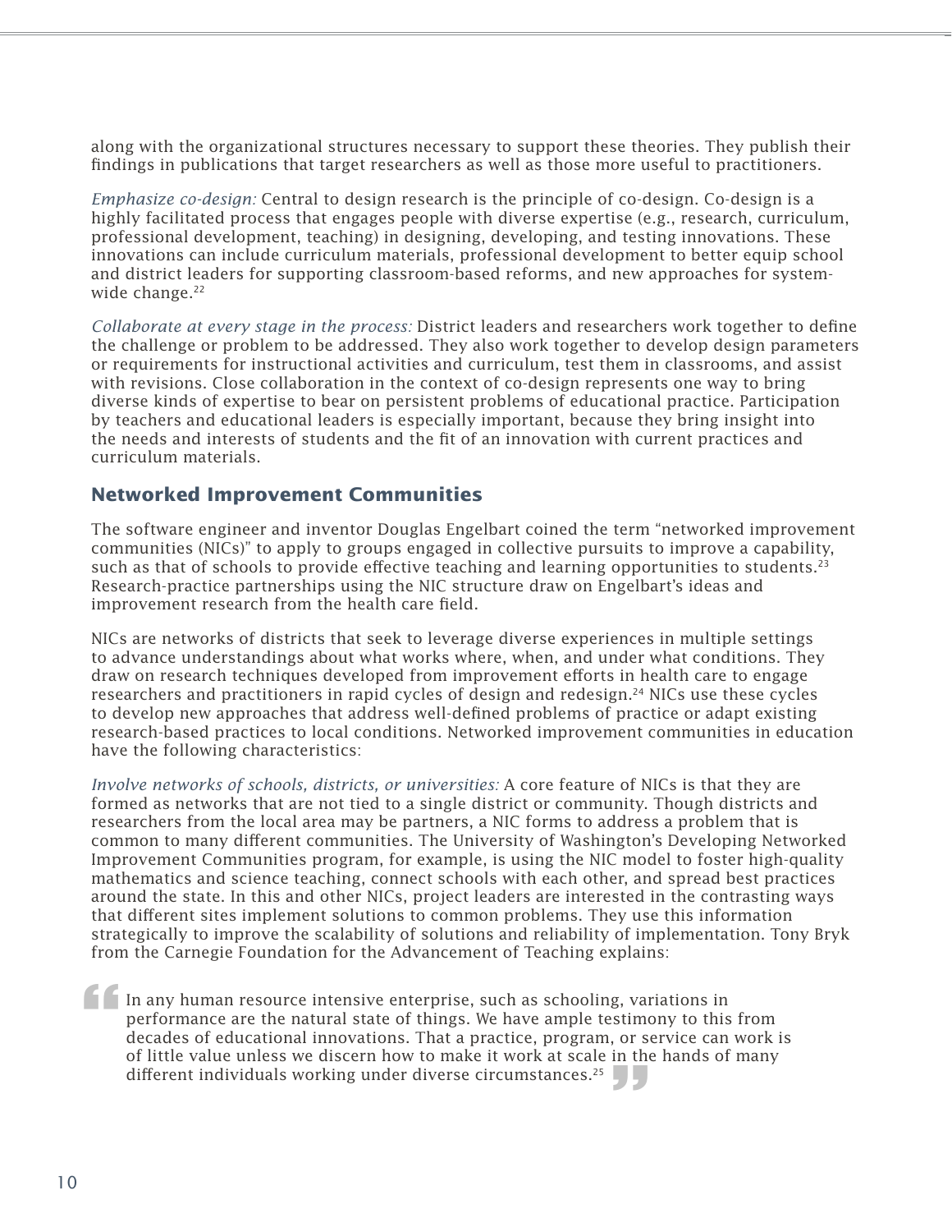along with the organizational structures necessary to support these theories. They publish their findings in publications that target researchers as well as those more useful to practitioners.

*Emphasize co-design:* Central to design research is the principle of co-design. Co-design is a highly facilitated process that engages people with diverse expertise (e.g., research, curriculum, professional development, teaching) in designing, developing, and testing innovations. These innovations can include curriculum materials, professional development to better equip school and district leaders for supporting classroom-based reforms, and new approaches for system-wide change.[22]

*Collaborate at every stage in the process:* District leaders and researchers work together to define the challenge or problem to be addressed. They also work together to develop design parameters or requirements for instructional activities and curriculum, test them in classrooms, and assist with revisions. Close collaboration in the context of co-design represents one way to bring diverse kinds of expertise to bear on persistent problems of educational practice. Participation by teachers and educational leaders is especially important, because they bring insight into the needs and interests of students and the fit of an innovation with current practices and curriculum materials.

## Networked Improvement Communities

The software engineer and inventor Douglas Engelbart coined the term "networked improvement communities (NICs)" to apply to groups engaged in collective pursuits to improve a capability, such as that of schools to provide effective teaching and learning opportunities to students.[23] Research-practice partnerships using the NIC structure draw on Engelbart's ideas and improvement research from the health care field.

NICs are networks of districts that seek to leverage diverse experiences in multiple settings to advance understandings about what works where, when, and under what conditions. They draw on research techniques developed from improvement efforts in health care to engage researchers and practitioners in rapid cycles of design and redesign.[24] NICs use these cycles to develop new approaches that address well-defined problems of practice or adapt existing research-based practices to local conditions. Networked improvement communities in education have the following characteristics:

*Involve networks of schools, districts, or universities:* A core feature of NICs is that they are formed as networks that are not tied to a single district or community. Though districts and researchers from the local area may be partners, a NIC forms to address a problem that is common to many different communities. The University of Washington's Developing Networked Improvement Communities program, for example, is using the NIC model to foster high-quality mathematics and science teaching, connect schools with each other, and spread best practices around the state. In this and other NICs, project leaders are interested in the contrasting ways that different sites implement solutions to common problems. They use this information strategically to improve the scalability of solutions and reliability of implementation. Tony Bryk from the Carnegie Foundation for the Advancement of Teaching explains:

> In any human resource intensive enterprise, such as schooling, variations in performance are the natural state of things. We have ample testimony to this from decades of educational innovations. That a practice, program, or service can work is of little value unless we discern how to make it work at scale in the hands of many different individuals working under diverse circumstances.[25]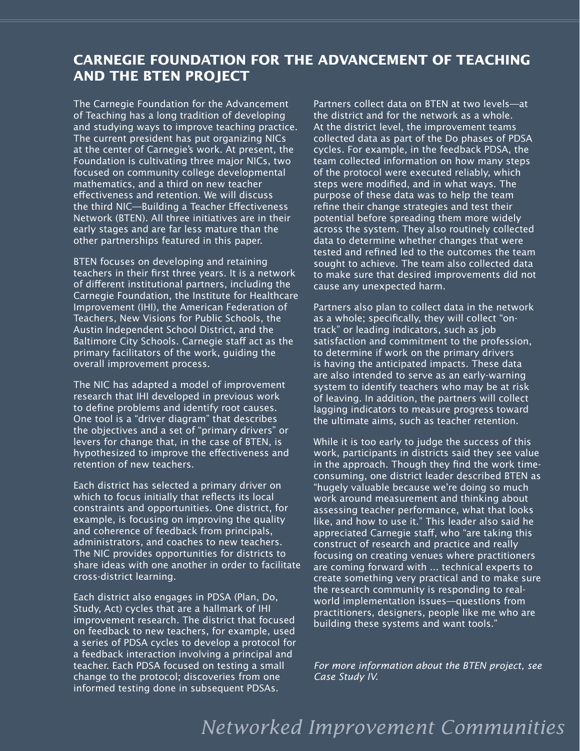## CARNEGIE FOUNDATION FOR THE ADVANCEMENT OF TEACHING AND THE BTEN PROJECT

The Carnegie Foundation for the Advancement of Teaching has a long tradition of developing and studying ways to improve teaching practice. The current president has put organizing NICs at the center of Carnegie's work. At present, the Foundation is cultivating three major NICs, two focused on community college developmental mathematics, and a third on new teacher effectiveness and retention. We will discuss the third NIC—Building a Teacher Effectiveness Network (BTEN). All three initiatives are in their early stages and are far less mature than the other partnerships featured in this paper.

BTEN focuses on developing and retaining teachers in their first three years. It is a network of different institutional partners, including the Carnegie Foundation, the Institute for Healthcare Improvement (IHI), the American Federation of Teachers, New Visions for Public Schools, the Austin Independent School District, and the Baltimore City Schools. Carnegie staff act as the primary facilitators of the work, guiding the overall improvement process.

The NIC has adapted a model of improvement research that IHI developed in previous work to define problems and identify root causes. One tool is a "driver diagram" that describes the objectives and a set of "primary drivers" or levers for change that, in the case of BTEN, is hypothesized to improve the effectiveness and retention of new teachers.

Each district has selected a primary driver on which to focus initially that reflects its local constraints and opportunities. One district, for example, is focusing on improving the quality and coherence of feedback from principals, administrators, and coaches to new teachers. The NIC provides opportunities for districts to share ideas with one another in order to facilitate cross-district learning.

Each district also engages in PDSA (Plan, Do, Study, Act) cycles that are a hallmark of IHI improvement research. The district that focused on feedback to new teachers, for example, used a series of PDSA cycles to develop a protocol for a feedback interaction involving a principal and teacher. Each PDSA focused on testing a small change to the protocol; discoveries from one informed testing done in subsequent PDSAs.

Partners collect data on BTEN at two levels—at the district and for the network as a whole. At the district level, the improvement teams collected data as part of the Do phases of PDSA cycles. For example, in the feedback PDSA, the team collected information on how many steps of the protocol were executed reliably, which steps were modified, and in what ways. The purpose of these data was to help the team refine their change strategies and test their potential before spreading them more widely across the system. They also routinely collected data to determine whether changes that were tested and refined led to the outcomes the team sought to achieve. The team also collected data to make sure that desired improvements did not cause any unexpected harm.

Partners also plan to collect data in the network as a whole; specifically, they will collect "on-track" or leading indicators, such as job satisfaction and commitment to the profession, to determine if work on the primary drivers is having the anticipated impacts. These data are also intended to serve as an early-warning system to identify teachers who may be at risk of leaving. In addition, the partners will collect lagging indicators to measure progress toward the ultimate aims, such as teacher retention.

While it is too early to judge the success of this work, participants in districts said they see value in the approach. Though they find the work time-consuming, one district leader described BTEN as "hugely valuable because we're doing so much work around measurement and thinking about assessing teacher performance, what that looks like, and how to use it." This leader also said he appreciated Carnegie staff, who "are taking this construct of research and practice and really focusing on creating venues where practitioners are coming forward with ... technical experts to create something very practical and to make sure the research community is responding to real-world implementation issues—questions from practitioners, designers, people like me who are building these systems and want tools."

*For more information about the BTEN project, see Case Study IV.*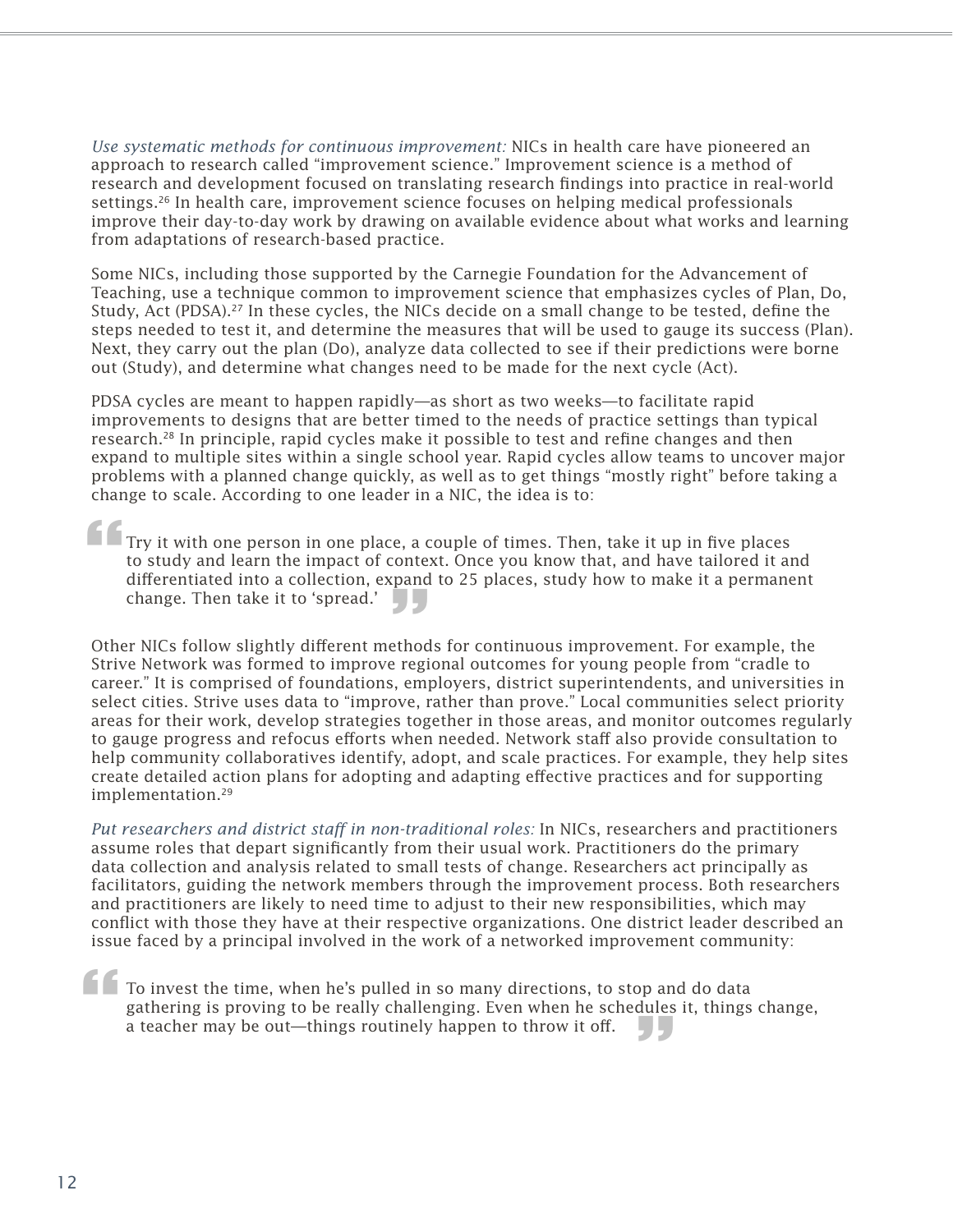*Use systematic methods for continuous improvement:* NICs in health care have pioneered an approach to research called "improvement science." Improvement science is a method of research and development focused on translating research findings into practice in real-world settings.[26] In health care, improvement science focuses on helping medical professionals improve their day-to-day work by drawing on available evidence about what works and learning from adaptations of research-based practice.

Some NICs, including those supported by the Carnegie Foundation for the Advancement of Teaching, use a technique common to improvement science that emphasizes cycles of Plan, Do, Study, Act (PDSA).[27] In these cycles, the NICs decide on a small change to be tested, define the steps needed to test it, and determine the measures that will be used to gauge its success (Plan). Next, they carry out the plan (Do), analyze data collected to see if their predictions were borne out (Study), and determine what changes need to be made for the next cycle (Act).

PDSA cycles are meant to happen rapidly—as short as two weeks—to facilitate rapid improvements to designs that are better timed to the needs of practice settings than typical research.[28] In principle, rapid cycles make it possible to test and refine changes and then expand to multiple sites within a single school year. Rapid cycles allow teams to uncover major problems with a planned change quickly, as well as to get things "mostly right" before taking a change to scale. According to one leader in a NIC, the idea is to:

> Try it with one person in one place, a couple of times. Then, take it up in five places to study and learn the impact of context. Once you know that, and have tailored it and differentiated into a collection, expand to 25 places, study how to make it a permanent change. Then take it to 'spread.'

Other NICs follow slightly different methods for continuous improvement. For example, the Strive Network was formed to improve regional outcomes for young people from "cradle to career." It is comprised of foundations, employers, district superintendents, and universities in select cities. Strive uses data to "improve, rather than prove." Local communities select priority areas for their work, develop strategies together in those areas, and monitor outcomes regularly to gauge progress and refocus efforts when needed. Network staff also provide consultation to help community collaboratives identify, adopt, and scale practices. For example, they help sites create detailed action plans for adopting and adapting effective practices and for supporting implementation.[29]

*Put researchers and district staff in non-traditional roles:* In NICs, researchers and practitioners assume roles that depart significantly from their usual work. Practitioners do the primary data collection and analysis related to small tests of change. Researchers act principally as facilitators, guiding the network members through the improvement process. Both researchers and practitioners are likely to need time to adjust to their new responsibilities, which may conflict with those they have at their respective organizations. One district leader described an issue faced by a principal involved in the work of a networked improvement community:

> To invest the time, when he's pulled in so many directions, to stop and do data gathering is proving to be really challenging. Even when he schedules it, things change, a teacher may be out—things routinely happen to throw it off.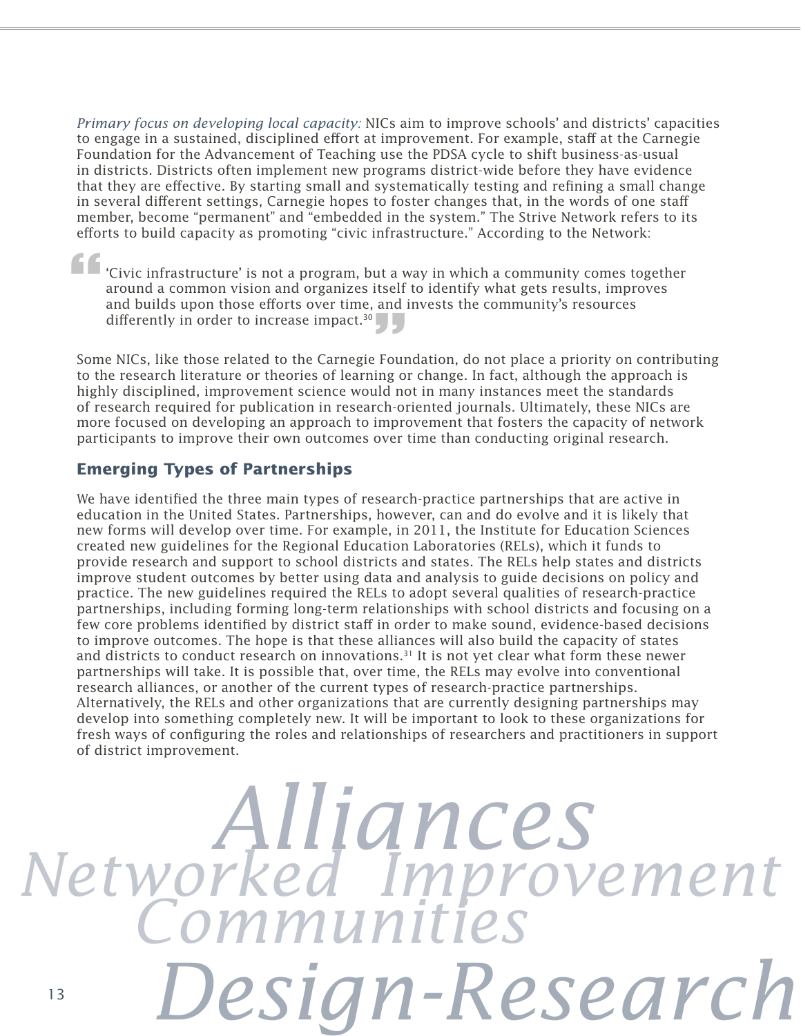*Primary focus on developing local capacity:* NICs aim to improve schools' and districts' capacities to engage in a sustained, disciplined effort at improvement. For example, staff at the Carnegie Foundation for the Advancement of Teaching use the PDSA cycle to shift business-as-usual in districts. Districts often implement new programs district-wide before they have evidence that they are effective. By starting small and systematically testing and refining a small change in several different settings, Carnegie hopes to foster changes that, in the words of one staff member, become "permanent" and "embedded in the system." The Strive Network refers to its efforts to build capacity as promoting "civic infrastructure." According to the Network:

> 'Civic infrastructure' is not a program, but a way in which a community comes together around a common vision and organizes itself to identify what gets results, improves and builds upon those efforts over time, and invests the community's resources differently in order to increase impact.[30]

Some NICs, like those related to the Carnegie Foundation, do not place a priority on contributing to the research literature or theories of learning or change. In fact, although the approach is highly disciplined, improvement science would not in many instances meet the standards of research required for publication in research-oriented journals. Ultimately, these NICs are more focused on developing an approach to improvement that fosters the capacity of network participants to improve their own outcomes over time than conducting original research.

## Emerging Types of Partnerships

We have identified the three main types of research-practice partnerships that are active in education in the United States. Partnerships, however, can and do evolve and it is likely that new forms will develop over time. For example, in 2011, the Institute for Education Sciences created new guidelines for the Regional Education Laboratories (RELs), which it funds to provide research and support to school districts and states. The RELs help states and districts improve student outcomes by better using data and analysis to guide decisions on policy and practice. The new guidelines required the RELs to adopt several qualities of research-practice partnerships, including forming long-term relationships with school districts and focusing on a few core problems identified by district staff in order to make sound, evidence-based decisions to improve outcomes. The hope is that these alliances will also build the capacity of states and districts to conduct research on innovations.[31] It is not yet clear what form these newer partnerships will take. It is possible that, over time, the RELs may evolve into conventional research alliances, or another of the current types of research-practice partnerships. Alternatively, the RELs and other organizations that are currently designing partnerships may develop into something completely new. It will be important to look to these organizations for fresh ways of configuring the roles and relationships of researchers and practitioners in support of district improvement.

Alliances
Networked Improvement Communities
Design-Research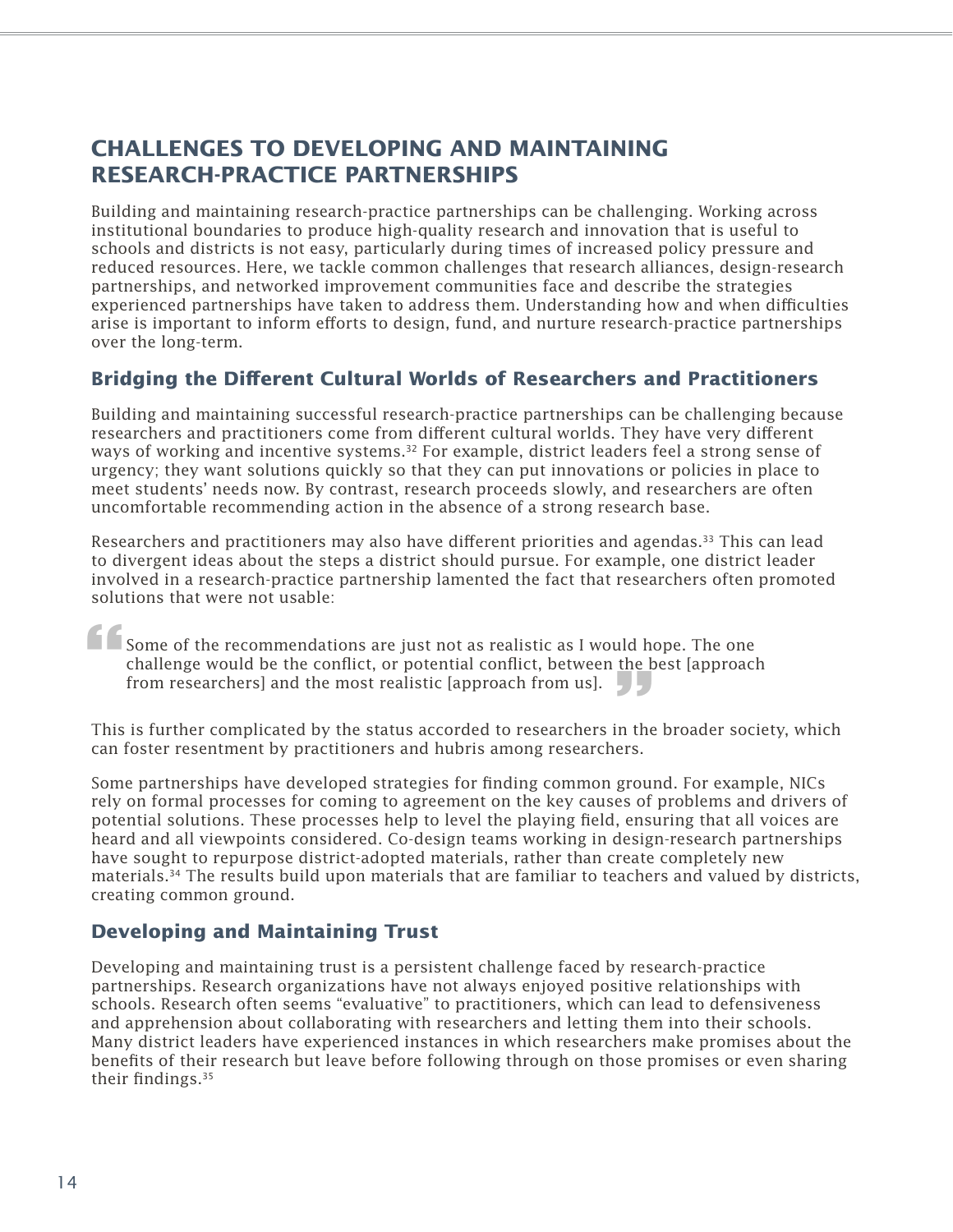## CHALLENGES TO DEVELOPING AND MAINTAINING RESEARCH-PRACTICE PARTNERSHIPS

Building and maintaining research-practice partnerships can be challenging. Working across institutional boundaries to produce high-quality research and innovation that is useful to schools and districts is not easy, particularly during times of increased policy pressure and reduced resources. Here, we tackle common challenges that research alliances, design-research partnerships, and networked improvement communities face and describe the strategies experienced partnerships have taken to address them. Understanding how and when difficulties arise is important to inform efforts to design, fund, and nurture research-practice partnerships over the long-term.

### Bridging the Different Cultural Worlds of Researchers and Practitioners

Building and maintaining successful research-practice partnerships can be challenging because researchers and practitioners come from different cultural worlds. They have very different ways of working and incentive systems.[32] For example, district leaders feel a strong sense of urgency; they want solutions quickly so that they can put innovations or policies in place to meet students' needs now. By contrast, research proceeds slowly, and researchers are often uncomfortable recommending action in the absence of a strong research base.

Researchers and practitioners may also have different priorities and agendas.[33] This can lead to divergent ideas about the steps a district should pursue. For example, one district leader involved in a research-practice partnership lamented the fact that researchers often promoted solutions that were not usable:

> "Some of the recommendations are just not as realistic as I would hope. The one challenge would be the conflict, or potential conflict, between the best [approach from researchers] and the most realistic [approach from us]."

This is further complicated by the status accorded to researchers in the broader society, which can foster resentment by practitioners and hubris among researchers.

Some partnerships have developed strategies for finding common ground. For example, NICs rely on formal processes for coming to agreement on the key causes of problems and drivers of potential solutions. These processes help to level the playing field, ensuring that all voices are heard and all viewpoints considered. Co-design teams working in design-research partnerships have sought to repurpose district-adopted materials, rather than create completely new materials.[34] The results build upon materials that are familiar to teachers and valued by districts, creating common ground.

### Developing and Maintaining Trust

Developing and maintaining trust is a persistent challenge faced by research-practice partnerships. Research organizations have not always enjoyed positive relationships with schools. Research often seems "evaluative" to practitioners, which can lead to defensiveness and apprehension about collaborating with researchers and letting them into their schools. Many district leaders have experienced instances in which researchers make promises about the benefits of their research but leave before following through on those promises or even sharing their findings.[35]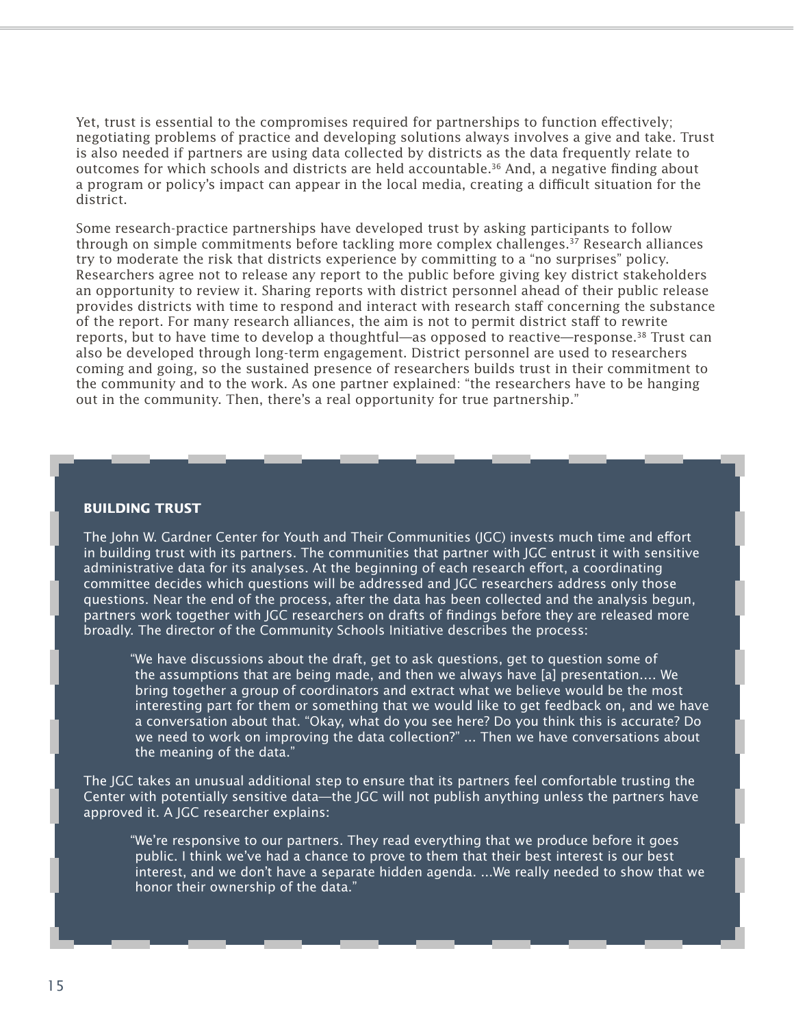Yet, trust is essential to the compromises required for partnerships to function effectively; negotiating problems of practice and developing solutions always involves a give and take. Trust is also needed if partners are using data collected by districts as the data frequently relate to outcomes for which schools and districts are held accountable.[36] And, a negative finding about a program or policy's impact can appear in the local media, creating a difficult situation for the district.

Some research-practice partnerships have developed trust by asking participants to follow through on simple commitments before tackling more complex challenges.[37] Research alliances try to moderate the risk that districts experience by committing to a "no surprises" policy. Researchers agree not to release any report to the public before giving key district stakeholders an opportunity to review it. Sharing reports with district personnel ahead of their public release provides districts with time to respond and interact with research staff concerning the substance of the report. For many research alliances, the aim is not to permit district staff to rewrite reports, but to have time to develop a thoughtful—as opposed to reactive—response.[38] Trust can also be developed through long-term engagement. District personnel are used to researchers coming and going, so the sustained presence of researchers builds trust in their commitment to the community and to the work. As one partner explained: "the researchers have to be hanging out in the community. Then, there's a real opportunity for true partnership."

**BUILDING TRUST**

The John W. Gardner Center for Youth and Their Communities (JGC) invests much time and effort in building trust with its partners. The communities that partner with JGC entrust it with sensitive administrative data for its analyses. At the beginning of each research effort, a coordinating committee decides which questions will be addressed and JGC researchers address only those questions. Near the end of the process, after the data has been collected and the analysis begun, partners work together with JGC researchers on drafts of findings before they are released more broadly. The director of the Community Schools Initiative describes the process:

> "We have discussions about the draft, get to ask questions, get to question some of the assumptions that are being made, and then we always have [a] presentation.... We bring together a group of coordinators and extract what we believe would be the most interesting part for them or something that we would like to get feedback on, and we have a conversation about that. "Okay, what do you see here? Do you think this is accurate? Do we need to work on improving the data collection?" ... Then we have conversations about the meaning of the data."

The JGC takes an unusual additional step to ensure that its partners feel comfortable trusting the Center with potentially sensitive data—the JGC will not publish anything unless the partners have approved it. A JGC researcher explains:

> "We're responsive to our partners. They read everything that we produce before it goes public. I think we've had a chance to prove to them that their best interest is our best interest, and we don't have a separate hidden agenda. ...We really needed to show that we honor their ownership of the data."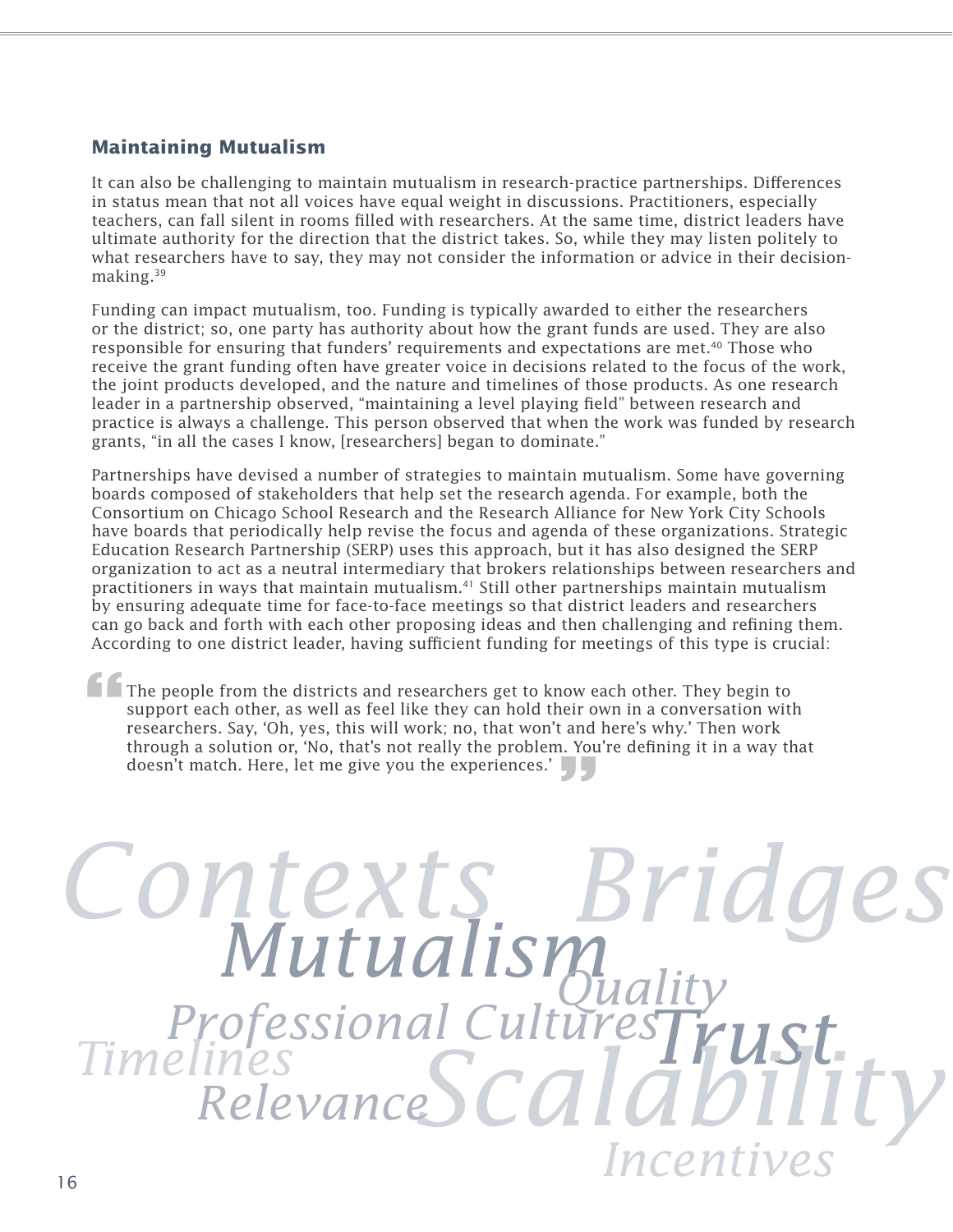### Maintaining Mutualism

It can also be challenging to maintain mutualism in research-practice partnerships. Differences in status mean that not all voices have equal weight in discussions. Practitioners, especially teachers, can fall silent in rooms filled with researchers. At the same time, district leaders have ultimate authority for the direction that the district takes. So, while they may listen politely to what researchers have to say, they may not consider the information or advice in their decision-making.[39]

Funding can impact mutualism, too. Funding is typically awarded to either the researchers or the district; so, one party has authority about how the grant funds are used. They are also responsible for ensuring that funders' requirements and expectations are met.[40] Those who receive the grant funding often have greater voice in decisions related to the focus of the work, the joint products developed, and the nature and timelines of those products. As one research leader in a partnership observed, "maintaining a level playing field" between research and practice is always a challenge. This person observed that when the work was funded by research grants, "in all the cases I know, [researchers] began to dominate."

Partnerships have devised a number of strategies to maintain mutualism. Some have governing boards composed of stakeholders that help set the research agenda. For example, both the Consortium on Chicago School Research and the Research Alliance for New York City Schools have boards that periodically help revise the focus and agenda of these organizations. Strategic Education Research Partnership (SERP) uses this approach, but it has also designed the SERP organization to act as a neutral intermediary that brokers relationships between researchers and practitioners in ways that maintain mutualism.[41] Still other partnerships maintain mutualism by ensuring adequate time for face-to-face meetings so that district leaders and researchers can go back and forth with each other proposing ideas and then challenging and refining them. According to one district leader, having sufficient funding for meetings of this type is crucial:

> "The people from the districts and researchers get to know each other. They begin to support each other, as well as feel like they can hold their own in a conversation with researchers. Say, 'Oh, yes, this will work; no, that won't and here's why.' Then work through a solution or, 'No, that's not really the problem. You're defining it in a way that doesn't match. Here, let me give you the experiences.'"

*Contexts Bridges Mutualism Quality Professional Cultures Trust Timelines Relevance Scalability Incentives*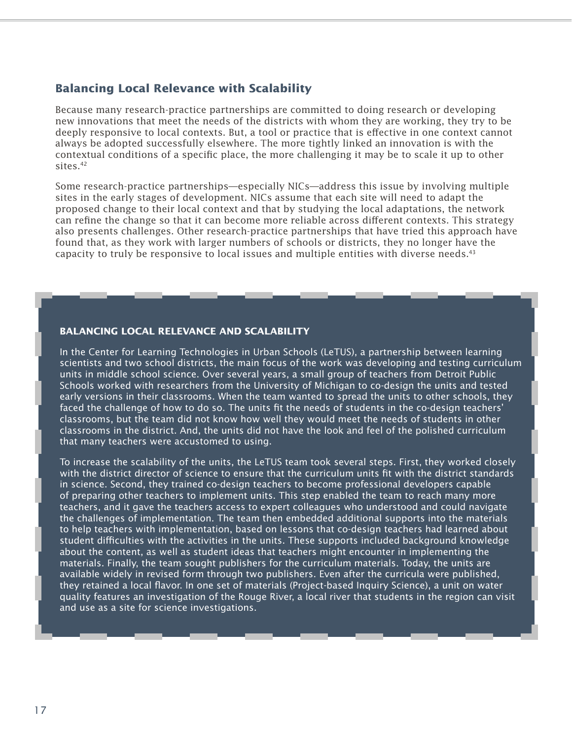## Balancing Local Relevance with Scalability

Because many research-practice partnerships are committed to doing research or developing new innovations that meet the needs of the districts with whom they are working, they try to be deeply responsive to local contexts. But, a tool or practice that is effective in one context cannot always be adopted successfully elsewhere. The more tightly linked an innovation is with the contextual conditions of a specific place, the more challenging it may be to scale it up to other sites.[42]

Some research-practice partnerships—especially NICs—address this issue by involving multiple sites in the early stages of development. NICs assume that each site will need to adapt the proposed change to their local context and that by studying the local adaptations, the network can refine the change so that it can become more reliable across different contexts. This strategy also presents challenges. Other research-practice partnerships that have tried this approach have found that, as they work with larger numbers of schools or districts, they no longer have the capacity to truly be responsive to local issues and multiple entities with diverse needs.[43]

### BALANCING LOCAL RELEVANCE AND SCALABILITY

In the Center for Learning Technologies in Urban Schools (LeTUS), a partnership between learning scientists and two school districts, the main focus of the work was developing and testing curriculum units in middle school science. Over several years, a small group of teachers from Detroit Public Schools worked with researchers from the University of Michigan to co-design the units and tested early versions in their classrooms. When the team wanted to spread the units to other schools, they faced the challenge of how to do so. The units fit the needs of students in the co-design teachers' classrooms, but the team did not know how well they would meet the needs of students in other classrooms in the district. And, the units did not have the look and feel of the polished curriculum that many teachers were accustomed to using.

To increase the scalability of the units, the LeTUS team took several steps. First, they worked closely with the district director of science to ensure that the curriculum units fit with the district standards in science. Second, they trained co-design teachers to become professional developers capable of preparing other teachers to implement units. This step enabled the team to reach many more teachers, and it gave the teachers access to expert colleagues who understood and could navigate the challenges of implementation. The team then embedded additional supports into the materials to help teachers with implementation, based on lessons that co-design teachers had learned about student difficulties with the activities in the units. These supports included background knowledge about the content, as well as student ideas that teachers might encounter in implementing the materials. Finally, the team sought publishers for the curriculum materials. Today, the units are available widely in revised form through two publishers. Even after the curricula were published, they retained a local flavor. In one set of materials (Project-based Inquiry Science), a unit on water quality features an investigation of the Rouge River, a local river that students in the region can visit and use as a site for science investigations.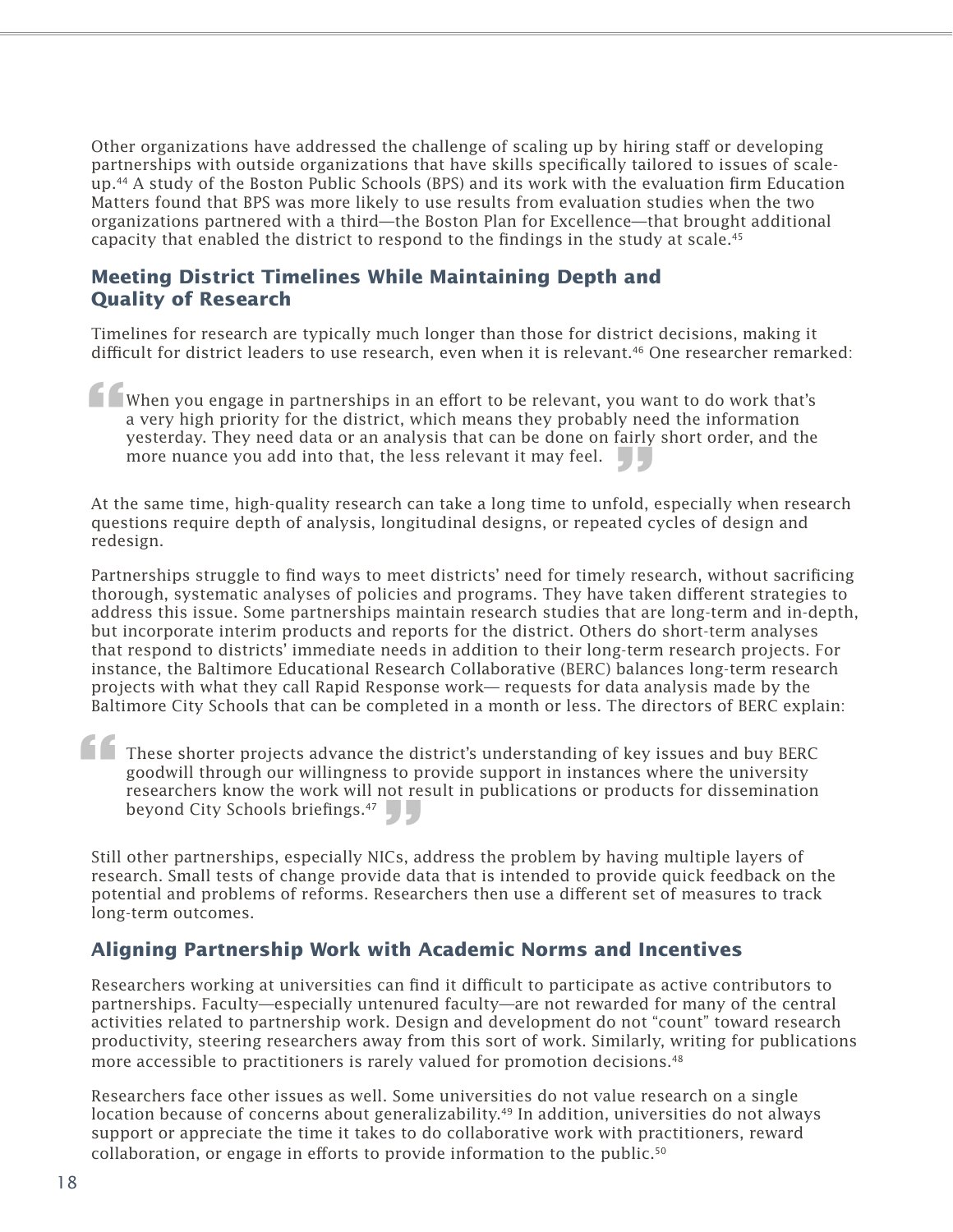Other organizations have addressed the challenge of scaling up by hiring staff or developing partnerships with outside organizations that have skills specifically tailored to issues of scale-up.[44] A study of the Boston Public Schools (BPS) and its work with the evaluation firm Education Matters found that BPS was more likely to use results from evaluation studies when the two organizations partnered with a third—the Boston Plan for Excellence—that brought additional capacity that enabled the district to respond to the findings in the study at scale.[45]

## Meeting District Timelines While Maintaining Depth and Quality of Research

Timelines for research are typically much longer than those for district decisions, making it difficult for district leaders to use research, even when it is relevant.[46] One researcher remarked:

> When you engage in partnerships in an effort to be relevant, you want to do work that's a very high priority for the district, which means they probably need the information yesterday. They need data or an analysis that can be done on fairly short order, and the more nuance you add into that, the less relevant it may feel.

At the same time, high-quality research can take a long time to unfold, especially when research questions require depth of analysis, longitudinal designs, or repeated cycles of design and redesign.

Partnerships struggle to find ways to meet districts' need for timely research, without sacrificing thorough, systematic analyses of policies and programs. They have taken different strategies to address this issue. Some partnerships maintain research studies that are long-term and in-depth, but incorporate interim products and reports for the district. Others do short-term analyses that respond to districts' immediate needs in addition to their long-term research projects. For instance, the Baltimore Educational Research Collaborative (BERC) balances long-term research projects with what they call Rapid Response work— requests for data analysis made by the Baltimore City Schools that can be completed in a month or less. The directors of BERC explain:

> These shorter projects advance the district's understanding of key issues and buy BERC goodwill through our willingness to provide support in instances where the university researchers know the work will not result in publications or products for dissemination beyond City Schools briefings.[47]

Still other partnerships, especially NICs, address the problem by having multiple layers of research. Small tests of change provide data that is intended to provide quick feedback on the potential and problems of reforms. Researchers then use a different set of measures to track long-term outcomes.

## Aligning Partnership Work with Academic Norms and Incentives

Researchers working at universities can find it difficult to participate as active contributors to partnerships. Faculty—especially untenured faculty—are not rewarded for many of the central activities related to partnership work. Design and development do not "count" toward research productivity, steering researchers away from this sort of work. Similarly, writing for publications more accessible to practitioners is rarely valued for promotion decisions.[48]

Researchers face other issues as well. Some universities do not value research on a single location because of concerns about generalizability.[49] In addition, universities do not always support or appreciate the time it takes to do collaborative work with practitioners, reward collaboration, or engage in efforts to provide information to the public.[50]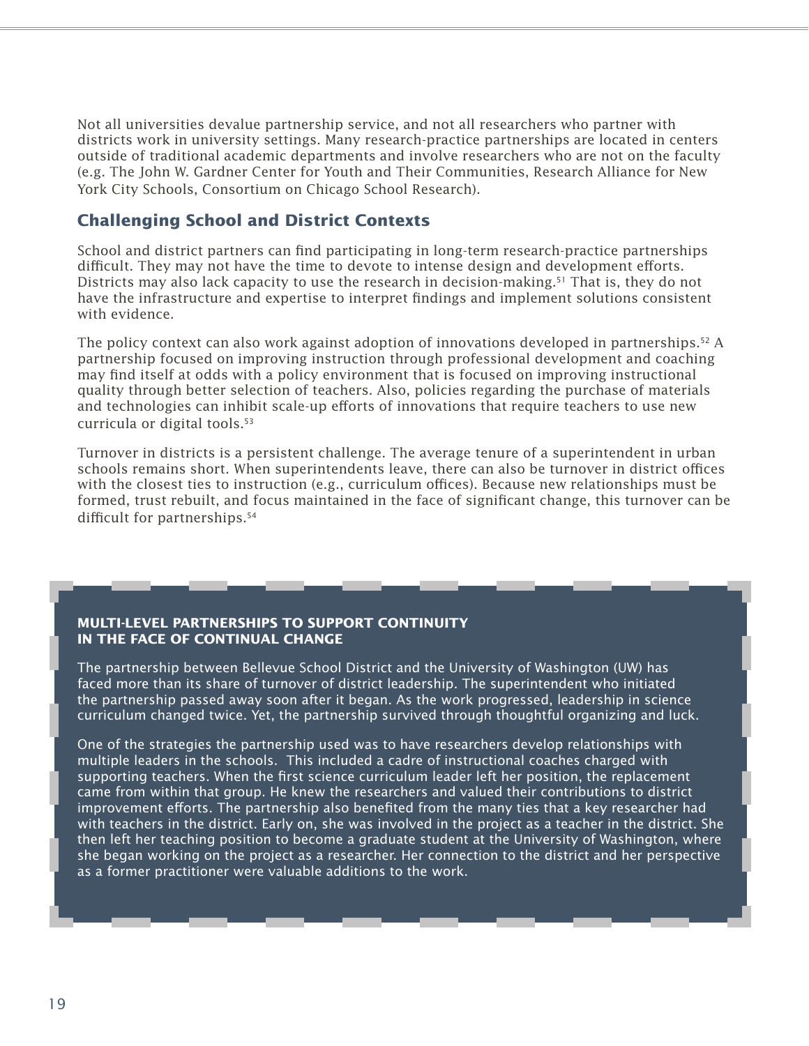Not all universities devalue partnership service, and not all researchers who partner with districts work in university settings. Many research-practice partnerships are located in centers outside of traditional academic departments and involve researchers who are not on the faculty (e.g. The John W. Gardner Center for Youth and Their Communities, Research Alliance for New York City Schools, Consortium on Chicago School Research).

## Challenging School and District Contexts

School and district partners can find participating in long-term research-practice partnerships difficult. They may not have the time to devote to intense design and development efforts. Districts may also lack capacity to use the research in decision-making.[51] That is, they do not have the infrastructure and expertise to interpret findings and implement solutions consistent with evidence.

The policy context can also work against adoption of innovations developed in partnerships.[52] A partnership focused on improving instruction through professional development and coaching may find itself at odds with a policy environment that is focused on improving instructional quality through better selection of teachers. Also, policies regarding the purchase of materials and technologies can inhibit scale-up efforts of innovations that require teachers to use new curricula or digital tools.[53]

Turnover in districts is a persistent challenge. The average tenure of a superintendent in urban schools remains short. When superintendents leave, there can also be turnover in district offices with the closest ties to instruction (e.g., curriculum offices). Because new relationships must be formed, trust rebuilt, and focus maintained in the face of significant change, this turnover can be difficult for partnerships.[54]

### MULTI-LEVEL PARTNERSHIPS TO SUPPORT CONTINUITY IN THE FACE OF CONTINUAL CHANGE

The partnership between Bellevue School District and the University of Washington (UW) has faced more than its share of turnover of district leadership. The superintendent who initiated the partnership passed away soon after it began. As the work progressed, leadership in science curriculum changed twice. Yet, the partnership survived through thoughtful organizing and luck.

One of the strategies the partnership used was to have researchers develop relationships with multiple leaders in the schools. This included a cadre of instructional coaches charged with supporting teachers. When the first science curriculum leader left her position, the replacement came from within that group. He knew the researchers and valued their contributions to district improvement efforts. The partnership also benefited from the many ties that a key researcher had with teachers in the district. Early on, she was involved in the project as a teacher in the district. She then left her teaching position to become a graduate student at the University of Washington, where she began working on the project as a researcher. Her connection to the district and her perspective as a former practitioner were valuable additions to the work.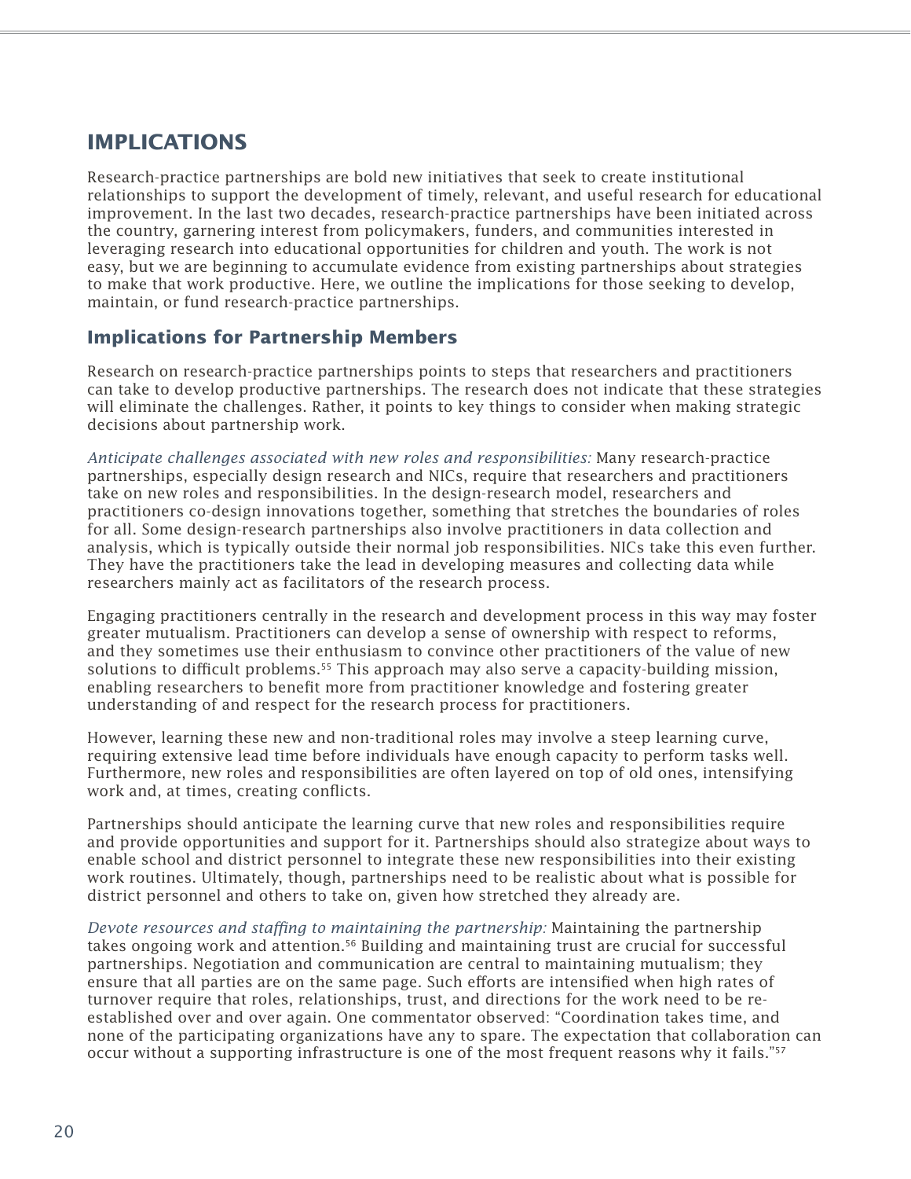## IMPLICATIONS

Research-practice partnerships are bold new initiatives that seek to create institutional relationships to support the development of timely, relevant, and useful research for educational improvement. In the last two decades, research-practice partnerships have been initiated across the country, garnering interest from policymakers, funders, and communities interested in leveraging research into educational opportunities for children and youth. The work is not easy, but we are beginning to accumulate evidence from existing partnerships about strategies to make that work productive. Here, we outline the implications for those seeking to develop, maintain, or fund research-practice partnerships.

### Implications for Partnership Members

Research on research-practice partnerships points to steps that researchers and practitioners can take to develop productive partnerships. The research does not indicate that these strategies will eliminate the challenges. Rather, it points to key things to consider when making strategic decisions about partnership work.

*Anticipate challenges associated with new roles and responsibilities:* Many research-practice partnerships, especially design research and NICs, require that researchers and practitioners take on new roles and responsibilities. In the design-research model, researchers and practitioners co-design innovations together, something that stretches the boundaries of roles for all. Some design-research partnerships also involve practitioners in data collection and analysis, which is typically outside their normal job responsibilities. NICs take this even further. They have the practitioners take the lead in developing measures and collecting data while researchers mainly act as facilitators of the research process.

Engaging practitioners centrally in the research and development process in this way may foster greater mutualism. Practitioners can develop a sense of ownership with respect to reforms, and they sometimes use their enthusiasm to convince other practitioners of the value of new solutions to difficult problems.[55] This approach may also serve a capacity-building mission, enabling researchers to benefit more from practitioner knowledge and fostering greater understanding of and respect for the research process for practitioners.

However, learning these new and non-traditional roles may involve a steep learning curve, requiring extensive lead time before individuals have enough capacity to perform tasks well. Furthermore, new roles and responsibilities are often layered on top of old ones, intensifying work and, at times, creating conflicts.

Partnerships should anticipate the learning curve that new roles and responsibilities require and provide opportunities and support for it. Partnerships should also strategize about ways to enable school and district personnel to integrate these new responsibilities into their existing work routines. Ultimately, though, partnerships need to be realistic about what is possible for district personnel and others to take on, given how stretched they already are.

*Devote resources and staffing to maintaining the partnership:* Maintaining the partnership takes ongoing work and attention.[56] Building and maintaining trust are crucial for successful partnerships. Negotiation and communication are central to maintaining mutualism; they ensure that all parties are on the same page. Such efforts are intensified when high rates of turnover require that roles, relationships, trust, and directions for the work need to be re-established over and over again. One commentator observed: "Coordination takes time, and none of the participating organizations have any to spare. The expectation that collaboration can occur without a supporting infrastructure is one of the most frequent reasons why it fails."[57]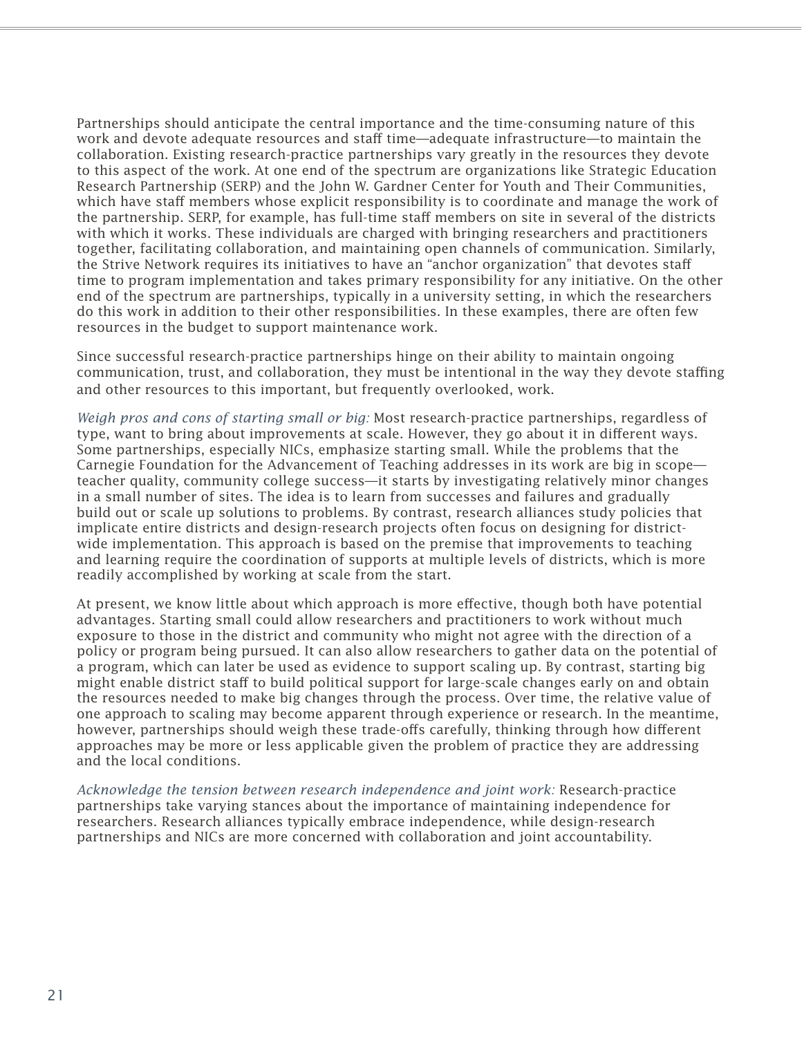Partnerships should anticipate the central importance and the time-consuming nature of this work and devote adequate resources and staff time—adequate infrastructure—to maintain the collaboration. Existing research-practice partnerships vary greatly in the resources they devote to this aspect of the work. At one end of the spectrum are organizations like Strategic Education Research Partnership (SERP) and the John W. Gardner Center for Youth and Their Communities, which have staff members whose explicit responsibility is to coordinate and manage the work of the partnership. SERP, for example, has full-time staff members on site in several of the districts with which it works. These individuals are charged with bringing researchers and practitioners together, facilitating collaboration, and maintaining open channels of communication. Similarly, the Strive Network requires its initiatives to have an "anchor organization" that devotes staff time to program implementation and takes primary responsibility for any initiative. On the other end of the spectrum are partnerships, typically in a university setting, in which the researchers do this work in addition to their other responsibilities. In these examples, there are often few resources in the budget to support maintenance work.

Since successful research-practice partnerships hinge on their ability to maintain ongoing communication, trust, and collaboration, they must be intentional in the way they devote staffing and other resources to this important, but frequently overlooked, work.

*Weigh pros and cons of starting small or big:* Most research-practice partnerships, regardless of type, want to bring about improvements at scale. However, they go about it in different ways. Some partnerships, especially NICs, emphasize starting small. While the problems that the Carnegie Foundation for the Advancement of Teaching addresses in its work are big in scope—teacher quality, community college success—it starts by investigating relatively minor changes in a small number of sites. The idea is to learn from successes and failures and gradually build out or scale up solutions to problems. By contrast, research alliances study policies that implicate entire districts and design-research projects often focus on designing for district-wide implementation. This approach is based on the premise that improvements to teaching and learning require the coordination of supports at multiple levels of districts, which is more readily accomplished by working at scale from the start.

At present, we know little about which approach is more effective, though both have potential advantages. Starting small could allow researchers and practitioners to work without much exposure to those in the district and community who might not agree with the direction of a policy or program being pursued. It can also allow researchers to gather data on the potential of a program, which can later be used as evidence to support scaling up. By contrast, starting big might enable district staff to build political support for large-scale changes early on and obtain the resources needed to make big changes through the process. Over time, the relative value of one approach to scaling may become apparent through experience or research. In the meantime, however, partnerships should weigh these trade-offs carefully, thinking through how different approaches may be more or less applicable given the problem of practice they are addressing and the local conditions.

*Acknowledge the tension between research independence and joint work:* Research-practice partnerships take varying stances about the importance of maintaining independence for researchers. Research alliances typically embrace independence, while design-research partnerships and NICs are more concerned with collaboration and joint accountability.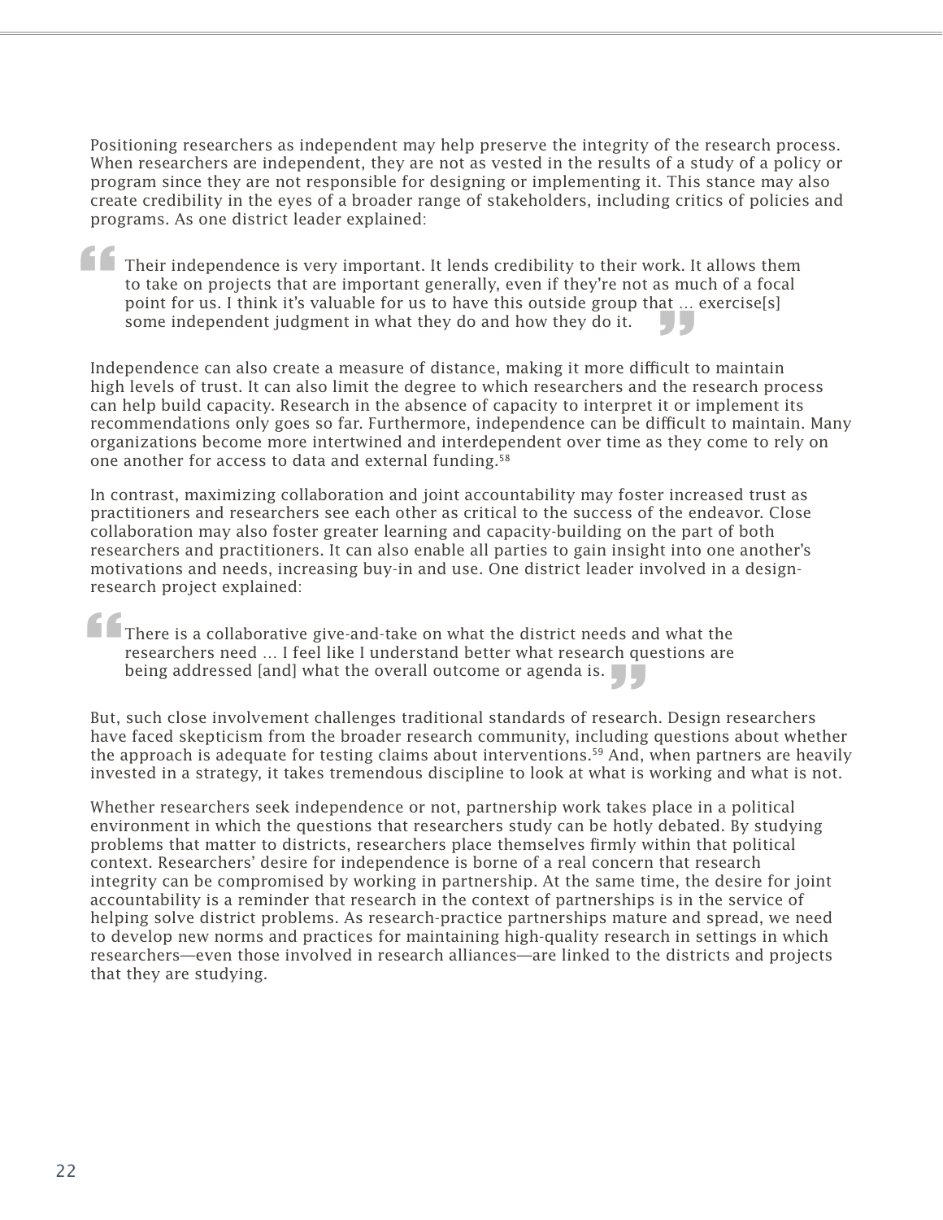Positioning researchers as independent may help preserve the integrity of the research process. When researchers are independent, they are not as vested in the results of a study of a policy or program since they are not responsible for designing or implementing it. This stance may also create credibility in the eyes of a broader range of stakeholders, including critics of policies and programs. As one district leader explained:

> Their independence is very important. It lends credibility to their work. It allows them to take on projects that are important generally, even if they're not as much of a focal point for us. I think it's valuable for us to have this outside group that … exercise[s] some independent judgment in what they do and how they do it.

Independence can also create a measure of distance, making it more difficult to maintain high levels of trust. It can also limit the degree to which researchers and the research process can help build capacity. Research in the absence of capacity to interpret it or implement its recommendations only goes so far. Furthermore, independence can be difficult to maintain. Many organizations become more intertwined and interdependent over time as they come to rely on one another for access to data and external funding.[58]

In contrast, maximizing collaboration and joint accountability may foster increased trust as practitioners and researchers see each other as critical to the success of the endeavor. Close collaboration may also foster greater learning and capacity-building on the part of both researchers and practitioners. It can also enable all parties to gain insight into one another's motivations and needs, increasing buy-in and use. One district leader involved in a design-research project explained:

> There is a collaborative give-and-take on what the district needs and what the researchers need … I feel like I understand better what research questions are being addressed [and] what the overall outcome or agenda is.

But, such close involvement challenges traditional standards of research. Design researchers have faced skepticism from the broader research community, including questions about whether the approach is adequate for testing claims about interventions.[59] And, when partners are heavily invested in a strategy, it takes tremendous discipline to look at what is working and what is not.

Whether researchers seek independence or not, partnership work takes place in a political environment in which the questions that researchers study can be hotly debated. By studying problems that matter to districts, researchers place themselves firmly within that political context. Researchers' desire for independence is borne of a real concern that research integrity can be compromised by working in partnership. At the same time, the desire for joint accountability is a reminder that research in the context of partnerships is in the service of helping solve district problems. As research-practice partnerships mature and spread, we need to develop new norms and practices for maintaining high-quality research in settings in which researchers—even those involved in research alliances—are linked to the districts and projects that they are studying.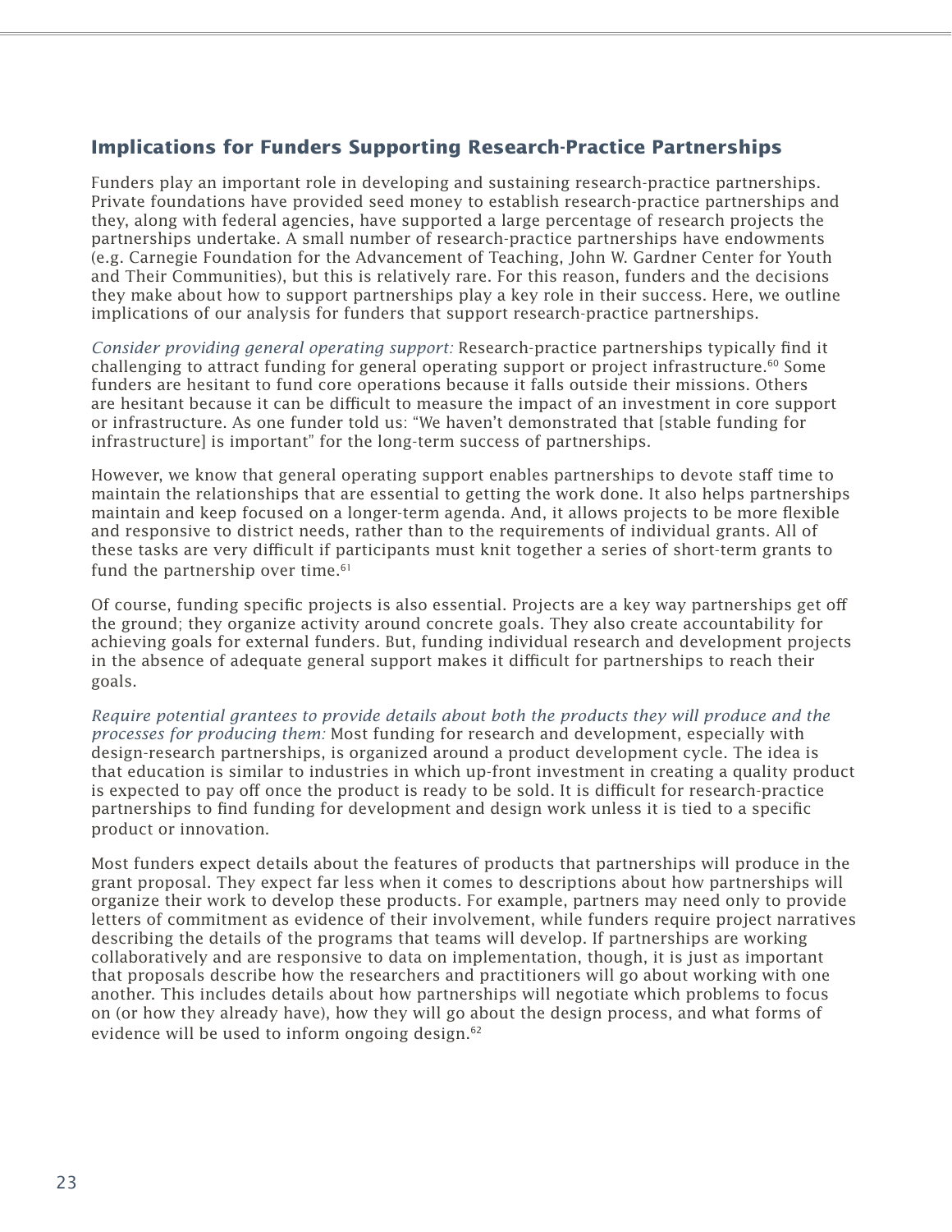## Implications for Funders Supporting Research-Practice Partnerships

Funders play an important role in developing and sustaining research-practice partnerships. Private foundations have provided seed money to establish research-practice partnerships and they, along with federal agencies, have supported a large percentage of research projects the partnerships undertake. A small number of research-practice partnerships have endowments (e.g. Carnegie Foundation for the Advancement of Teaching, John W. Gardner Center for Youth and Their Communities), but this is relatively rare. For this reason, funders and the decisions they make about how to support partnerships play a key role in their success. Here, we outline implications of our analysis for funders that support research-practice partnerships.

*Consider providing general operating support:* Research-practice partnerships typically find it challenging to attract funding for general operating support or project infrastructure.[60] Some funders are hesitant to fund core operations because it falls outside their missions. Others are hesitant because it can be difficult to measure the impact of an investment in core support or infrastructure. As one funder told us: "We haven't demonstrated that [stable funding for infrastructure] is important" for the long-term success of partnerships.

However, we know that general operating support enables partnerships to devote staff time to maintain the relationships that are essential to getting the work done. It also helps partnerships maintain and keep focused on a longer-term agenda. And, it allows projects to be more flexible and responsive to district needs, rather than to the requirements of individual grants. All of these tasks are very difficult if participants must knit together a series of short-term grants to fund the partnership over time.[61]

Of course, funding specific projects is also essential. Projects are a key way partnerships get off the ground; they organize activity around concrete goals. They also create accountability for achieving goals for external funders. But, funding individual research and development projects in the absence of adequate general support makes it difficult for partnerships to reach their goals.

*Require potential grantees to provide details about both the products they will produce and the processes for producing them:* Most funding for research and development, especially with design-research partnerships, is organized around a product development cycle. The idea is that education is similar to industries in which up-front investment in creating a quality product is expected to pay off once the product is ready to be sold. It is difficult for research-practice partnerships to find funding for development and design work unless it is tied to a specific product or innovation.

Most funders expect details about the features of products that partnerships will produce in the grant proposal. They expect far less when it comes to descriptions about how partnerships will organize their work to develop these products. For example, partners may need only to provide letters of commitment as evidence of their involvement, while funders require project narratives describing the details of the programs that teams will develop. If partnerships are working collaboratively and are responsive to data on implementation, though, it is just as important that proposals describe how the researchers and practitioners will go about working with one another. This includes details about how partnerships will negotiate which problems to focus on (or how they already have), how they will go about the design process, and what forms of evidence will be used to inform ongoing design.[62]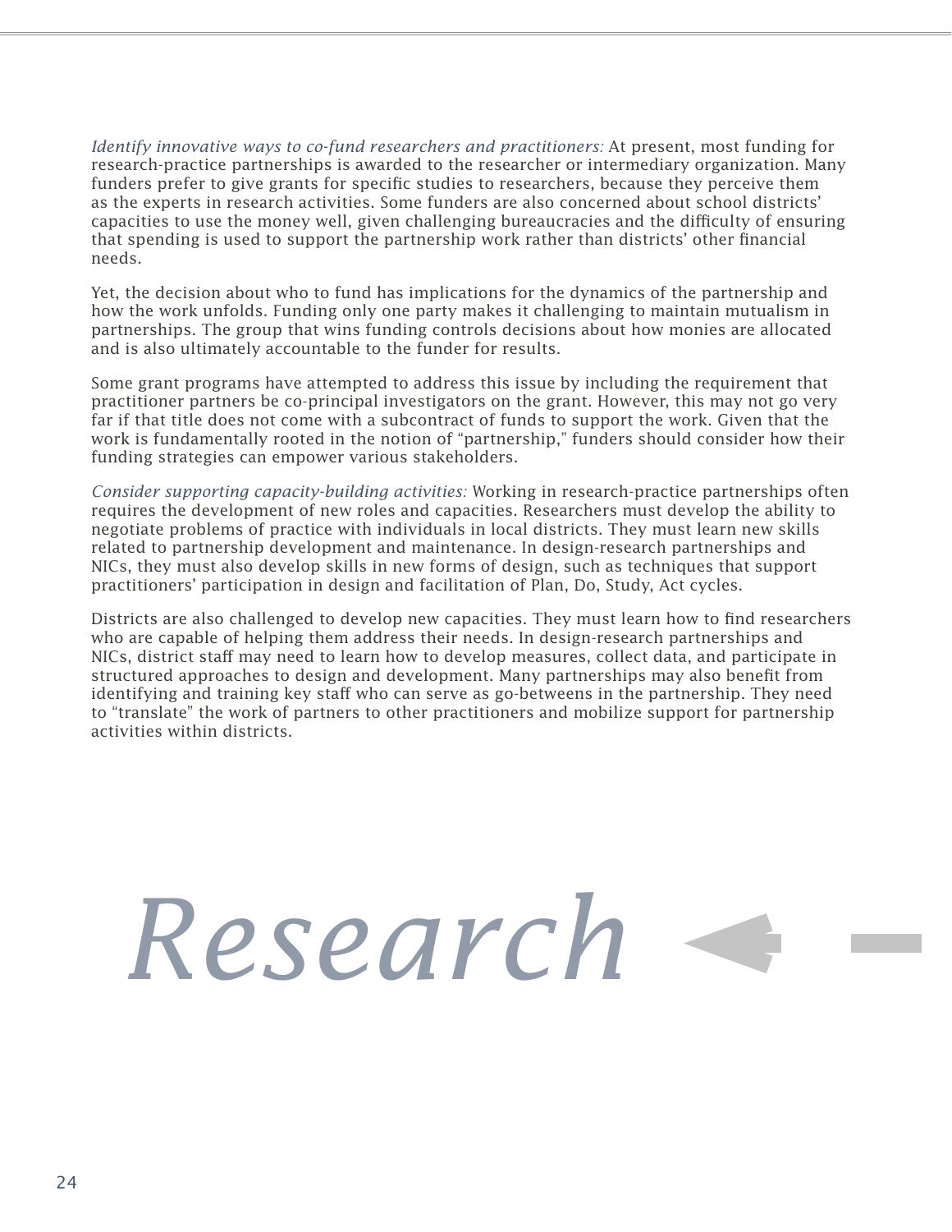*Identify innovative ways to co-fund researchers and practitioners:* At present, most funding for research-practice partnerships is awarded to the researcher or intermediary organization. Many funders prefer to give grants for specific studies to researchers, because they perceive them as the experts in research activities. Some funders are also concerned about school districts' capacities to use the money well, given challenging bureaucracies and the difficulty of ensuring that spending is used to support the partnership work rather than districts' other financial needs.

Yet, the decision about who to fund has implications for the dynamics of the partnership and how the work unfolds. Funding only one party makes it challenging to maintain mutualism in partnerships. The group that wins funding controls decisions about how monies are allocated and is also ultimately accountable to the funder for results.

Some grant programs have attempted to address this issue by including the requirement that practitioner partners be co-principal investigators on the grant. However, this may not go very far if that title does not come with a subcontract of funds to support the work. Given that the work is fundamentally rooted in the notion of "partnership," funders should consider how their funding strategies can empower various stakeholders.

*Consider supporting capacity-building activities:* Working in research-practice partnerships often requires the development of new roles and capacities. Researchers must develop the ability to negotiate problems of practice with individuals in local districts. They must learn new skills related to partnership development and maintenance. In design-research partnerships and NICs, they must also develop skills in new forms of design, such as techniques that support practitioners' participation in design and facilitation of Plan, Do, Study, Act cycles.

Districts are also challenged to develop new capacities. They must learn how to find researchers who are capable of helping them address their needs. In design-research partnerships and NICs, district staff may need to learn how to develop measures, collect data, and participate in structured approaches to design and development. Many partnerships may also benefit from identifying and training key staff who can serve as go-betweens in the partnership. They need to "translate" the work of partners to other practitioners and mobilize support for partnership activities within districts.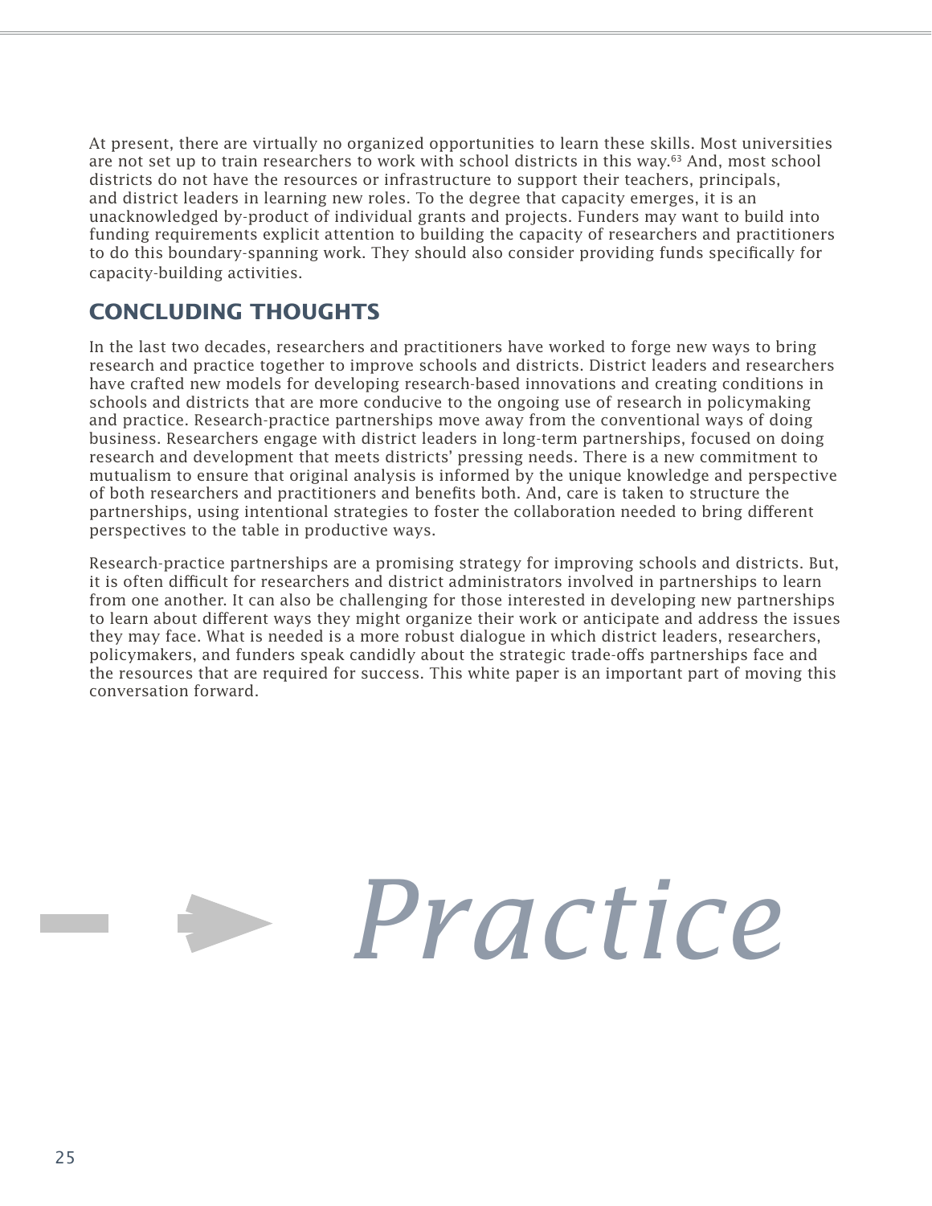At present, there are virtually no organized opportunities to learn these skills. Most universities are not set up to train researchers to work with school districts in this way.[63] And, most school districts do not have the resources or infrastructure to support their teachers, principals, and district leaders in learning new roles. To the degree that capacity emerges, it is an unacknowledged by-product of individual grants and projects. Funders may want to build into funding requirements explicit attention to building the capacity of researchers and practitioners to do this boundary-spanning work. They should also consider providing funds specifically for capacity-building activities.

## CONCLUDING THOUGHTS

In the last two decades, researchers and practitioners have worked to forge new ways to bring research and practice together to improve schools and districts. District leaders and researchers have crafted new models for developing research-based innovations and creating conditions in schools and districts that are more conducive to the ongoing use of research in policymaking and practice. Research-practice partnerships move away from the conventional ways of doing business. Researchers engage with district leaders in long-term partnerships, focused on doing research and development that meets districts' pressing needs. There is a new commitment to mutualism to ensure that original analysis is informed by the unique knowledge and perspective of both researchers and practitioners and benefits both. And, care is taken to structure the partnerships, using intentional strategies to foster the collaboration needed to bring different perspectives to the table in productive ways.

Research-practice partnerships are a promising strategy for improving schools and districts. But, it is often difficult for researchers and district administrators involved in partnerships to learn from one another. It can also be challenging for those interested in developing new partnerships to learn about different ways they might organize their work or anticipate and address the issues they may face. What is needed is a more robust dialogue in which district leaders, researchers, policymakers, and funders speak candidly about the strategic trade-offs partnerships face and the resources that are required for success. This white paper is an important part of moving this conversation forward.

*Practice*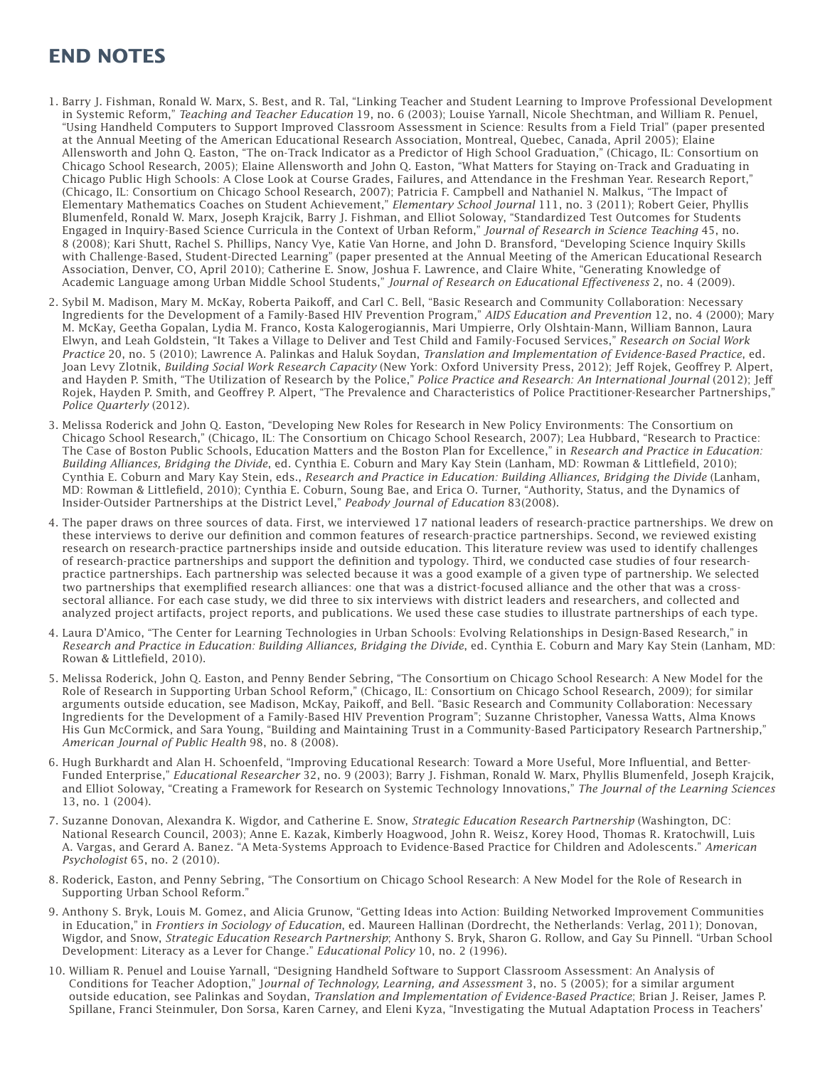# END NOTES

1. Barry J. Fishman, Ronald W. Marx, S. Best, and R. Tal, "Linking Teacher and Student Learning to Improve Professional Development in Systemic Reform," *Teaching and Teacher Education* 19, no. 6 (2003); Louise Yarnall, Nicole Shechtman, and William R. Penuel, "Using Handheld Computers to Support Improved Classroom Assessment in Science: Results from a Field Trial" (paper presented at the Annual Meeting of the American Educational Research Association, Montreal, Quebec, Canada, April 2005); Elaine Allensworth and John Q. Easton, "The on-Track Indicator as a Predictor of High School Graduation," (Chicago, IL: Consortium on Chicago School Research, 2005); Elaine Allensworth and John Q. Easton, "What Matters for Staying on-Track and Graduating in Chicago Public High Schools: A Close Look at Course Grades, Failures, and Attendance in the Freshman Year. Research Report," (Chicago, IL: Consortium on Chicago School Research, 2007); Patricia F. Campbell and Nathaniel N. Malkus, "The Impact of Elementary Mathematics Coaches on Student Achievement," *Elementary School Journal* 111, no. 3 (2011); Robert Geier, Phyllis Blumenfeld, Ronald W. Marx, Joseph Krajcik, Barry J. Fishman, and Elliot Soloway, "Standardized Test Outcomes for Students Engaged in Inquiry-Based Science Curricula in the Context of Urban Reform," *Journal of Research in Science Teaching* 45, no. 8 (2008); Kari Shutt, Rachel S. Phillips, Nancy Vye, Katie Van Horne, and John D. Bransford, "Developing Science Inquiry Skills with Challenge-Based, Student-Directed Learning" (paper presented at the Annual Meeting of the American Educational Research Association, Denver, CO, April 2010); Catherine E. Snow, Joshua F. Lawrence, and Claire White, "Generating Knowledge of Academic Language among Urban Middle School Students," *Journal of Research on Educational Effectiveness* 2, no. 4 (2009).

2. Sybil M. Madison, Mary M. McKay, Roberta Paikoff, and Carl C. Bell, "Basic Research and Community Collaboration: Necessary Ingredients for the Development of a Family-Based HIV Prevention Program," *AIDS Education and Prevention* 12, no. 4 (2000); Mary M. McKay, Geetha Gopalan, Lydia M. Franco, Kosta Kalogerogiannis, Mari Umpierre, Orly Olshtain-Mann, William Bannon, Laura Elwyn, and Leah Goldstein, "It Takes a Village to Deliver and Test Child and Family-Focused Services," *Research on Social Work Practice* 20, no. 5 (2010); Lawrence A. Palinkas and Haluk Soydan, *Translation and Implementation of Evidence-Based Practice*, ed. Joan Levy Zlotnik, *Building Social Work Research Capacity* (New York: Oxford University Press, 2012); Jeff Rojek, Geoffrey P. Alpert, and Hayden P. Smith, "The Utilization of Research by the Police," *Police Practice and Research: An International Journal* (2012); Jeff Rojek, Hayden P. Smith, and Geoffrey P. Alpert, "The Prevalence and Characteristics of Police Practitioner-Researcher Partnerships," *Police Quarterly* (2012).

3. Melissa Roderick and John Q. Easton, "Developing New Roles for Research in New Policy Environments: The Consortium on Chicago School Research," (Chicago, IL: The Consortium on Chicago School Research, 2007); Lea Hubbard, "Research to Practice: The Case of Boston Public Schools, Education Matters and the Boston Plan for Excellence," in *Research and Practice in Education: Building Alliances, Bridging the Divide*, ed. Cynthia E. Coburn and Mary Kay Stein (Lanham, MD: Rowman & Littlefield, 2010); Cynthia E. Coburn and Mary Kay Stein, eds., *Research and Practice in Education: Building Alliances, Bridging the Divide* (Lanham, MD: Rowman & Littlefield, 2010); Cynthia E. Coburn, Soung Bae, and Erica O. Turner, "Authority, Status, and the Dynamics of Insider-Outsider Partnerships at the District Level," *Peabody Journal of Education* 83(2008).

4. The paper draws on three sources of data. First, we interviewed 17 national leaders of research-practice partnerships. We drew on these interviews to derive our definition and common features of research-practice partnerships. Second, we reviewed existing research on research-practice partnerships inside and outside education. This literature review was used to identify challenges of research-practice partnerships and support the definition and typology. Third, we conducted case studies of four research-practice partnerships. Each partnership was selected because it was a good example of a given type of partnership. We selected two partnerships that exemplified research alliances: one that was a district-focused alliance and the other that was a cross-sectoral alliance. For each case study, we did three to six interviews with district leaders and researchers, and collected and analyzed project artifacts, project reports, and publications. We used these case studies to illustrate partnerships of each type.

4. Laura D'Amico, "The Center for Learning Technologies in Urban Schools: Evolving Relationships in Design-Based Research," in *Research and Practice in Education: Building Alliances, Bridging the Divide*, ed. Cynthia E. Coburn and Mary Kay Stein (Lanham, MD: Rowan & Littlefield, 2010).

5. Melissa Roderick, John Q. Easton, and Penny Bender Sebring, "The Consortium on Chicago School Research: A New Model for the Role of Research in Supporting Urban School Reform," (Chicago, IL: Consortium on Chicago School Research, 2009); for similar arguments outside education, see Madison, McKay, Paikoff, and Bell. "Basic Research and Community Collaboration: Necessary Ingredients for the Development of a Family-Based HIV Prevention Program"; Suzanne Christopher, Vanessa Watts, Alma Knows His Gun McCormick, and Sara Young, "Building and Maintaining Trust in a Community-Based Participatory Research Partnership," *American Journal of Public Health* 98, no. 8 (2008).

6. Hugh Burkhardt and Alan H. Schoenfeld, "Improving Educational Research: Toward a More Useful, More Influential, and Better-Funded Enterprise," *Educational Researcher* 32, no. 9 (2003); Barry J. Fishman, Ronald W. Marx, Phyllis Blumenfeld, Joseph Krajcik, and Elliot Soloway, "Creating a Framework for Research on Systemic Technology Innovations," *The Journal of the Learning Sciences* 13, no. 1 (2004).

7. Suzanne Donovan, Alexandra K. Wigdor, and Catherine E. Snow, *Strategic Education Research Partnership* (Washington, DC: National Research Council, 2003); Anne E. Kazak, Kimberly Hoagwood, John R. Weisz, Korey Hood, Thomas R. Kratochwill, Luis A. Vargas, and Gerard A. Banez. "A Meta-Systems Approach to Evidence-Based Practice for Children and Adolescents." *American Psychologist* 65, no. 2 (2010).

8. Roderick, Easton, and Penny Sebring, "The Consortium on Chicago School Research: A New Model for the Role of Research in Supporting Urban School Reform."

9. Anthony S. Bryk, Louis M. Gomez, and Alicia Grunow, "Getting Ideas into Action: Building Networked Improvement Communities in Education," in *Frontiers in Sociology of Education*, ed. Maureen Hallinan (Dordrecht, the Netherlands: Verlag, 2011); Donovan, Wigdor, and Snow, *Strategic Education Research Partnership*; Anthony S. Bryk, Sharon G. Rollow, and Gay Su Pinnell. "Urban School Development: Literacy as a Lever for Change." *Educational Policy* 10, no. 2 (1996).

10. William R. Penuel and Louise Yarnall, "Designing Handheld Software to Support Classroom Assessment: An Analysis of Conditions for Teacher Adoption," *Journal of Technology, Learning, and Assessment* 3, no. 5 (2005); for a similar argument outside education, see Palinkas and Soydan, *Translation and Implementation of Evidence-Based Practice*; Brian J. Reiser, James P. Spillane, Franci Steinmuler, Don Sorsa, Karen Carney, and Eleni Kyza, "Investigating the Mutual Adaptation Process in Teachers'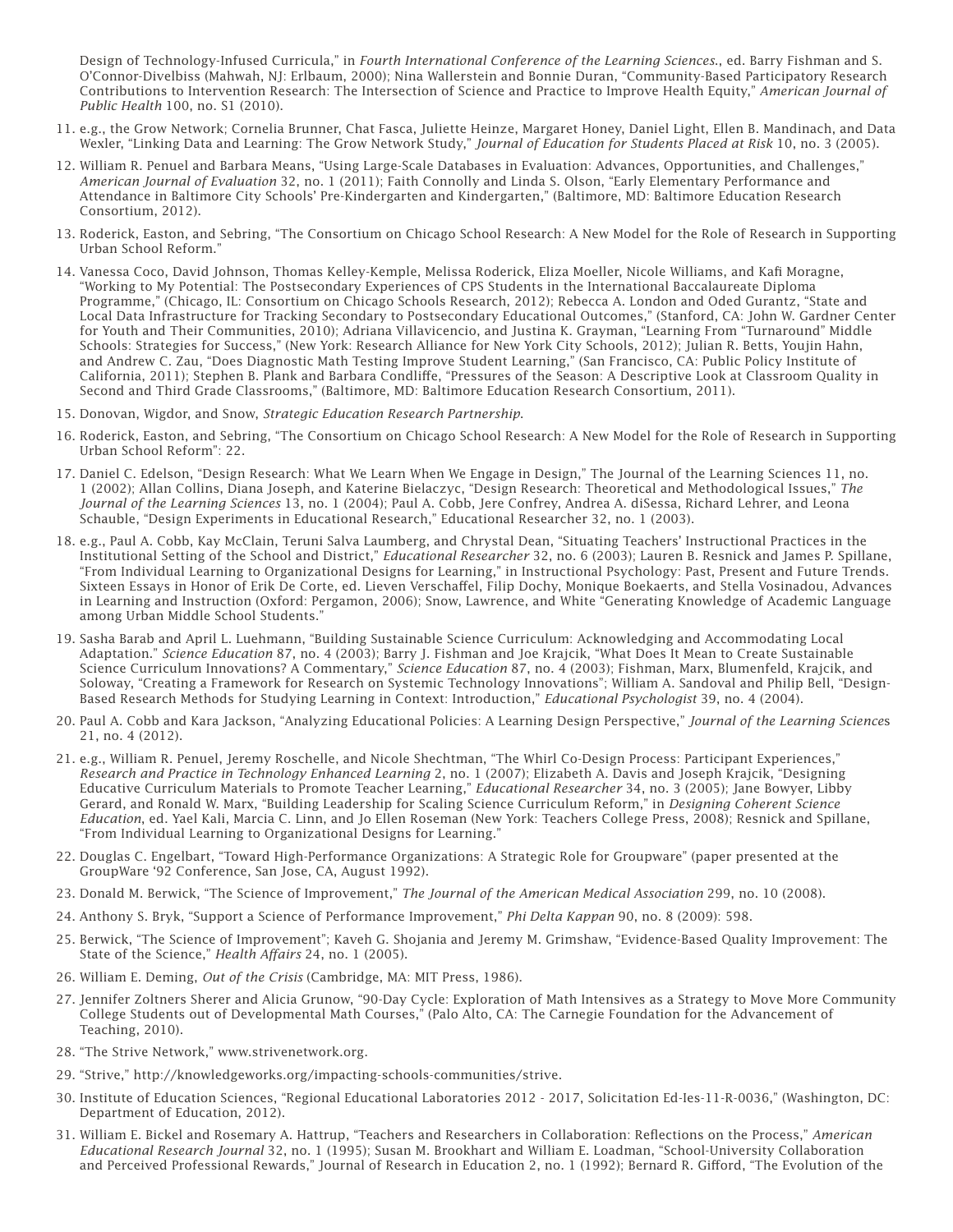Design of Technology-Infused Curricula," in *Fourth International Conference of the Learning Sciences.*, ed. Barry Fishman and S. O'Connor-Divelbiss (Mahwah, NJ: Erlbaum, 2000); Nina Wallerstein and Bonnie Duran, "Community-Based Participatory Research Contributions to Intervention Research: The Intersection of Science and Practice to Improve Health Equity," *American Journal of Public Health* 100, no. S1 (2010).

11. e.g., the Grow Network; Cornelia Brunner, Chat Fasca, Juliette Heinze, Margaret Honey, Daniel Light, Ellen B. Mandinach, and Data Wexler, "Linking Data and Learning: The Grow Network Study," *Journal of Education for Students Placed at Risk* 10, no. 3 (2005).

12. William R. Penuel and Barbara Means, "Using Large-Scale Databases in Evaluation: Advances, Opportunities, and Challenges," *American Journal of Evaluation* 32, no. 1 (2011); Faith Connolly and Linda S. Olson, "Early Elementary Performance and Attendance in Baltimore City Schools' Pre-Kindergarten and Kindergarten," (Baltimore, MD: Baltimore Education Research Consortium, 2012).

13. Roderick, Easton, and Sebring, "The Consortium on Chicago School Research: A New Model for the Role of Research in Supporting Urban School Reform."

14. Vanessa Coco, David Johnson, Thomas Kelley-Kemple, Melissa Roderick, Eliza Moeller, Nicole Williams, and Kafi Moragne, "Working to My Potential: The Postsecondary Experiences of CPS Students in the International Baccalaureate Diploma Programme," (Chicago, IL: Consortium on Chicago Schools Research, 2012); Rebecca A. London and Oded Gurantz, "State and Local Data Infrastructure for Tracking Secondary to Postsecondary Educational Outcomes," (Stanford, CA: John W. Gardner Center for Youth and Their Communities, 2010); Adriana Villavicencio, and Justina K. Grayman, "Learning From "Turnaround" Middle Schools: Strategies for Success," (New York: Research Alliance for New York City Schools, 2012); Julian R. Betts, Youjin Hahn, and Andrew C. Zau, "Does Diagnostic Math Testing Improve Student Learning," (San Francisco, CA: Public Policy Institute of California, 2011); Stephen B. Plank and Barbara Condliffe, "Pressures of the Season: A Descriptive Look at Classroom Quality in Second and Third Grade Classrooms," (Baltimore, MD: Baltimore Education Research Consortium, 2011).

15. Donovan, Wigdor, and Snow, *Strategic Education Research Partnership*.

16. Roderick, Easton, and Sebring, "The Consortium on Chicago School Research: A New Model for the Role of Research in Supporting Urban School Reform": 22.

17. Daniel C. Edelson, "Design Research: What We Learn When We Engage in Design," The Journal of the Learning Sciences 11, no. 1 (2002); Allan Collins, Diana Joseph, and Katerine Bielaczyc, "Design Research: Theoretical and Methodological Issues," *The Journal of the Learning Sciences* 13, no. 1 (2004); Paul A. Cobb, Jere Confrey, Andrea A. diSessa, Richard Lehrer, and Leona Schauble, "Design Experiments in Educational Research," Educational Researcher 32, no. 1 (2003).

18. e.g., Paul A. Cobb, Kay McClain, Teruni Salva Laumberg, and Chrystal Dean, "Situating Teachers' Instructional Practices in the Institutional Setting of the School and District," *Educational Researcher* 32, no. 6 (2003); Lauren B. Resnick and James P. Spillane, "From Individual Learning to Organizational Designs for Learning," in Instructional Psychology: Past, Present and Future Trends. Sixteen Essays in Honor of Erik De Corte, ed. Lieven Verschaffel, Filip Dochy, Monique Boekaerts, and Stella Vosinadou, Advances in Learning and Instruction (Oxford: Pergamon, 2006); Snow, Lawrence, and White "Generating Knowledge of Academic Language among Urban Middle School Students."

19. Sasha Barab and April L. Luehmann, "Building Sustainable Science Curriculum: Acknowledging and Accommodating Local Adaptation." *Science Education* 87, no. 4 (2003); Barry J. Fishman and Joe Krajcik, "What Does It Mean to Create Sustainable Science Curriculum Innovations? A Commentary," *Science Education* 87, no. 4 (2003); Fishman, Marx, Blumenfeld, Krajcik, and Soloway, "Creating a Framework for Research on Systemic Technology Innovations"; William A. Sandoval and Philip Bell, "Design-Based Research Methods for Studying Learning in Context: Introduction," *Educational Psychologist* 39, no. 4 (2004).

20. Paul A. Cobb and Kara Jackson, "Analyzing Educational Policies: A Learning Design Perspective," *Journal of the Learning Science*s 21, no. 4 (2012).

21. e.g., William R. Penuel, Jeremy Roschelle, and Nicole Shechtman, "The Whirl Co-Design Process: Participant Experiences," *Research and Practice in Technology Enhanced Learning* 2, no. 1 (2007); Elizabeth A. Davis and Joseph Krajcik, "Designing Educative Curriculum Materials to Promote Teacher Learning," *Educational Researcher* 34, no. 3 (2005); Jane Bowyer, Libby Gerard, and Ronald W. Marx, "Building Leadership for Scaling Science Curriculum Reform," in *Designing Coherent Science Education*, ed. Yael Kali, Marcia C. Linn, and Jo Ellen Roseman (New York: Teachers College Press, 2008); Resnick and Spillane, "From Individual Learning to Organizational Designs for Learning."

22. Douglas C. Engelbart, "Toward High-Performance Organizations: A Strategic Role for Groupware" (paper presented at the GroupWare '92 Conference, San Jose, CA, August 1992).

23. Donald M. Berwick, "The Science of Improvement," *The Journal of the American Medical Association* 299, no. 10 (2008).

24. Anthony S. Bryk, "Support a Science of Performance Improvement," *Phi Delta Kappan* 90, no. 8 (2009): 598.

25. Berwick, "The Science of Improvement"; Kaveh G. Shojania and Jeremy M. Grimshaw, "Evidence-Based Quality Improvement: The State of the Science," *Health Affairs* 24, no. 1 (2005).

26. William E. Deming, *Out of the Crisis* (Cambridge, MA: MIT Press, 1986).

27. Jennifer Zoltners Sherer and Alicia Grunow, "90-Day Cycle: Exploration of Math Intensives as a Strategy to Move More Community College Students out of Developmental Math Courses," (Palo Alto, CA: The Carnegie Foundation for the Advancement of Teaching, 2010).

28. "The Strive Network," www.strivenetwork.org.

29. "Strive," http://knowledgeworks.org/impacting-schools-communities/strive.

30. Institute of Education Sciences, "Regional Educational Laboratories 2012 - 2017, Solicitation Ed-Ies-11-R-0036," (Washington, DC: Department of Education, 2012).

31. William E. Bickel and Rosemary A. Hattrup, "Teachers and Researchers in Collaboration: Reflections on the Process," *American Educational Research Journal* 32, no. 1 (1995); Susan M. Brookhart and William E. Loadman, "School-University Collaboration and Perceived Professional Rewards," Journal of Research in Education 2, no. 1 (1992); Bernard R. Gifford, "The Evolution of the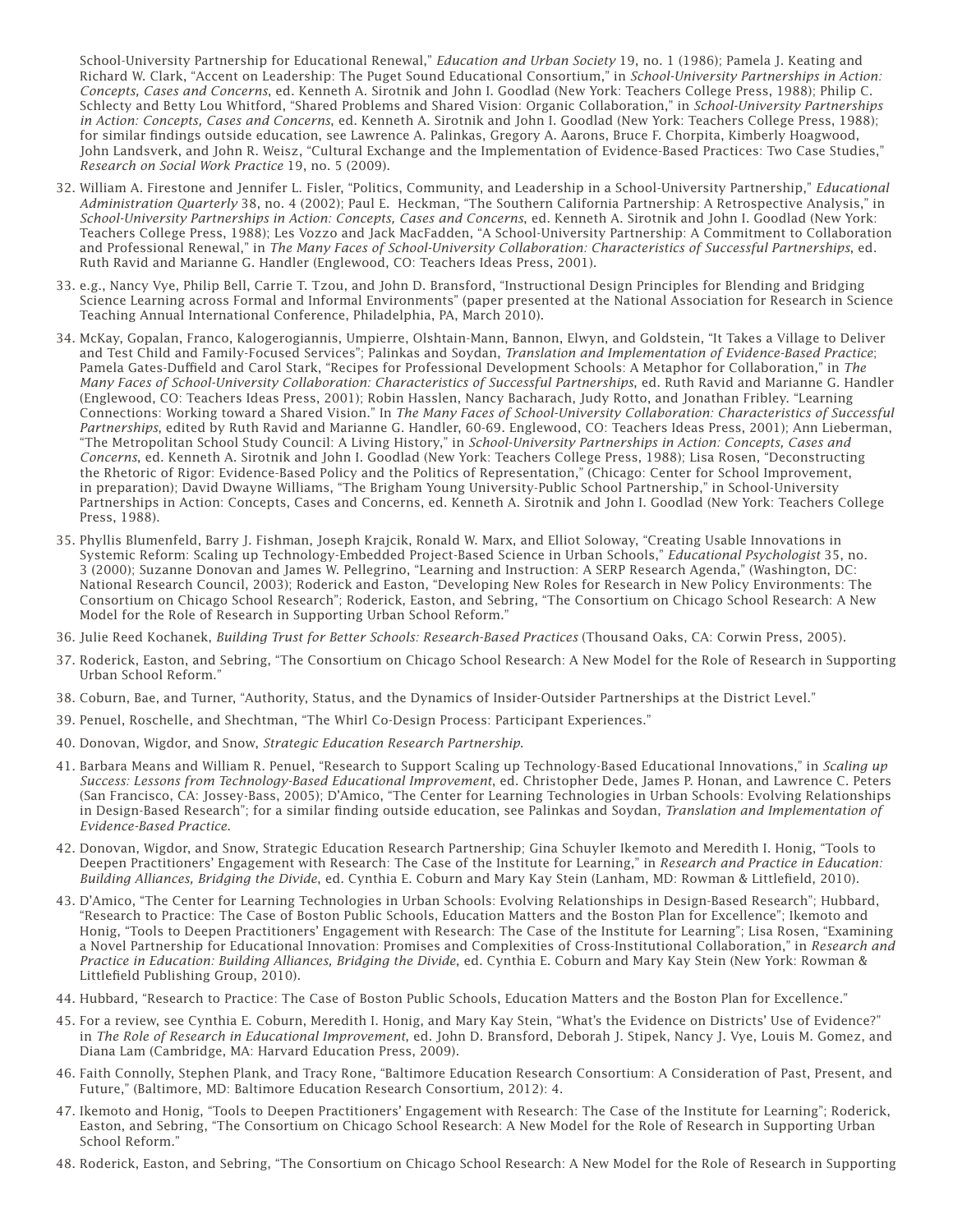School-University Partnership for Educational Renewal," *Education and Urban Society* 19, no. 1 (1986); Pamela J. Keating and Richard W. Clark, "Accent on Leadership: The Puget Sound Educational Consortium," in *School-University Partnerships in Action: Concepts, Cases and Concerns*, ed. Kenneth A. Sirotnik and John I. Goodlad (New York: Teachers College Press, 1988); Philip C. Schlecty and Betty Lou Whitford, "Shared Problems and Shared Vision: Organic Collaboration," in *School-University Partnerships in Action: Concepts, Cases and Concerns*, ed. Kenneth A. Sirotnik and John I. Goodlad (New York: Teachers College Press, 1988); for similar findings outside education, see Lawrence A. Palinkas, Gregory A. Aarons, Bruce F. Chorpita, Kimberly Hoagwood, John Landsverk, and John R. Weisz, "Cultural Exchange and the Implementation of Evidence-Based Practices: Two Case Studies," *Research on Social Work Practice* 19, no. 5 (2009).

32. William A. Firestone and Jennifer L. Fisler, "Politics, Community, and Leadership in a School-University Partnership," *Educational Administration Quarterly* 38, no. 4 (2002); Paul E. Heckman, "The Southern California Partnership: A Retrospective Analysis," in *School-University Partnerships in Action: Concepts, Cases and Concerns*, ed. Kenneth A. Sirotnik and John I. Goodlad (New York: Teachers College Press, 1988); Les Vozzo and Jack MacFadden, "A School-University Partnership: A Commitment to Collaboration and Professional Renewal," in *The Many Faces of School-University Collaboration: Characteristics of Successful Partnerships*, ed. Ruth Ravid and Marianne G. Handler (Englewood, CO: Teachers Ideas Press, 2001).

33. e.g., Nancy Vye, Philip Bell, Carrie T. Tzou, and John D. Bransford, "Instructional Design Principles for Blending and Bridging Science Learning across Formal and Informal Environments" (paper presented at the National Association for Research in Science Teaching Annual International Conference, Philadelphia, PA, March 2010).

34. McKay, Gopalan, Franco, Kalogerogiannis, Umpierre, Olshtain-Mann, Bannon, Elwyn, and Goldstein, "It Takes a Village to Deliver and Test Child and Family-Focused Services"; Palinkas and Soydan, *Translation and Implementation of Evidence-Based Practice*; Pamela Gates-Duffield and Carol Stark, "Recipes for Professional Development Schools: A Metaphor for Collaboration," in *The Many Faces of School-University Collaboration: Characteristics of Successful Partnerships*, ed. Ruth Ravid and Marianne G. Handler (Englewood, CO: Teachers Ideas Press, 2001); Robin Hasslen, Nancy Bacharach, Judy Rotto, and Jonathan Fribley. "Learning Connections: Working toward a Shared Vision." In *The Many Faces of School-University Collaboration: Characteristics of Successful Partnerships*, edited by Ruth Ravid and Marianne G. Handler, 60-69. Englewood, CO: Teachers Ideas Press, 2001); Ann Lieberman, "The Metropolitan School Study Council: A Living History," in *School-University Partnerships in Action: Concepts, Cases and Concerns*, ed. Kenneth A. Sirotnik and John I. Goodlad (New York: Teachers College Press, 1988); Lisa Rosen, "Deconstructing the Rhetoric of Rigor: Evidence-Based Policy and the Politics of Representation," (Chicago: Center for School Improvement, in preparation); David Dwayne Williams, "The Brigham Young University-Public School Partnership," in School-University Partnerships in Action: Concepts, Cases and Concerns, ed. Kenneth A. Sirotnik and John I. Goodlad (New York: Teachers College Press, 1988).

35. Phyllis Blumenfeld, Barry J. Fishman, Joseph Krajcik, Ronald W. Marx, and Elliot Soloway, "Creating Usable Innovations in Systemic Reform: Scaling up Technology-Embedded Project-Based Science in Urban Schools," *Educational Psychologist* 35, no. 3 (2000); Suzanne Donovan and James W. Pellegrino, "Learning and Instruction: A SERP Research Agenda," (Washington, DC: National Research Council, 2003); Roderick and Easton, "Developing New Roles for Research in New Policy Environments: The Consortium on Chicago School Research"; Roderick, Easton, and Sebring, "The Consortium on Chicago School Research: A New Model for the Role of Research in Supporting Urban School Reform."

36. Julie Reed Kochanek, *Building Trust for Better Schools: Research-Based Practices* (Thousand Oaks, CA: Corwin Press, 2005).

37. Roderick, Easton, and Sebring, "The Consortium on Chicago School Research: A New Model for the Role of Research in Supporting Urban School Reform."

38. Coburn, Bae, and Turner, "Authority, Status, and the Dynamics of Insider-Outsider Partnerships at the District Level."

39. Penuel, Roschelle, and Shechtman, "The Whirl Co-Design Process: Participant Experiences."

40. Donovan, Wigdor, and Snow, *Strategic Education Research Partnership*.

41. Barbara Means and William R. Penuel, "Research to Support Scaling up Technology-Based Educational Innovations," in *Scaling up Success: Lessons from Technology-Based Educational Improvement*, ed. Christopher Dede, James P. Honan, and Lawrence C. Peters (San Francisco, CA: Jossey-Bass, 2005); D'Amico, "The Center for Learning Technologies in Urban Schools: Evolving Relationships in Design-Based Research"; for a similar finding outside education, see Palinkas and Soydan, *Translation and Implementation of Evidence-Based Practice*.

42. Donovan, Wigdor, and Snow, Strategic Education Research Partnership; Gina Schuyler Ikemoto and Meredith I. Honig, "Tools to Deepen Practitioners' Engagement with Research: The Case of the Institute for Learning," in *Research and Practice in Education: Building Alliances, Bridging the Divide*, ed. Cynthia E. Coburn and Mary Kay Stein (Lanham, MD: Rowman & Littlefield, 2010).

43. D'Amico, "The Center for Learning Technologies in Urban Schools: Evolving Relationships in Design-Based Research"; Hubbard, "Research to Practice: The Case of Boston Public Schools, Education Matters and the Boston Plan for Excellence"; Ikemoto and Honig, "Tools to Deepen Practitioners' Engagement with Research: The Case of the Institute for Learning"; Lisa Rosen, "Examining a Novel Partnership for Educational Innovation: Promises and Complexities of Cross-Institutional Collaboration," in *Research and Practice in Education: Building Alliances, Bridging the Divide*, ed. Cynthia E. Coburn and Mary Kay Stein (New York: Rowman & Littlefield Publishing Group, 2010).

44. Hubbard, "Research to Practice: The Case of Boston Public Schools, Education Matters and the Boston Plan for Excellence."

45. For a review, see Cynthia E. Coburn, Meredith I. Honig, and Mary Kay Stein, "What's the Evidence on Districts' Use of Evidence?" in *The Role of Research in Educational Improvement*, ed. John D. Bransford, Deborah J. Stipek, Nancy J. Vye, Louis M. Gomez, and Diana Lam (Cambridge, MA: Harvard Education Press, 2009).

46. Faith Connolly, Stephen Plank, and Tracy Rone, "Baltimore Education Research Consortium: A Consideration of Past, Present, and Future," (Baltimore, MD: Baltimore Education Research Consortium, 2012): 4.

47. Ikemoto and Honig, "Tools to Deepen Practitioners' Engagement with Research: The Case of the Institute for Learning"; Roderick, Easton, and Sebring, "The Consortium on Chicago School Research: A New Model for the Role of Research in Supporting Urban School Reform."

48. Roderick, Easton, and Sebring, "The Consortium on Chicago School Research: A New Model for the Role of Research in Supporting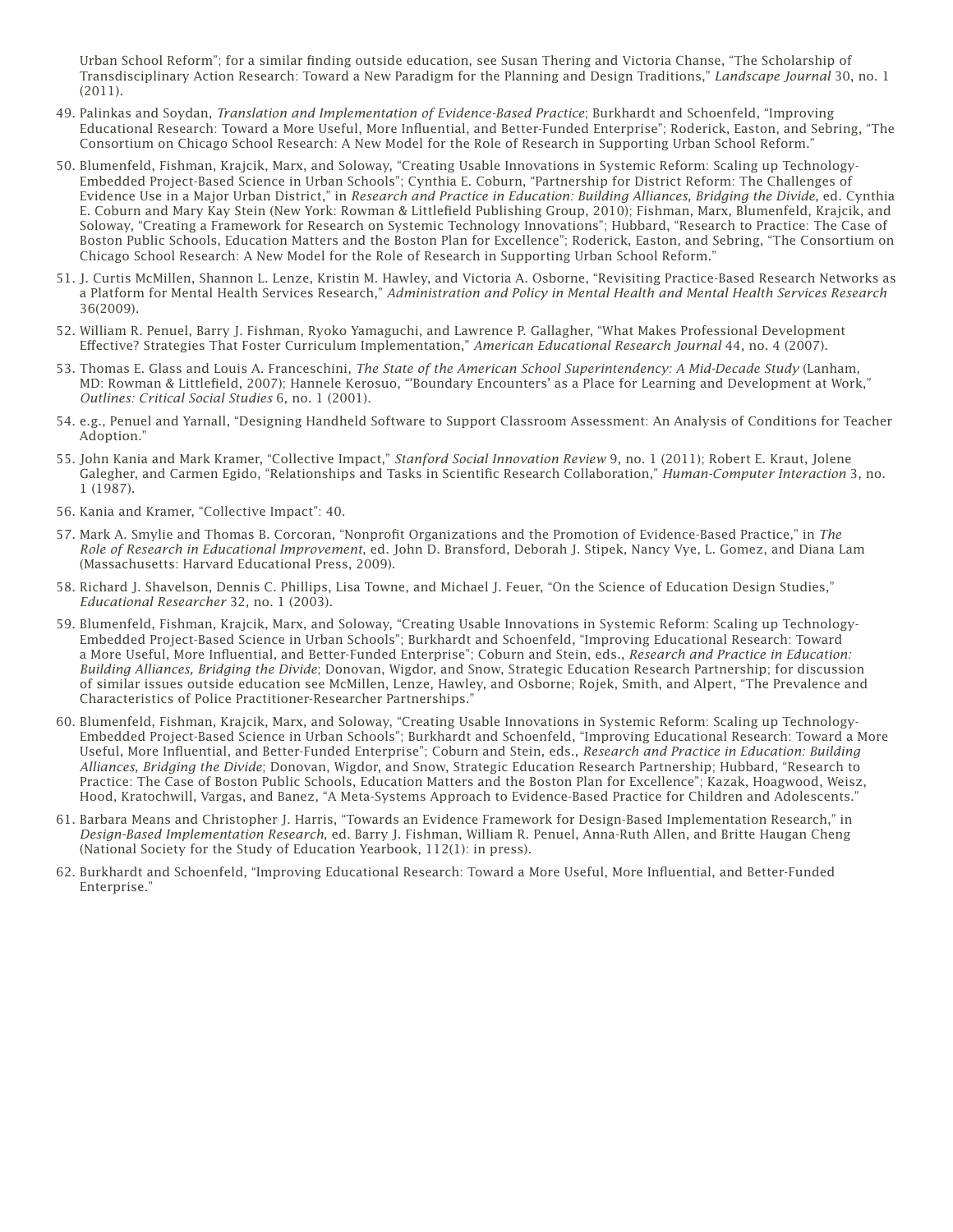Urban School Reform"; for a similar finding outside education, see Susan Thering and Victoria Chanse, "The Scholarship of Transdisciplinary Action Research: Toward a New Paradigm for the Planning and Design Traditions," *Landscape Journal* 30, no. 1 (2011).

49. Palinkas and Soydan, *Translation and Implementation of Evidence-Based Practice*; Burkhardt and Schoenfeld, "Improving Educational Research: Toward a More Useful, More Influential, and Better-Funded Enterprise"; Roderick, Easton, and Sebring, "The Consortium on Chicago School Research: A New Model for the Role of Research in Supporting Urban School Reform."

50. Blumenfeld, Fishman, Krajcik, Marx, and Soloway, "Creating Usable Innovations in Systemic Reform: Scaling up Technology-Embedded Project-Based Science in Urban Schools"; Cynthia E. Coburn, "Partnership for District Reform: The Challenges of Evidence Use in a Major Urban District," in *Research and Practice in Education: Building Alliances, Bridging the Divide*, ed. Cynthia E. Coburn and Mary Kay Stein (New York: Rowman & Littlefield Publishing Group, 2010); Fishman, Marx, Blumenfeld, Krajcik, and Soloway, "Creating a Framework for Research on Systemic Technology Innovations"; Hubbard, "Research to Practice: The Case of Boston Public Schools, Education Matters and the Boston Plan for Excellence"; Roderick, Easton, and Sebring, "The Consortium on Chicago School Research: A New Model for the Role of Research in Supporting Urban School Reform."

51. J. Curtis McMillen, Shannon L. Lenze, Kristin M. Hawley, and Victoria A. Osborne, "Revisiting Practice-Based Research Networks as a Platform for Mental Health Services Research," *Administration and Policy in Mental Health and Mental Health Services Research* 36(2009).

52. William R. Penuel, Barry J. Fishman, Ryoko Yamaguchi, and Lawrence P. Gallagher, "What Makes Professional Development Effective? Strategies That Foster Curriculum Implementation," *American Educational Research Journal* 44, no. 4 (2007).

53. Thomas E. Glass and Louis A. Franceschini, *The State of the American School Superintendency: A Mid-Decade Study* (Lanham, MD: Rowman & Littlefield, 2007); Hannele Kerosuo, "'Boundary Encounters' as a Place for Learning and Development at Work," *Outlines: Critical Social Studies* 6, no. 1 (2001).

54. e.g., Penuel and Yarnall, "Designing Handheld Software to Support Classroom Assessment: An Analysis of Conditions for Teacher Adoption."

55. John Kania and Mark Kramer, "Collective Impact," *Stanford Social Innovation Review* 9, no. 1 (2011); Robert E. Kraut, Jolene Galegher, and Carmen Egido, "Relationships and Tasks in Scientific Research Collaboration," *Human-Computer Interaction* 3, no. 1 (1987).

56. Kania and Kramer, "Collective Impact": 40.

57. Mark A. Smylie and Thomas B. Corcoran, "Nonprofit Organizations and the Promotion of Evidence-Based Practice," in *The Role of Research in Educational Improvement*, ed. John D. Bransford, Deborah J. Stipek, Nancy Vye, L. Gomez, and Diana Lam (Massachusetts: Harvard Educational Press, 2009).

58. Richard J. Shavelson, Dennis C. Phillips, Lisa Towne, and Michael J. Feuer, "On the Science of Education Design Studies," *Educational Researcher* 32, no. 1 (2003).

59. Blumenfeld, Fishman, Krajcik, Marx, and Soloway, "Creating Usable Innovations in Systemic Reform: Scaling up Technology-Embedded Project-Based Science in Urban Schools"; Burkhardt and Schoenfeld, "Improving Educational Research: Toward a More Useful, More Influential, and Better-Funded Enterprise"; Coburn and Stein, eds., *Research and Practice in Education: Building Alliances, Bridging the Divide*; Donovan, Wigdor, and Snow, Strategic Education Research Partnership; for discussion of similar issues outside education see McMillen, Lenze, Hawley, and Osborne; Rojek, Smith, and Alpert, "The Prevalence and Characteristics of Police Practitioner-Researcher Partnerships."

60. Blumenfeld, Fishman, Krajcik, Marx, and Soloway, "Creating Usable Innovations in Systemic Reform: Scaling up Technology-Embedded Project-Based Science in Urban Schools"; Burkhardt and Schoenfeld, "Improving Educational Research: Toward a More Useful, More Influential, and Better-Funded Enterprise"; Coburn and Stein, eds., *Research and Practice in Education: Building Alliances, Bridging the Divide*; Donovan, Wigdor, and Snow, Strategic Education Research Partnership; Hubbard, "Research to Practice: The Case of Boston Public Schools, Education Matters and the Boston Plan for Excellence"; Kazak, Hoagwood, Weisz, Hood, Kratochwill, Vargas, and Banez, "A Meta-Systems Approach to Evidence-Based Practice for Children and Adolescents."

61. Barbara Means and Christopher J. Harris, "Towards an Evidence Framework for Design-Based Implementation Research," in *Design-Based Implementation Research*, ed. Barry J. Fishman, William R. Penuel, Anna-Ruth Allen, and Britte Haugan Cheng (National Society for the Study of Education Yearbook, 112(1): in press).

62. Burkhardt and Schoenfeld, "Improving Educational Research: Toward a More Useful, More Influential, and Better-Funded Enterprise."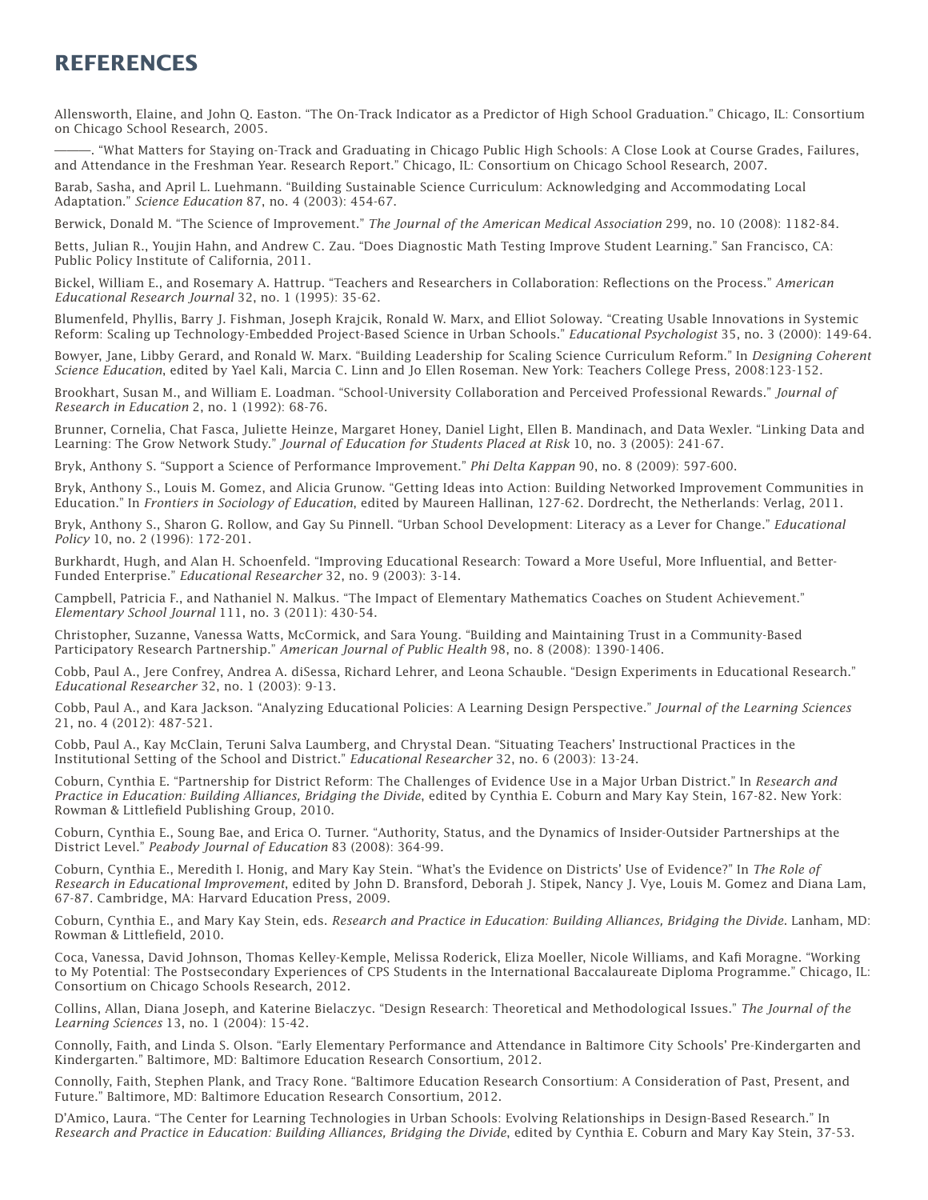# REFERENCES

Allensworth, Elaine, and John Q. Easton. "The On-Track Indicator as a Predictor of High School Graduation." Chicago, IL: Consortium on Chicago School Research, 2005.

———. "What Matters for Staying on-Track and Graduating in Chicago Public High Schools: A Close Look at Course Grades, Failures, and Attendance in the Freshman Year. Research Report." Chicago, IL: Consortium on Chicago School Research, 2007.

Barab, Sasha, and April L. Luehmann. "Building Sustainable Science Curriculum: Acknowledging and Accommodating Local Adaptation." *Science Education* 87, no. 4 (2003): 454-67.

Berwick, Donald M. "The Science of Improvement." *The Journal of the American Medical Association* 299, no. 10 (2008): 1182-84.

Betts, Julian R., Youjin Hahn, and Andrew C. Zau. "Does Diagnostic Math Testing Improve Student Learning." San Francisco, CA: Public Policy Institute of California, 2011.

Bickel, William E., and Rosemary A. Hattrup. "Teachers and Researchers in Collaboration: Reflections on the Process." *American Educational Research Journal* 32, no. 1 (1995): 35-62.

Blumenfeld, Phyllis, Barry J. Fishman, Joseph Krajcik, Ronald W. Marx, and Elliot Soloway. "Creating Usable Innovations in Systemic Reform: Scaling up Technology-Embedded Project-Based Science in Urban Schools." *Educational Psychologist* 35, no. 3 (2000): 149-64.

Bowyer, Jane, Libby Gerard, and Ronald W. Marx. "Building Leadership for Scaling Science Curriculum Reform." In *Designing Coherent Science Education*, edited by Yael Kali, Marcia C. Linn and Jo Ellen Roseman. New York: Teachers College Press, 2008:123-152.

Brookhart, Susan M., and William E. Loadman. "School-University Collaboration and Perceived Professional Rewards." *Journal of Research in Education* 2, no. 1 (1992): 68-76.

Brunner, Cornelia, Chat Fasca, Juliette Heinze, Margaret Honey, Daniel Light, Ellen B. Mandinach, and Data Wexler. "Linking Data and Learning: The Grow Network Study." *Journal of Education for Students Placed at Risk* 10, no. 3 (2005): 241-67.

Bryk, Anthony S. "Support a Science of Performance Improvement." *Phi Delta Kappan* 90, no. 8 (2009): 597-600.

Bryk, Anthony S., Louis M. Gomez, and Alicia Grunow. "Getting Ideas into Action: Building Networked Improvement Communities in Education." In *Frontiers in Sociology of Education*, edited by Maureen Hallinan, 127-62. Dordrecht, the Netherlands: Verlag, 2011.

Bryk, Anthony S., Sharon G. Rollow, and Gay Su Pinnell. "Urban School Development: Literacy as a Lever for Change." *Educational Policy* 10, no. 2 (1996): 172-201.

Burkhardt, Hugh, and Alan H. Schoenfeld. "Improving Educational Research: Toward a More Useful, More Influential, and Better-Funded Enterprise." *Educational Researcher* 32, no. 9 (2003): 3-14.

Campbell, Patricia F., and Nathaniel N. Malkus. "The Impact of Elementary Mathematics Coaches on Student Achievement." *Elementary School Journal* 111, no. 3 (2011): 430-54.

Christopher, Suzanne, Vanessa Watts, McCormick, and Sara Young. "Building and Maintaining Trust in a Community-Based Participatory Research Partnership." *American Journal of Public Health* 98, no. 8 (2008): 1390-1406.

Cobb, Paul A., Jere Confrey, Andrea A. diSessa, Richard Lehrer, and Leona Schauble. "Design Experiments in Educational Research." *Educational Researcher* 32, no. 1 (2003): 9-13.

Cobb, Paul A., and Kara Jackson. "Analyzing Educational Policies: A Learning Design Perspective." *Journal of the Learning Sciences* 21, no. 4 (2012): 487-521.

Cobb, Paul A., Kay McClain, Teruni Salva Laumberg, and Chrystal Dean. "Situating Teachers' Instructional Practices in the Institutional Setting of the School and District." *Educational Researcher* 32, no. 6 (2003): 13-24.

Coburn, Cynthia E. "Partnership for District Reform: The Challenges of Evidence Use in a Major Urban District." In *Research and Practice in Education: Building Alliances, Bridging the Divide*, edited by Cynthia E. Coburn and Mary Kay Stein, 167-82. New York: Rowman & Littlefield Publishing Group, 2010.

Coburn, Cynthia E., Soung Bae, and Erica O. Turner. "Authority, Status, and the Dynamics of Insider-Outsider Partnerships at the District Level." *Peabody Journal of Education* 83 (2008): 364-99.

Coburn, Cynthia E., Meredith I. Honig, and Mary Kay Stein. "What's the Evidence on Districts' Use of Evidence?" In *The Role of Research in Educational Improvement*, edited by John D. Bransford, Deborah J. Stipek, Nancy J. Vye, Louis M. Gomez and Diana Lam, 67-87. Cambridge, MA: Harvard Education Press, 2009.

Coburn, Cynthia E., and Mary Kay Stein, eds. *Research and Practice in Education: Building Alliances, Bridging the Divide*. Lanham, MD: Rowman & Littlefield, 2010.

Coca, Vanessa, David Johnson, Thomas Kelley-Kemple, Melissa Roderick, Eliza Moeller, Nicole Williams, and Kafi Moragne. "Working to My Potential: The Postsecondary Experiences of CPS Students in the International Baccalaureate Diploma Programme." Chicago, IL: Consortium on Chicago Schools Research, 2012.

Collins, Allan, Diana Joseph, and Katerine Bielaczyc. "Design Research: Theoretical and Methodological Issues." *The Journal of the Learning Sciences* 13, no. 1 (2004): 15-42.

Connolly, Faith, and Linda S. Olson. "Early Elementary Performance and Attendance in Baltimore City Schools' Pre-Kindergarten and Kindergarten." Baltimore, MD: Baltimore Education Research Consortium, 2012.

Connolly, Faith, Stephen Plank, and Tracy Rone. "Baltimore Education Research Consortium: A Consideration of Past, Present, and Future." Baltimore, MD: Baltimore Education Research Consortium, 2012.

D'Amico, Laura. "The Center for Learning Technologies in Urban Schools: Evolving Relationships in Design-Based Research." In *Research and Practice in Education: Building Alliances, Bridging the Divide*, edited by Cynthia E. Coburn and Mary Kay Stein, 37-53.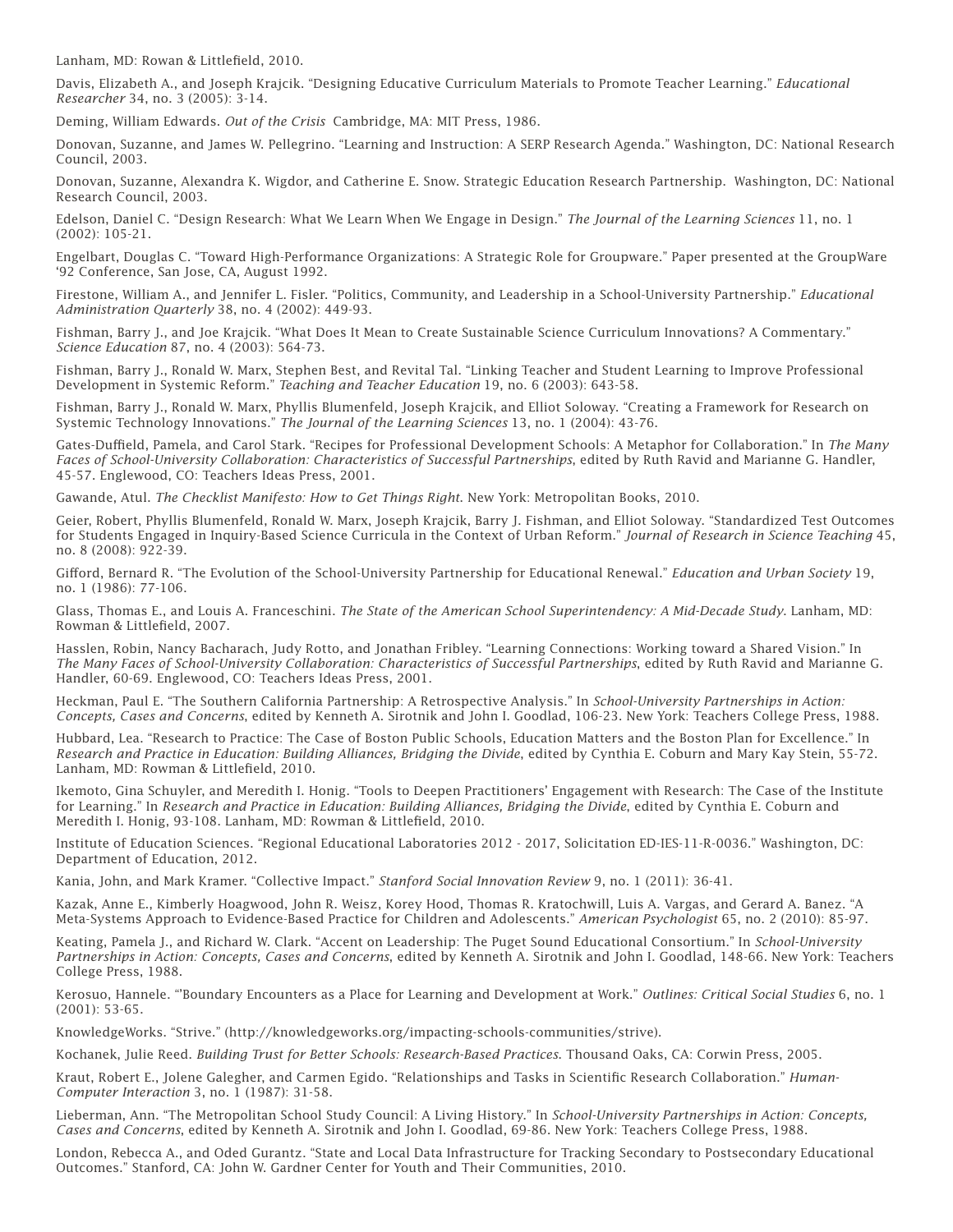Lanham, MD: Rowan & Littlefield, 2010.

Davis, Elizabeth A., and Joseph Krajcik. "Designing Educative Curriculum Materials to Promote Teacher Learning." *Educational Researcher* 34, no. 3 (2005): 3-14.

Deming, William Edwards. *Out of the Crisis* Cambridge, MA: MIT Press, 1986.

Donovan, Suzanne, and James W. Pellegrino. "Learning and Instruction: A SERP Research Agenda." Washington, DC: National Research Council, 2003.

Donovan, Suzanne, Alexandra K. Wigdor, and Catherine E. Snow. Strategic Education Research Partnership. Washington, DC: National Research Council, 2003.

Edelson, Daniel C. "Design Research: What We Learn When We Engage in Design." *The Journal of the Learning Sciences* 11, no. 1 (2002): 105-21.

Engelbart, Douglas C. "Toward High-Performance Organizations: A Strategic Role for Groupware." Paper presented at the GroupWare '92 Conference, San Jose, CA, August 1992.

Firestone, William A., and Jennifer L. Fisler. "Politics, Community, and Leadership in a School-University Partnership." *Educational Administration Quarterly* 38, no. 4 (2002): 449-93.

Fishman, Barry J., and Joe Krajcik. "What Does It Mean to Create Sustainable Science Curriculum Innovations? A Commentary." *Science Education* 87, no. 4 (2003): 564-73.

Fishman, Barry J., Ronald W. Marx, Stephen Best, and Revital Tal. "Linking Teacher and Student Learning to Improve Professional Development in Systemic Reform." *Teaching and Teacher Education* 19, no. 6 (2003): 643-58.

Fishman, Barry J., Ronald W. Marx, Phyllis Blumenfeld, Joseph Krajcik, and Elliot Soloway. "Creating a Framework for Research on Systemic Technology Innovations." *The Journal of the Learning Sciences* 13, no. 1 (2004): 43-76.

Gates-Duffield, Pamela, and Carol Stark. "Recipes for Professional Development Schools: A Metaphor for Collaboration." In *The Many Faces of School-University Collaboration: Characteristics of Successful Partnerships*, edited by Ruth Ravid and Marianne G. Handler, 45-57. Englewood, CO: Teachers Ideas Press, 2001.

Gawande, Atul. *The Checklist Manifesto: How to Get Things Right.* New York: Metropolitan Books, 2010.

Geier, Robert, Phyllis Blumenfeld, Ronald W. Marx, Joseph Krajcik, Barry J. Fishman, and Elliot Soloway. "Standardized Test Outcomes for Students Engaged in Inquiry-Based Science Curricula in the Context of Urban Reform." *Journal of Research in Science Teaching* 45, no. 8 (2008): 922-39.

Gifford, Bernard R. "The Evolution of the School-University Partnership for Educational Renewal." *Education and Urban Society* 19, no. 1 (1986): 77-106.

Glass, Thomas E., and Louis A. Franceschini. *The State of the American School Superintendency: A Mid-Decade Study*. Lanham, MD: Rowman & Littlefield, 2007.

Hasslen, Robin, Nancy Bacharach, Judy Rotto, and Jonathan Fribley. "Learning Connections: Working toward a Shared Vision." In *The Many Faces of School-University Collaboration: Characteristics of Successful Partnerships*, edited by Ruth Ravid and Marianne G. Handler, 60-69. Englewood, CO: Teachers Ideas Press, 2001.

Heckman, Paul E. "The Southern California Partnership: A Retrospective Analysis." In *School-University Partnerships in Action: Concepts, Cases and Concerns*, edited by Kenneth A. Sirotnik and John I. Goodlad, 106-23. New York: Teachers College Press, 1988.

Hubbard, Lea. "Research to Practice: The Case of Boston Public Schools, Education Matters and the Boston Plan for Excellence." In *Research and Practice in Education: Building Alliances, Bridging the Divide*, edited by Cynthia E. Coburn and Mary Kay Stein, 55-72. Lanham, MD: Rowman & Littlefield, 2010.

Ikemoto, Gina Schuyler, and Meredith I. Honig. "Tools to Deepen Practitioners' Engagement with Research: The Case of the Institute for Learning." In *Research and Practice in Education: Building Alliances, Bridging the Divide*, edited by Cynthia E. Coburn and Meredith I. Honig, 93-108. Lanham, MD: Rowman & Littlefield, 2010.

Institute of Education Sciences. "Regional Educational Laboratories 2012 - 2017, Solicitation ED-IES-11-R-0036." Washington, DC: Department of Education, 2012.

Kania, John, and Mark Kramer. "Collective Impact." *Stanford Social Innovation Review* 9, no. 1 (2011): 36-41.

Kazak, Anne E., Kimberly Hoagwood, John R. Weisz, Korey Hood, Thomas R. Kratochwill, Luis A. Vargas, and Gerard A. Banez. "A Meta-Systems Approach to Evidence-Based Practice for Children and Adolescents." *American Psychologist* 65, no. 2 (2010): 85-97.

Keating, Pamela J., and Richard W. Clark. "Accent on Leadership: The Puget Sound Educational Consortium." In *School-University Partnerships in Action: Concepts, Cases and Concerns*, edited by Kenneth A. Sirotnik and John I. Goodlad, 148-66. New York: Teachers College Press, 1988.

Kerosuo, Hannele. "'Boundary Encounters as a Place for Learning and Development at Work." *Outlines: Critical Social Studies* 6, no. 1 (2001): 53-65.

KnowledgeWorks. "Strive." (http://knowledgeworks.org/impacting-schools-communities/strive).

Kochanek, Julie Reed. *Building Trust for Better Schools: Research-Based Practices.* Thousand Oaks, CA: Corwin Press, 2005.

Kraut, Robert E., Jolene Galegher, and Carmen Egido. "Relationships and Tasks in Scientific Research Collaboration." *Human-Computer Interaction* 3, no. 1 (1987): 31-58.

Lieberman, Ann. "The Metropolitan School Study Council: A Living History." In *School-University Partnerships in Action: Concepts, Cases and Concerns*, edited by Kenneth A. Sirotnik and John I. Goodlad, 69-86. New York: Teachers College Press, 1988.

London, Rebecca A., and Oded Gurantz. "State and Local Data Infrastructure for Tracking Secondary to Postsecondary Educational Outcomes." Stanford, CA: John W. Gardner Center for Youth and Their Communities, 2010.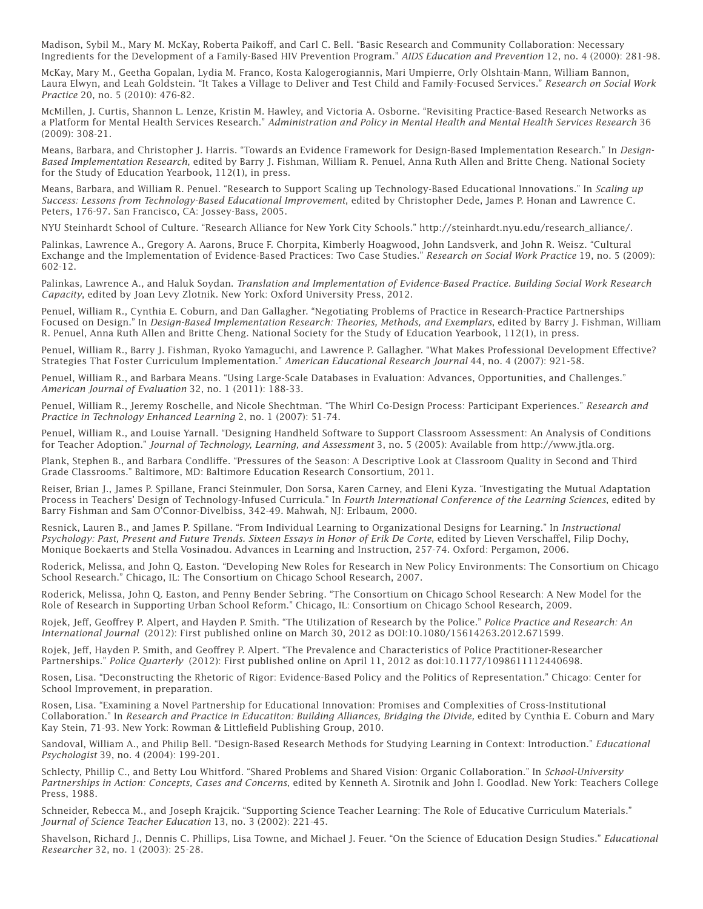Madison, Sybil M., Mary M. McKay, Roberta Paikoff, and Carl C. Bell. "Basic Research and Community Collaboration: Necessary Ingredients for the Development of a Family-Based HIV Prevention Program." *AIDS Education and Prevention* 12, no. 4 (2000): 281-98.

McKay, Mary M., Geetha Gopalan, Lydia M. Franco, Kosta Kalogerogiannis, Mari Umpierre, Orly Olshtain-Mann, William Bannon, Laura Elwyn, and Leah Goldstein. "It Takes a Village to Deliver and Test Child and Family-Focused Services." *Research on Social Work Practice* 20, no. 5 (2010): 476-82.

McMillen, J. Curtis, Shannon L. Lenze, Kristin M. Hawley, and Victoria A. Osborne. "Revisiting Practice-Based Research Networks as a Platform for Mental Health Services Research." *Administration and Policy in Mental Health and Mental Health Services Research* 36 (2009): 308-21.

Means, Barbara, and Christopher J. Harris. "Towards an Evidence Framework for Design-Based Implementation Research." In *Design-Based Implementation Research*, edited by Barry J. Fishman, William R. Penuel, Anna Ruth Allen and Britte Cheng. National Society for the Study of Education Yearbook, 112(1), in press.

Means, Barbara, and William R. Penuel. "Research to Support Scaling up Technology-Based Educational Innovations." In *Scaling up Success: Lessons from Technology-Based Educational Improvement*, edited by Christopher Dede, James P. Honan and Lawrence C. Peters, 176-97. San Francisco, CA: Jossey-Bass, 2005.

NYU Steinhardt School of Culture. "Research Alliance for New York City Schools." http://steinhardt.nyu.edu/research_alliance/.

Palinkas, Lawrence A., Gregory A. Aarons, Bruce F. Chorpita, Kimberly Hoagwood, John Landsverk, and John R. Weisz. "Cultural Exchange and the Implementation of Evidence-Based Practices: Two Case Studies." *Research on Social Work Practice* 19, no. 5 (2009): 602-12.

Palinkas, Lawrence A., and Haluk Soydan. *Translation and Implementation of Evidence-Based Practice. Building Social Work Research Capacity*, edited by Joan Levy Zlotnik. New York: Oxford University Press, 2012.

Penuel, William R., Cynthia E. Coburn, and Dan Gallagher. "Negotiating Problems of Practice in Research-Practice Partnerships Focused on Design." In *Design-Based Implementation Research: Theories, Methods, and Exemplars*, edited by Barry J. Fishman, William R. Penuel, Anna Ruth Allen and Britte Cheng. National Society for the Study of Education Yearbook, 112(1), in press.

Penuel, William R., Barry J. Fishman, Ryoko Yamaguchi, and Lawrence P. Gallagher. "What Makes Professional Development Effective? Strategies That Foster Curriculum Implementation." *American Educational Research Journal* 44, no. 4 (2007): 921-58.

Penuel, William R., and Barbara Means. "Using Large-Scale Databases in Evaluation: Advances, Opportunities, and Challenges." *American Journal of Evaluation* 32, no. 1 (2011): 188-33.

Penuel, William R., Jeremy Roschelle, and Nicole Shechtman. "The Whirl Co-Design Process: Participant Experiences." *Research and Practice in Technology Enhanced Learning* 2, no. 1 (2007): 51-74.

Penuel, William R., and Louise Yarnall. "Designing Handheld Software to Support Classroom Assessment: An Analysis of Conditions for Teacher Adoption." *Journal of Technology, Learning, and Assessment* 3, no. 5 (2005): Available from http://www.jtla.org.

Plank, Stephen B., and Barbara Condliffe. "Pressures of the Season: A Descriptive Look at Classroom Quality in Second and Third Grade Classrooms." Baltimore, MD: Baltimore Education Research Consortium, 2011.

Reiser, Brian J., James P. Spillane, Franci Steinmuler, Don Sorsa, Karen Carney, and Eleni Kyza. "Investigating the Mutual Adaptation Process in Teachers' Design of Technology-Infused Curricula." In *Fourth International Conference of the Learning Sciences*, edited by Barry Fishman and Sam O'Connor-Divelbiss, 342-49. Mahwah, NJ: Erlbaum, 2000.

Resnick, Lauren B., and James P. Spillane. "From Individual Learning to Organizational Designs for Learning." In *Instructional Psychology: Past, Present and Future Trends. Sixteen Essays in Honor of Erik De Corte*, edited by Lieven Verschaffel, Filip Dochy, Monique Boekaerts and Stella Vosinadou. Advances in Learning and Instruction, 257-74. Oxford: Pergamon, 2006.

Roderick, Melissa, and John Q. Easton. "Developing New Roles for Research in New Policy Environments: The Consortium on Chicago School Research." Chicago, IL: The Consortium on Chicago School Research, 2007.

Roderick, Melissa, John Q. Easton, and Penny Bender Sebring. "The Consortium on Chicago School Research: A New Model for the Role of Research in Supporting Urban School Reform." Chicago, IL: Consortium on Chicago School Research, 2009.

Rojek, Jeff, Geoffrey P. Alpert, and Hayden P. Smith. "The Utilization of Research by the Police." *Police Practice and Research: An International Journal* (2012): First published online on March 30, 2012 as DOI:10.1080/15614263.2012.671599.

Rojek, Jeff, Hayden P. Smith, and Geoffrey P. Alpert. "The Prevalence and Characteristics of Police Practitioner-Researcher Partnerships." *Police Quarterly* (2012): First published online on April 11, 2012 as doi:10.1177/1098611112440698.

Rosen, Lisa. "Deconstructing the Rhetoric of Rigor: Evidence-Based Policy and the Politics of Representation." Chicago: Center for School Improvement, in preparation.

Rosen, Lisa. "Examining a Novel Partnership for Educational Innovation: Promises and Complexities of Cross-Institutional Collaboration." In *Research and Practice in Educatiton: Building Alliances, Bridging the Divide,* edited by Cynthia E. Coburn and Mary Kay Stein, 71-93. New York: Rowman & Littlefield Publishing Group, 2010.

Sandoval, William A., and Philip Bell. "Design-Based Research Methods for Studying Learning in Context: Introduction." *Educational Psychologist* 39, no. 4 (2004): 199-201.

Schlecty, Phillip C., and Betty Lou Whitford. "Shared Problems and Shared Vision: Organic Collaboration." In *School-University Partnerships in Action: Concepts, Cases and Concerns*, edited by Kenneth A. Sirotnik and John I. Goodlad. New York: Teachers College Press, 1988.

Schneider, Rebecca M., and Joseph Krajcik. "Supporting Science Teacher Learning: The Role of Educative Curriculum Materials." *Journal of Science Teacher Education* 13, no. 3 (2002): 221-45.

Shavelson, Richard J., Dennis C. Phillips, Lisa Towne, and Michael J. Feuer. "On the Science of Education Design Studies." *Educational Researcher* 32, no. 1 (2003): 25-28.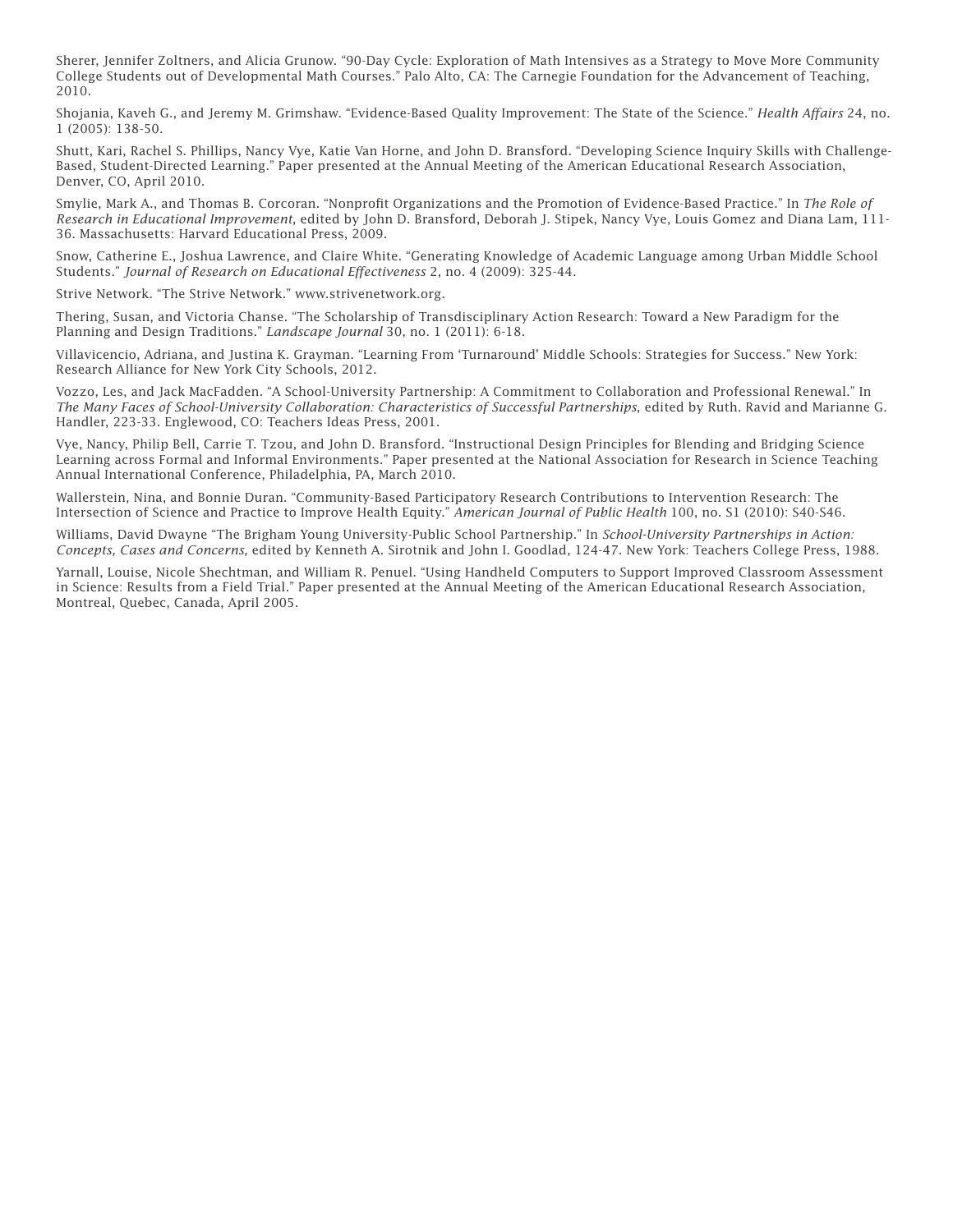Sherer, Jennifer Zoltners, and Alicia Grunow. "90-Day Cycle: Exploration of Math Intensives as a Strategy to Move More Community College Students out of Developmental Math Courses." Palo Alto, CA: The Carnegie Foundation for the Advancement of Teaching, 2010.

Shojania, Kaveh G., and Jeremy M. Grimshaw. "Evidence-Based Quality Improvement: The State of the Science." *Health Affairs* 24, no. 1 (2005): 138-50.

Shutt, Kari, Rachel S. Phillips, Nancy Vye, Katie Van Horne, and John D. Bransford. "Developing Science Inquiry Skills with Challenge-Based, Student-Directed Learning." Paper presented at the Annual Meeting of the American Educational Research Association, Denver, CO, April 2010.

Smylie, Mark A., and Thomas B. Corcoran. "Nonprofit Organizations and the Promotion of Evidence-Based Practice." In *The Role of Research in Educational Improvement*, edited by John D. Bransford, Deborah J. Stipek, Nancy Vye, Louis Gomez and Diana Lam, 111-36. Massachusetts: Harvard Educational Press, 2009.

Snow, Catherine E., Joshua Lawrence, and Claire White. "Generating Knowledge of Academic Language among Urban Middle School Students." *Journal of Research on Educational Effectiveness* 2, no. 4 (2009): 325-44.

Strive Network. "The Strive Network." www.strivenetwork.org.

Thering, Susan, and Victoria Chanse. "The Scholarship of Transdisciplinary Action Research: Toward a New Paradigm for the Planning and Design Traditions." *Landscape Journal* 30, no. 1 (2011): 6-18.

Villavicencio, Adriana, and Justina K. Grayman. "Learning From 'Turnaround' Middle Schools: Strategies for Success." New York: Research Alliance for New York City Schools, 2012.

Vozzo, Les, and Jack MacFadden. "A School-University Partnership: A Commitment to Collaboration and Professional Renewal." In *The Many Faces of School-University Collaboration: Characteristics of Successful Partnerships*, edited by Ruth. Ravid and Marianne G. Handler, 223-33. Englewood, CO: Teachers Ideas Press, 2001.

Vye, Nancy, Philip Bell, Carrie T. Tzou, and John D. Bransford. "Instructional Design Principles for Blending and Bridging Science Learning across Formal and Informal Environments." Paper presented at the National Association for Research in Science Teaching Annual International Conference, Philadelphia, PA, March 2010.

Wallerstein, Nina, and Bonnie Duran. "Community-Based Participatory Research Contributions to Intervention Research: The Intersection of Science and Practice to Improve Health Equity." *American Journal of Public Health* 100, no. S1 (2010): S40-S46.

Williams, David Dwayne "The Brigham Young University-Public School Partnership." In *School-University Partnerships in Action: Concepts, Cases and Concerns,* edited by Kenneth A. Sirotnik and John I. Goodlad, 124-47. New York: Teachers College Press, 1988.

Yarnall, Louise, Nicole Shechtman, and William R. Penuel. "Using Handheld Computers to Support Improved Classroom Assessment in Science: Results from a Field Trial." Paper presented at the Annual Meeting of the American Educational Research Association, Montreal, Quebec, Canada, April 2005.